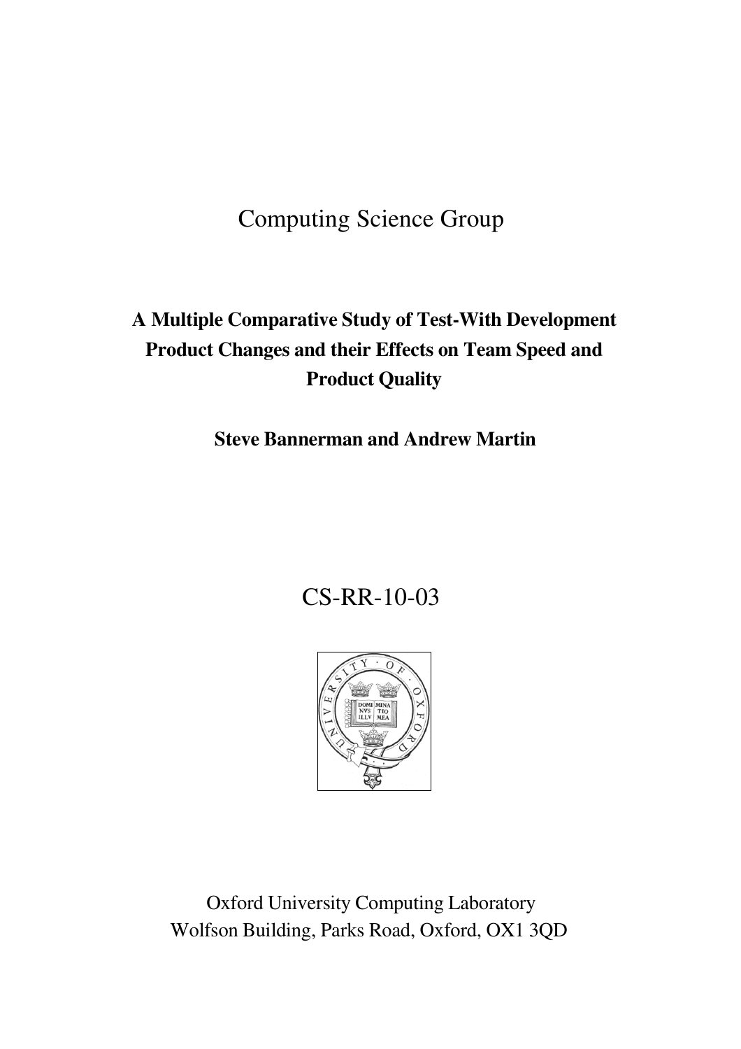Computing Science Group

# A Multiple Comparative Study of Test-With Development Product Changes and their Effects on Team Speed and Product Quality

**Steve Bannerman and Andrew Martin**

CS-RR-10-03

Oxford University Computing Laboratory
Wolfson Building, Parks Road, Oxford, OX1 3QD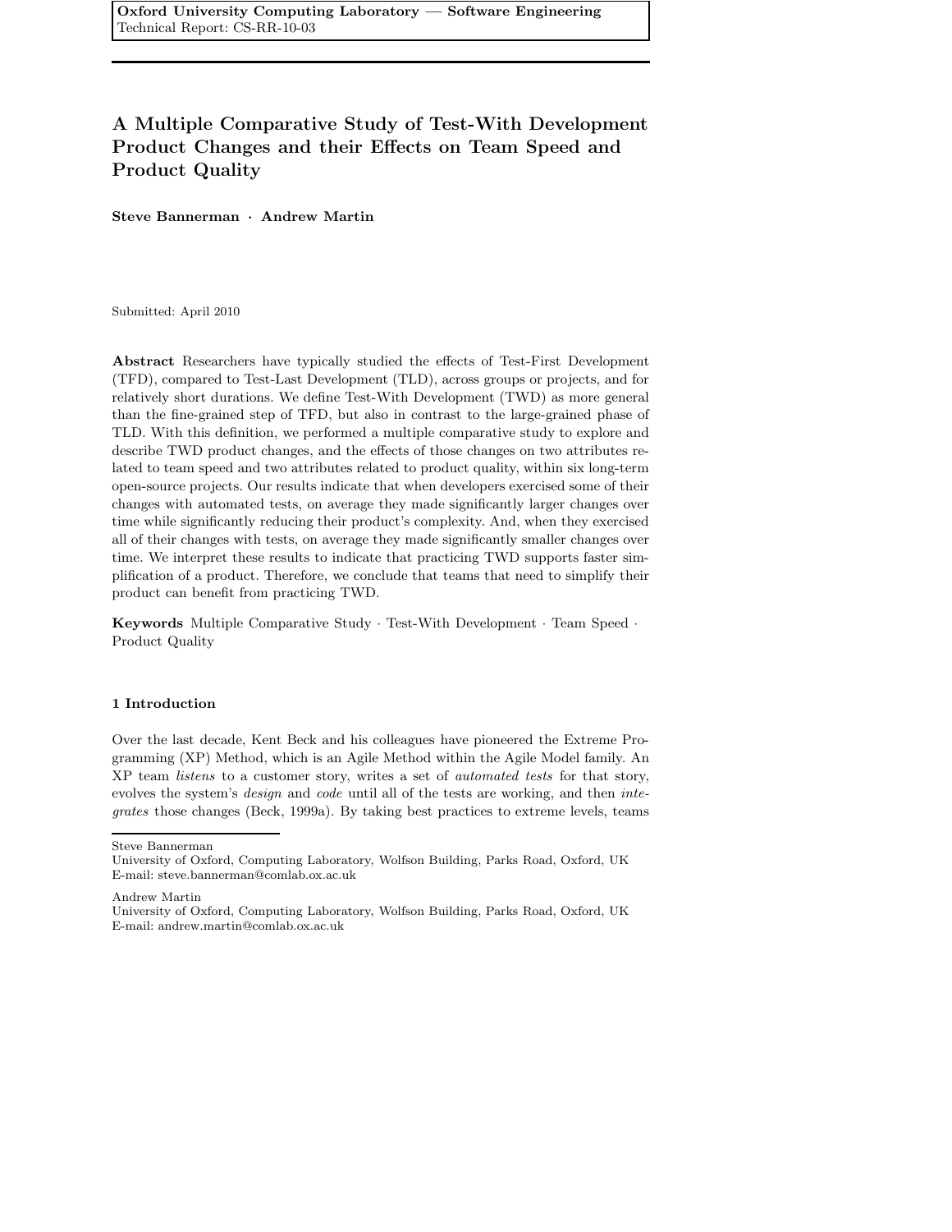Oxford University Computing Laboratory — Software Engineering
Technical Report: CS-RR-10-03

# A Multiple Comparative Study of Test-With Development Product Changes and their Effects on Team Speed and Product Quality

**Steve Bannerman · Andrew Martin**

Submitted: April 2010

**Abstract** Researchers have typically studied the effects of Test-First Development (TFD), compared to Test-Last Development (TLD), across groups or projects, and for relatively short durations. We define Test-With Development (TWD) as more general than the fine-grained step of TFD, but also in contrast to the large-grained phase of TLD. With this definition, we performed a multiple comparative study to explore and describe TWD product changes, and the effects of those changes on two attributes related to team speed and two attributes related to product quality, within six long-term open-source projects. Our results indicate that when developers exercised some of their changes with automated tests, on average they made significantly larger changes over time while significantly reducing their product's complexity. And, when they exercised all of their changes with tests, on average they made significantly smaller changes over time. We interpret these results to indicate that practicing TWD supports faster simplification of a product. Therefore, we conclude that teams that need to simplify their product can benefit from practicing TWD.

**Keywords** Multiple Comparative Study · Test-With Development · Team Speed · Product Quality

## 1 Introduction

Over the last decade, Kent Beck and his colleagues have pioneered the Extreme Programming (XP) Method, which is an Agile Method within the Agile Model family. An XP team *listens* to a customer story, writes a set of *automated tests* for that story, evolves the system's *design* and *code* until all of the tests are working, and then *integrates* those changes (Beck, 1999a). By taking best practices to extreme levels, teams

Steve Bannerman
University of Oxford, Computing Laboratory, Wolfson Building, Parks Road, Oxford, UK
E-mail: steve.bannerman@comlab.ox.ac.uk

Andrew Martin
University of Oxford, Computing Laboratory, Wolfson Building, Parks Road, Oxford, UK
E-mail: andrew.martin@comlab.ox.ac.uk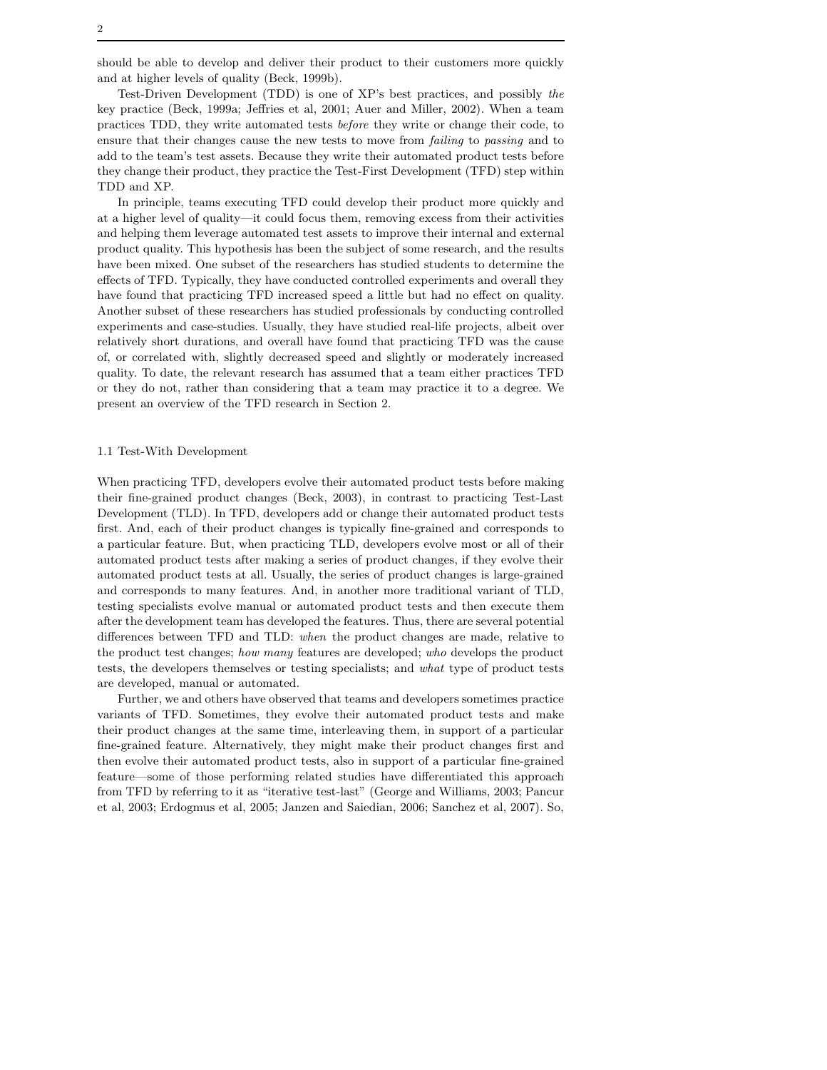should be able to develop and deliver their product to their customers more quickly and at higher levels of quality (Beck, 1999b).

Test-Driven Development (TDD) is one of XP's best practices, and possibly *the* key practice (Beck, 1999a; Jeffries et al, 2001; Auer and Miller, 2002). When a team practices TDD, they write automated tests *before* they write or change their code, to ensure that their changes cause the new tests to move from *failing* to *passing* and to add to the team's test assets. Because they write their automated product tests before they change their product, they practice the Test-First Development (TFD) step within TDD and XP.

In principle, teams executing TFD could develop their product more quickly and at a higher level of quality—it could focus them, removing excess from their activities and helping them leverage automated test assets to improve their internal and external product quality. This hypothesis has been the subject of some research, and the results have been mixed. One subset of the researchers has studied students to determine the effects of TFD. Typically, they have conducted controlled experiments and overall they have found that practicing TFD increased speed a little but had no effect on quality. Another subset of these researchers has studied professionals by conducting controlled experiments and case-studies. Usually, they have studied real-life projects, albeit over relatively short durations, and overall have found that practicing TFD was the cause of, or correlated with, slightly decreased speed and slightly or moderately increased quality. To date, the relevant research has assumed that a team either practices TFD or they do not, rather than considering that a team may practice it to a degree. We present an overview of the TFD research in Section 2.

### 1.1 Test-With Development

When practicing TFD, developers evolve their automated product tests before making their fine-grained product changes (Beck, 2003), in contrast to practicing Test-Last Development (TLD). In TFD, developers add or change their automated product tests first. And, each of their product changes is typically fine-grained and corresponds to a particular feature. But, when practicing TLD, developers evolve most or all of their automated product tests after making a series of product changes, if they evolve their automated product tests at all. Usually, the series of product changes is large-grained and corresponds to many features. And, in another more traditional variant of TLD, testing specialists evolve manual or automated product tests and then execute them after the development team has developed the features. Thus, there are several potential differences between TFD and TLD: *when* the product changes are made, relative to the product test changes; *how many* features are developed; *who* develops the product tests, the developers themselves or testing specialists; and *what* type of product tests are developed, manual or automated.

Further, we and others have observed that teams and developers sometimes practice variants of TFD. Sometimes, they evolve their automated product tests and make their product changes at the same time, interleaving them, in support of a particular fine-grained feature. Alternatively, they might make their product changes first and then evolve their automated product tests, also in support of a particular fine-grained feature—some of those performing related studies have differentiated this approach from TFD by referring to it as "iterative test-last" (George and Williams, 2003; Pancur et al, 2003; Erdogmus et al, 2005; Janzen and Saiedian, 2006; Sanchez et al, 2007). So,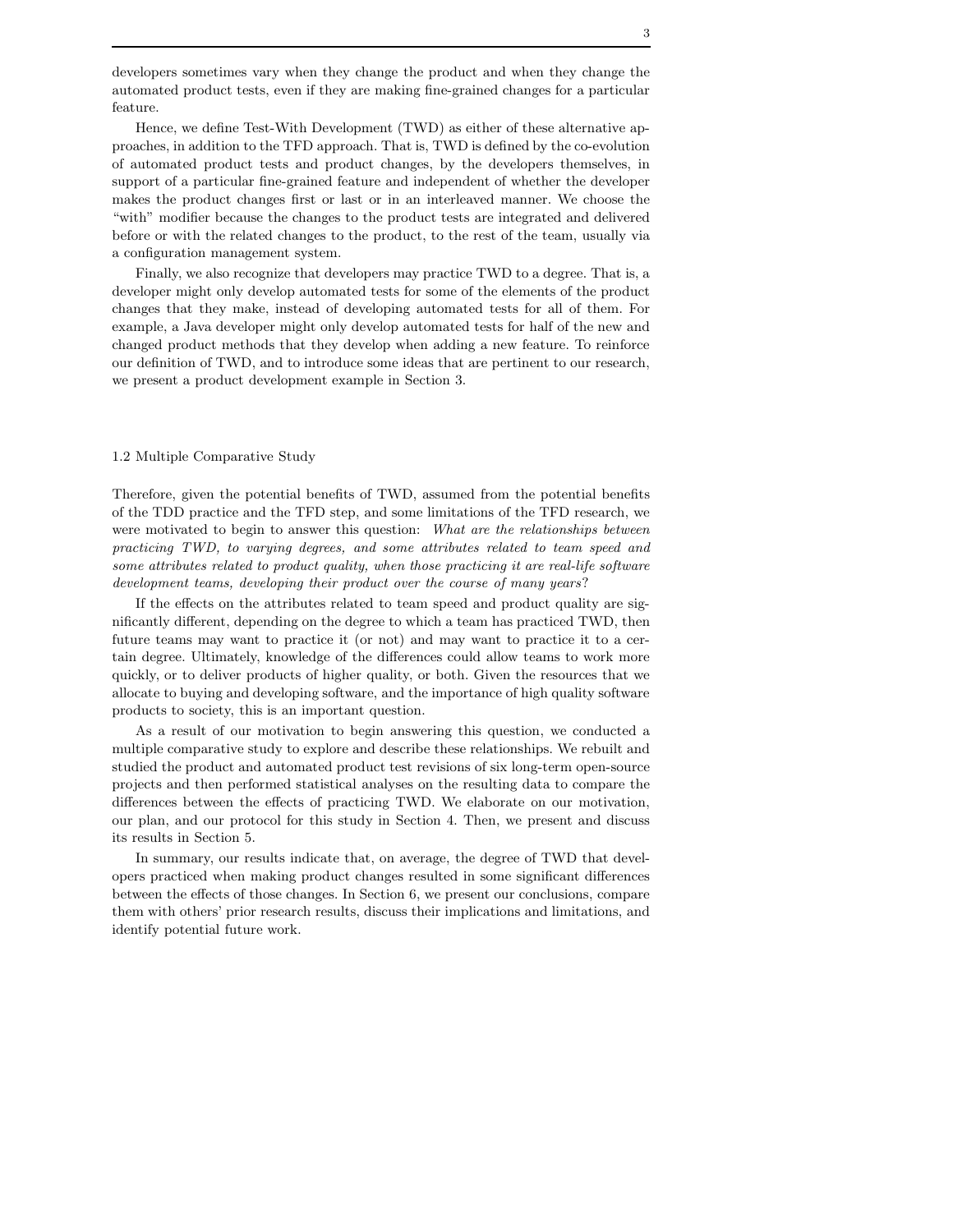developers sometimes vary when they change the product and when they change the automated product tests, even if they are making fine-grained changes for a particular feature.

Hence, we define Test-With Development (TWD) as either of these alternative approaches, in addition to the TFD approach. That is, TWD is defined by the co-evolution of automated product tests and product changes, by the developers themselves, in support of a particular fine-grained feature and independent of whether the developer makes the product changes first or last or in an interleaved manner. We choose the "with" modifier because the changes to the product tests are integrated and delivered before or with the related changes to the product, to the rest of the team, usually via a configuration management system.

Finally, we also recognize that developers may practice TWD to a degree. That is, a developer might only develop automated tests for some of the elements of the product changes that they make, instead of developing automated tests for all of them. For example, a Java developer might only develop automated tests for half of the new and changed product methods that they develop when adding a new feature. To reinforce our definition of TWD, and to introduce some ideas that are pertinent to our research, we present a product development example in Section 3.

### 1.2 Multiple Comparative Study

Therefore, given the potential benefits of TWD, assumed from the potential benefits of the TDD practice and the TFD step, and some limitations of the TFD research, we were motivated to begin to answer this question: *What are the relationships between practicing TWD, to varying degrees, and some attributes related to team speed and some attributes related to product quality, when those practicing it are real-life software development teams, developing their product over the course of many years*?

If the effects on the attributes related to team speed and product quality are significantly different, depending on the degree to which a team has practiced TWD, then future teams may want to practice it (or not) and may want to practice it to a certain degree. Ultimately, knowledge of the differences could allow teams to work more quickly, or to deliver products of higher quality, or both. Given the resources that we allocate to buying and developing software, and the importance of high quality software products to society, this is an important question.

As a result of our motivation to begin answering this question, we conducted a multiple comparative study to explore and describe these relationships. We rebuilt and studied the product and automated product test revisions of six long-term open-source projects and then performed statistical analyses on the resulting data to compare the differences between the effects of practicing TWD. We elaborate on our motivation, our plan, and our protocol for this study in Section 4. Then, we present and discuss its results in Section 5.

In summary, our results indicate that, on average, the degree of TWD that developers practiced when making product changes resulted in some significant differences between the effects of those changes. In Section 6, we present our conclusions, compare them with others' prior research results, discuss their implications and limitations, and identify potential future work.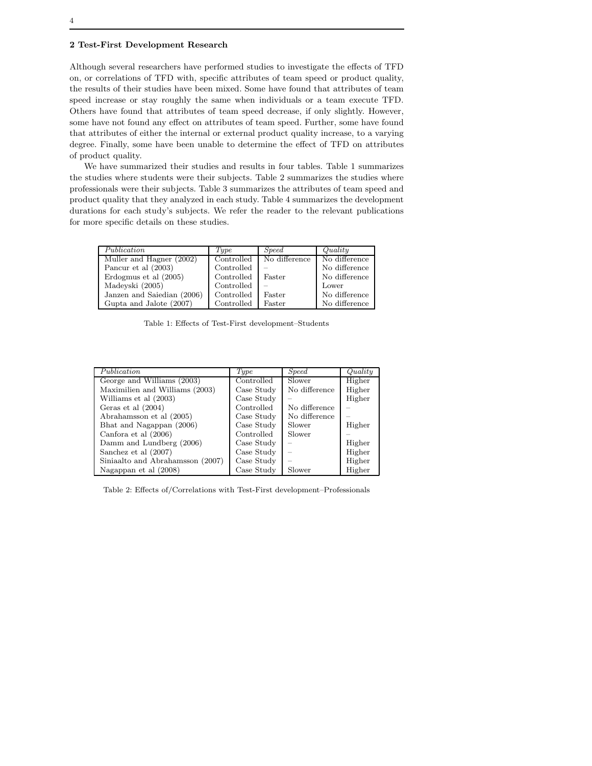## 2 Test-First Development Research

Although several researchers have performed studies to investigate the effects of TFD on, or correlations of TFD with, specific attributes of team speed or product quality, the results of their studies have been mixed. Some have found that attributes of team speed increase or stay roughly the same when individuals or a team execute TFD. Others have found that attributes of team speed decrease, if only slightly. However, some have not found any effect on attributes of team speed. Further, some have found that attributes of either the internal or external product quality increase, to a varying degree. Finally, some have been unable to determine the effect of TFD on attributes of product quality.

We have summarized their studies and results in four tables. Table 1 summarizes the studies where students were their subjects. Table 2 summarizes the studies where professionals were their subjects. Table 3 summarizes the attributes of team speed and product quality that they analyzed in each study. Table 4 summarizes the development durations for each study's subjects. We refer the reader to the relevant publications for more specific details on these studies.

| *Publication* | *Type* | *Speed* | *Quality* |
|---|---|---|---|
| Muller and Hagner (2002) | Controlled | No difference | No difference |
| Pancur et al (2003) | Controlled | – | No difference |
| Erdogmus et al (2005) | Controlled | Faster | No difference |
| Madeyski (2005) | Controlled | – | Lower |
| Janzen and Saiedian (2006) | Controlled | Faster | No difference |
| Gupta and Jalote (2007) | Controlled | Faster | No difference |

Table 1: Effects of Test-First development–Students

| *Publication* | *Type* | *Speed* | *Quality* |
|---|---|---|---|
| George and Williams (2003) | Controlled | Slower | Higher |
| Maximilien and Williams (2003) | Case Study | No difference | Higher |
| Williams et al (2003) | Case Study | – | Higher |
| Geras et al (2004) | Controlled | No difference | – |
| Abrahamsson et al (2005) | Case Study | No difference | – |
| Bhat and Nagappan (2006) | Case Study | Slower | Higher |
| Canfora et al (2006) | Controlled | Slower | – |
| Damm and Lundberg (2006) | Case Study | – | Higher |
| Sanchez et al (2007) | Case Study | – | Higher |
| Siniaalto and Abrahamsson (2007) | Case Study | – | Higher |
| Nagappan et al (2008) | Case Study | Slower | Higher |

Table 2: Effects of/Correlations with Test-First development–Professionals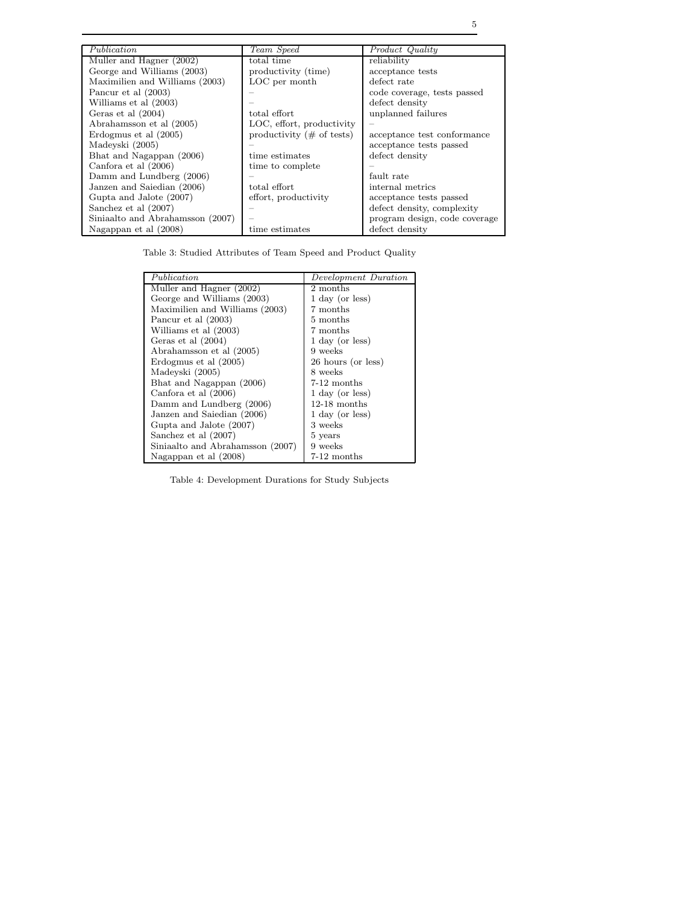| *Publication* | *Team Speed* | *Product Quality* |
|---|---|---|
| Muller and Hagner (2002) | total time | reliability |
| George and Williams (2003) | productivity (time) | acceptance tests |
| Maximilien and Williams (2003) | LOC per month | defect rate |
| Pancur et al (2003) | – | code coverage, tests passed |
| Williams et al (2003) | – | defect density |
| Geras et al (2004) | total effort | unplanned failures |
| Abrahamsson et al (2005) | LOC, effort, productivity | – |
| Erdogmus et al (2005) | productivity (# of tests) | acceptance test conformance |
| Madeyski (2005) | – | acceptance tests passed |
| Bhat and Nagappan (2006) | time estimates | defect density |
| Canfora et al (2006) | time to complete | – |
| Damm and Lundberg (2006) | – | fault rate |
| Janzen and Saiedian (2006) | total effort | internal metrics |
| Gupta and Jalote (2007) | effort, productivity | acceptance tests passed |
| Sanchez et al (2007) | – | defect density, complexity |
| Siniaalto and Abrahamsson (2007) | – | program design, code coverage |
| Nagappan et al (2008) | time estimates | defect density |

Table 3: Studied Attributes of Team Speed and Product Quality

| *Publication* | *Development Duration* |
|---|---|
| Muller and Hagner (2002) | 2 months |
| George and Williams (2003) | 1 day (or less) |
| Maximilien and Williams (2003) | 7 months |
| Pancur et al (2003) | 5 months |
| Williams et al (2003) | 7 months |
| Geras et al (2004) | 1 day (or less) |
| Abrahamsson et al (2005) | 9 weeks |
| Erdogmus et al (2005) | 26 hours (or less) |
| Madeyski (2005) | 8 weeks |
| Bhat and Nagappan (2006) | 7-12 months |
| Canfora et al (2006) | 1 day (or less) |
| Damm and Lundberg (2006) | 12-18 months |
| Janzen and Saiedian (2006) | 1 day (or less) |
| Gupta and Jalote (2007) | 3 weeks |
| Sanchez et al (2007) | 5 years |
| Siniaalto and Abrahamsson (2007) | 9 weeks |
| Nagappan et al (2008) | 7-12 months |

Table 4: Development Durations for Study Subjects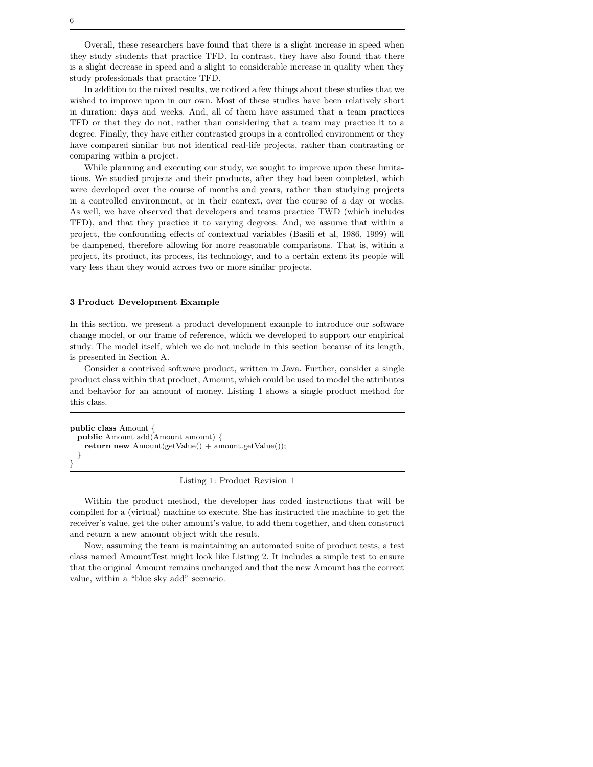Overall, these researchers have found that there is a slight increase in speed when they study students that practice TFD. In contrast, they have also found that there is a slight decrease in speed and a slight to considerable increase in quality when they study professionals that practice TFD.

In addition to the mixed results, we noticed a few things about these studies that we wished to improve upon in our own. Most of these studies have been relatively short in duration: days and weeks. And, all of them have assumed that a team practices TFD or that they do not, rather than considering that a team may practice it to a degree. Finally, they have either contrasted groups in a controlled environment or they have compared similar but not identical real-life projects, rather than contrasting or comparing within a project.

While planning and executing our study, we sought to improve upon these limitations. We studied projects and their products, after they had been completed, which were developed over the course of months and years, rather than studying projects in a controlled environment, or in their context, over the course of a day or weeks. As well, we have observed that developers and teams practice TWD (which includes TFD), and that they practice it to varying degrees. And, we assume that within a project, the confounding effects of contextual variables (Basili et al, 1986, 1999) will be dampened, therefore allowing for more reasonable comparisons. That is, within a project, its product, its process, its technology, and to a certain extent its people will vary less than they would across two or more similar projects.

## 3 Product Development Example

In this section, we present a product development example to introduce our software change model, or our frame of reference, which we developed to support our empirical study. The model itself, which we do not include in this section because of its length, is presented in Section A.

Consider a contrived software product, written in Java. Further, consider a single product class within that product, Amount, which could be used to model the attributes and behavior for an amount of money. Listing 1 shows a single product method for this class.

```java
public class Amount {
  public Amount add(Amount amount) {
    return new Amount(getValue() + amount.getValue());
  }
}
```

Listing 1: Product Revision 1

Within the product method, the developer has coded instructions that will be compiled for a (virtual) machine to execute. She has instructed the machine to get the receiver's value, get the other amount's value, to add them together, and then construct and return a new amount object with the result.

Now, assuming the team is maintaining an automated suite of product tests, a test class named AmountTest might look like Listing 2. It includes a simple test to ensure that the original Amount remains unchanged and that the new Amount has the correct value, within a "blue sky add" scenario.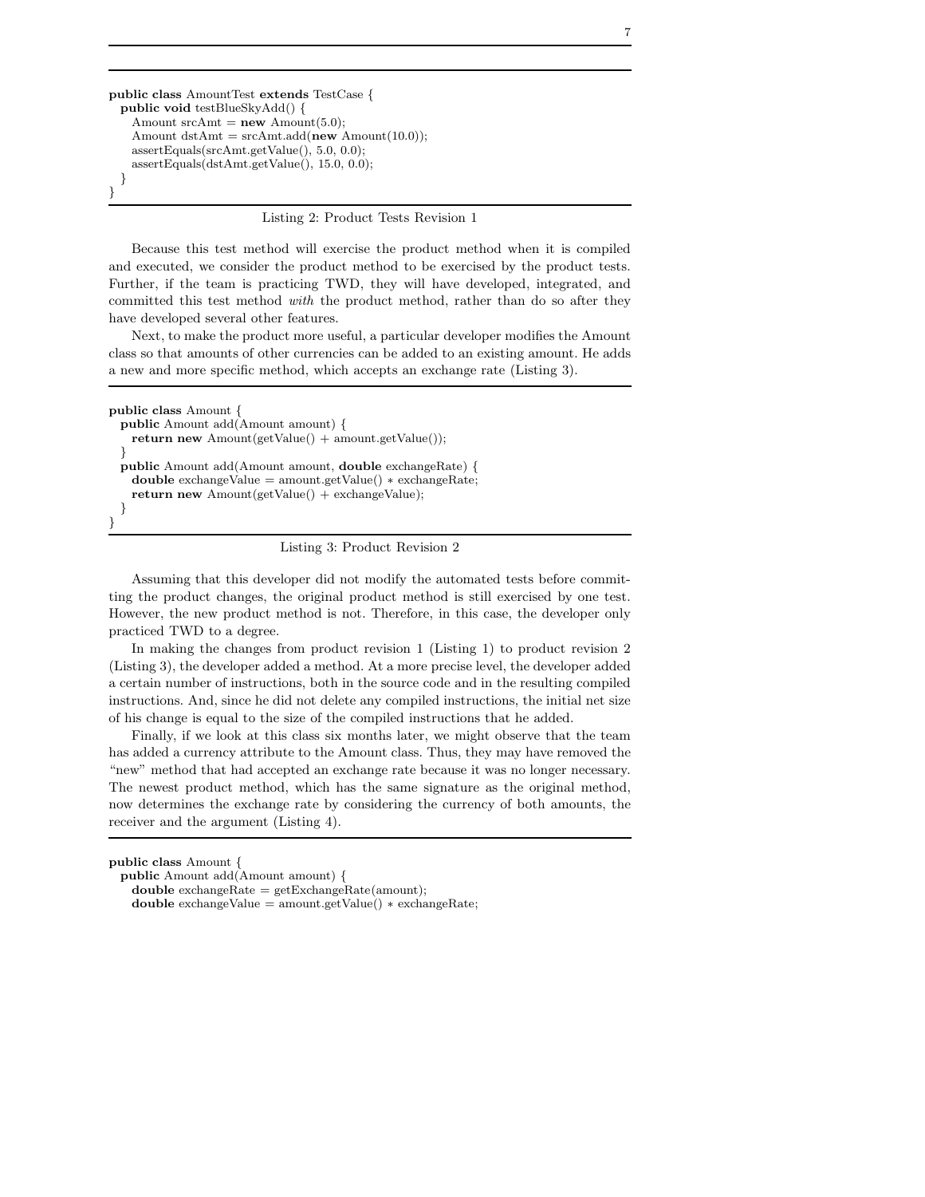```
public class AmountTest extends TestCase {
  public void testBlueSkyAdd() {
    Amount srcAmt = new Amount(5.0);
    Amount dstAmt = srcAmt.add(new Amount(10.0));
    assertEquals(srcAmt.getValue(), 5.0, 0.0);
    assertEquals(dstAmt.getValue(), 15.0, 0.0);
  }
}
```

Listing 2: Product Tests Revision 1

Because this test method will exercise the product method when it is compiled and executed, we consider the product method to be exercised by the product tests. Further, if the team is practicing TWD, they will have developed, integrated, and committed this test method *with* the product method, rather than do so after they have developed several other features.

Next, to make the product more useful, a particular developer modifies the Amount class so that amounts of other currencies can be added to an existing amount. He adds a new and more specific method, which accepts an exchange rate (Listing 3).

```
public class Amount {
  public Amount add(Amount amount) {
    return new Amount(getValue() + amount.getValue());
  }
  public Amount add(Amount amount, double exchangeRate) {
    double exchangeValue = amount.getValue() * exchangeRate;
    return new Amount(getValue() + exchangeValue);
  }
}
```

Listing 3: Product Revision 2

Assuming that this developer did not modify the automated tests before committing the product changes, the original product method is still exercised by one test. However, the new product method is not. Therefore, in this case, the developer only practiced TWD to a degree.

In making the changes from product revision 1 (Listing 1) to product revision 2 (Listing 3), the developer added a method. At a more precise level, the developer added a certain number of instructions, both in the source code and in the resulting compiled instructions. And, since he did not delete any compiled instructions, the initial net size of his change is equal to the size of the compiled instructions that he added.

Finally, if we look at this class six months later, we might observe that the team has added a currency attribute to the Amount class. Thus, they may have removed the "new" method that had accepted an exchange rate because it was no longer necessary. The newest product method, which has the same signature as the original method, now determines the exchange rate by considering the currency of both amounts, the receiver and the argument (Listing 4).

```
public class Amount {
  public Amount add(Amount amount) {
    double exchangeRate = getExchangeRate(amount);
    double exchangeValue = amount.getValue() * exchangeRate;
```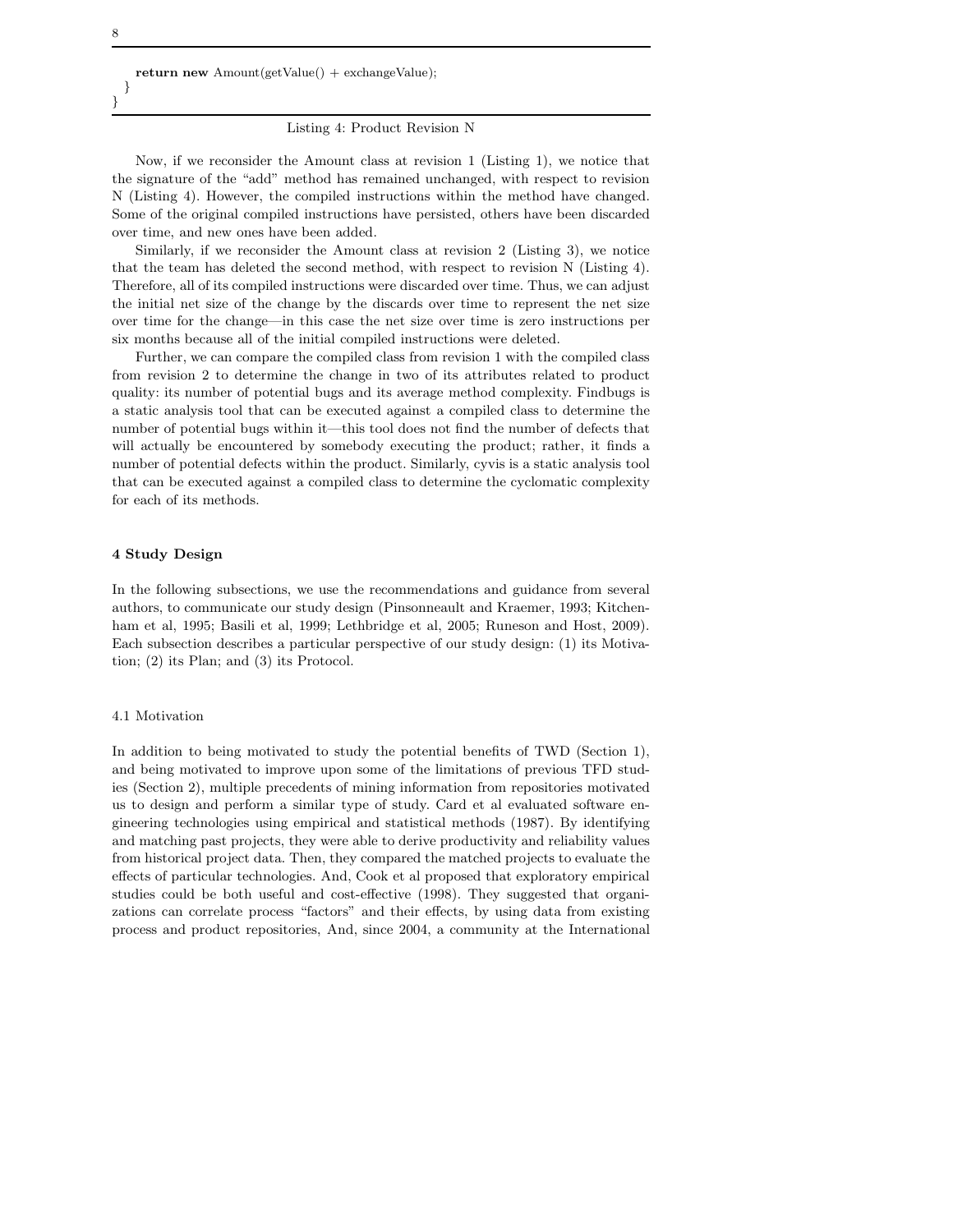```
    return new Amount(getValue() + exchangeValue);
  }
}
```

Listing 4: Product Revision N

Now, if we reconsider the Amount class at revision 1 (Listing 1), we notice that the signature of the "add" method has remained unchanged, with respect to revision N (Listing 4). However, the compiled instructions within the method have changed. Some of the original compiled instructions have persisted, others have been discarded over time, and new ones have been added.

Similarly, if we reconsider the Amount class at revision 2 (Listing 3), we notice that the team has deleted the second method, with respect to revision N (Listing 4). Therefore, all of its compiled instructions were discarded over time. Thus, we can adjust the initial net size of the change by the discards over time to represent the net size over time for the change—in this case the net size over time is zero instructions per six months because all of the initial compiled instructions were deleted.

Further, we can compare the compiled class from revision 1 with the compiled class from revision 2 to determine the change in two of its attributes related to product quality: its number of potential bugs and its average method complexity. Findbugs is a static analysis tool that can be executed against a compiled class to determine the number of potential bugs within it—this tool does not find the number of defects that will actually be encountered by somebody executing the product; rather, it finds a number of potential defects within the product. Similarly, cyvis is a static analysis tool that can be executed against a compiled class to determine the cyclomatic complexity for each of its methods.

## 4 Study Design

In the following subsections, we use the recommendations and guidance from several authors, to communicate our study design (Pinsonneault and Kraemer, 1993; Kitchenham et al, 1995; Basili et al, 1999; Lethbridge et al, 2005; Runeson and Host, 2009). Each subsection describes a particular perspective of our study design: (1) its Motivation; (2) its Plan; and (3) its Protocol.

### 4.1 Motivation

In addition to being motivated to study the potential benefits of TWD (Section 1), and being motivated to improve upon some of the limitations of previous TFD studies (Section 2), multiple precedents of mining information from repositories motivated us to design and perform a similar type of study. Card et al evaluated software engineering technologies using empirical and statistical methods (1987). By identifying and matching past projects, they were able to derive productivity and reliability values from historical project data. Then, they compared the matched projects to evaluate the effects of particular technologies. And, Cook et al proposed that exploratory empirical studies could be both useful and cost-effective (1998). They suggested that organizations can correlate process "factors" and their effects, by using data from existing process and product repositories, And, since 2004, a community at the International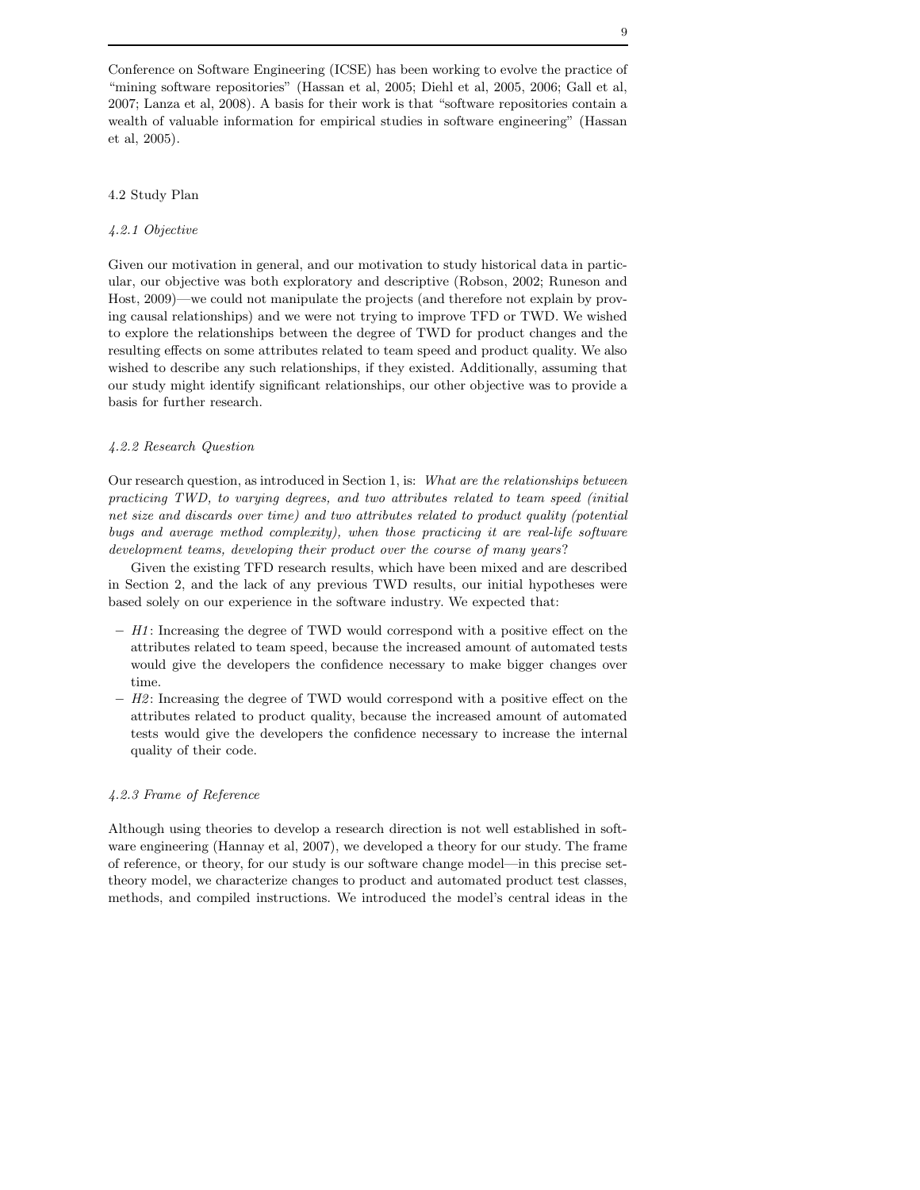Conference on Software Engineering (ICSE) has been working to evolve the practice of "mining software repositories" (Hassan et al, 2005; Diehl et al, 2005, 2006; Gall et al, 2007; Lanza et al, 2008). A basis for their work is that "software repositories contain a wealth of valuable information for empirical studies in software engineering" (Hassan et al, 2005).

## 4.2 Study Plan

### *4.2.1 Objective*

Given our motivation in general, and our motivation to study historical data in particular, our objective was both exploratory and descriptive (Robson, 2002; Runeson and Host, 2009)—we could not manipulate the projects (and therefore not explain by proving causal relationships) and we were not trying to improve TFD or TWD. We wished to explore the relationships between the degree of TWD for product changes and the resulting effects on some attributes related to team speed and product quality. We also wished to describe any such relationships, if they existed. Additionally, assuming that our study might identify significant relationships, our other objective was to provide a basis for further research.

### *4.2.2 Research Question*

Our research question, as introduced in Section 1, is: *What are the relationships between practicing TWD, to varying degrees, and two attributes related to team speed (initial net size and discards over time) and two attributes related to product quality (potential bugs and average method complexity), when those practicing it are real-life software development teams, developing their product over the course of many years*?

Given the existing TFD research results, which have been mixed and are described in Section 2, and the lack of any previous TWD results, our initial hypotheses were based solely on our experience in the software industry. We expected that:

- *H1*: Increasing the degree of TWD would correspond with a positive effect on the attributes related to team speed, because the increased amount of automated tests would give the developers the confidence necessary to make bigger changes over time.
- *H2*: Increasing the degree of TWD would correspond with a positive effect on the attributes related to product quality, because the increased amount of automated tests would give the developers the confidence necessary to increase the internal quality of their code.

### *4.2.3 Frame of Reference*

Although using theories to develop a research direction is not well established in software engineering (Hannay et al, 2007), we developed a theory for our study. The frame of reference, or theory, for our study is our software change model—in this precise set-theory model, we characterize changes to product and automated product test classes, methods, and compiled instructions. We introduced the model's central ideas in the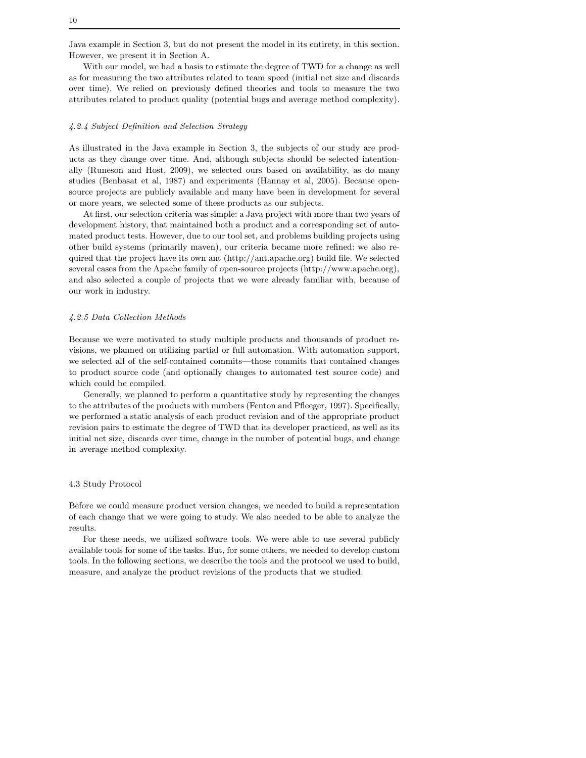Java example in Section 3, but do not present the model in its entirety, in this section. However, we present it in Section A.

With our model, we had a basis to estimate the degree of TWD for a change as well as for measuring the two attributes related to team speed (initial net size and discards over time). We relied on previously defined theories and tools to measure the two attributes related to product quality (potential bugs and average method complexity).

#### *4.2.4 Subject Definition and Selection Strategy*

As illustrated in the Java example in Section 3, the subjects of our study are products as they change over time. And, although subjects should be selected intentionally (Runeson and Host, 2009), we selected ours based on availability, as do many studies (Benbasat et al, 1987) and experiments (Hannay et al, 2005). Because open-source projects are publicly available and many have been in development for several or more years, we selected some of these products as our subjects.

At first, our selection criteria was simple: a Java project with more than two years of development history, that maintained both a product and a corresponding set of automated product tests. However, due to our tool set, and problems building projects using other build systems (primarily maven), our criteria became more refined: we also required that the project have its own ant (http://ant.apache.org) build file. We selected several cases from the Apache family of open-source projects (http://www.apache.org), and also selected a couple of projects that we were already familiar with, because of our work in industry.

#### *4.2.5 Data Collection Methods*

Because we were motivated to study multiple products and thousands of product revisions, we planned on utilizing partial or full automation. With automation support, we selected all of the self-contained commits—those commits that contained changes to product source code (and optionally changes to automated test source code) and which could be compiled.

Generally, we planned to perform a quantitative study by representing the changes to the attributes of the products with numbers (Fenton and Pfleeger, 1997). Specifically, we performed a static analysis of each product revision and of the appropriate product revision pairs to estimate the degree of TWD that its developer practiced, as well as its initial net size, discards over time, change in the number of potential bugs, and change in average method complexity.

### 4.3 Study Protocol

Before we could measure product version changes, we needed to build a representation of each change that we were going to study. We also needed to be able to analyze the results.

For these needs, we utilized software tools. We were able to use several publicly available tools for some of the tasks. But, for some others, we needed to develop custom tools. In the following sections, we describe the tools and the protocol we used to build, measure, and analyze the product revisions of the products that we studied.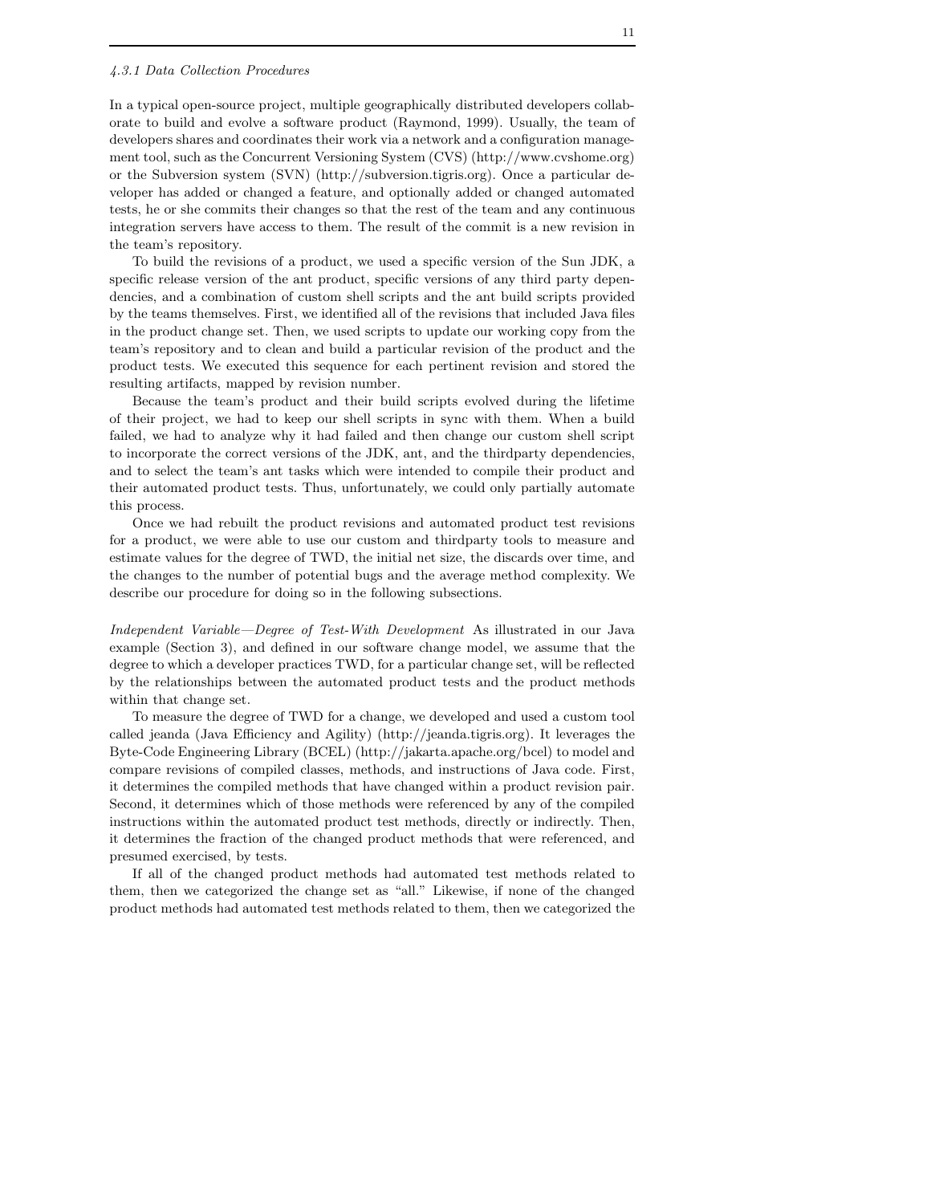#### *4.3.1 Data Collection Procedures*

In a typical open-source project, multiple geographically distributed developers collaborate to build and evolve a software product (Raymond, 1999). Usually, the team of developers shares and coordinates their work via a network and a configuration management tool, such as the Concurrent Versioning System (CVS) (http://www.cvshome.org) or the Subversion system (SVN) (http://subversion.tigris.org). Once a particular developer has added or changed a feature, and optionally added or changed automated tests, he or she commits their changes so that the rest of the team and any continuous integration servers have access to them. The result of the commit is a new revision in the team's repository.

To build the revisions of a product, we used a specific version of the Sun JDK, a specific release version of the ant product, specific versions of any third party dependencies, and a combination of custom shell scripts and the ant build scripts provided by the teams themselves. First, we identified all of the revisions that included Java files in the product change set. Then, we used scripts to update our working copy from the team's repository and to clean and build a particular revision of the product and the product tests. We executed this sequence for each pertinent revision and stored the resulting artifacts, mapped by revision number.

Because the team's product and their build scripts evolved during the lifetime of their project, we had to keep our shell scripts in sync with them. When a build failed, we had to analyze why it had failed and then change our custom shell script to incorporate the correct versions of the JDK, ant, and the thirdparty dependencies, and to select the team's ant tasks which were intended to compile their product and their automated product tests. Thus, unfortunately, we could only partially automate this process.

Once we had rebuilt the product revisions and automated product test revisions for a product, we were able to use our custom and thirdparty tools to measure and estimate values for the degree of TWD, the initial net size, the discards over time, and the changes to the number of potential bugs and the average method complexity. We describe our procedure for doing so in the following subsections.

*Independent Variable—Degree of Test-With Development* As illustrated in our Java example (Section 3), and defined in our software change model, we assume that the degree to which a developer practices TWD, for a particular change set, will be reflected by the relationships between the automated product tests and the product methods within that change set.

To measure the degree of TWD for a change, we developed and used a custom tool called jeanda (Java Efficiency and Agility) (http://jeanda.tigris.org). It leverages the Byte-Code Engineering Library (BCEL) (http://jakarta.apache.org/bcel) to model and compare revisions of compiled classes, methods, and instructions of Java code. First, it determines the compiled methods that have changed within a product revision pair. Second, it determines which of those methods were referenced by any of the compiled instructions within the automated product test methods, directly or indirectly. Then, it determines the fraction of the changed product methods that were referenced, and presumed exercised, by tests.

If all of the changed product methods had automated test methods related to them, then we categorized the change set as "all." Likewise, if none of the changed product methods had automated test methods related to them, then we categorized the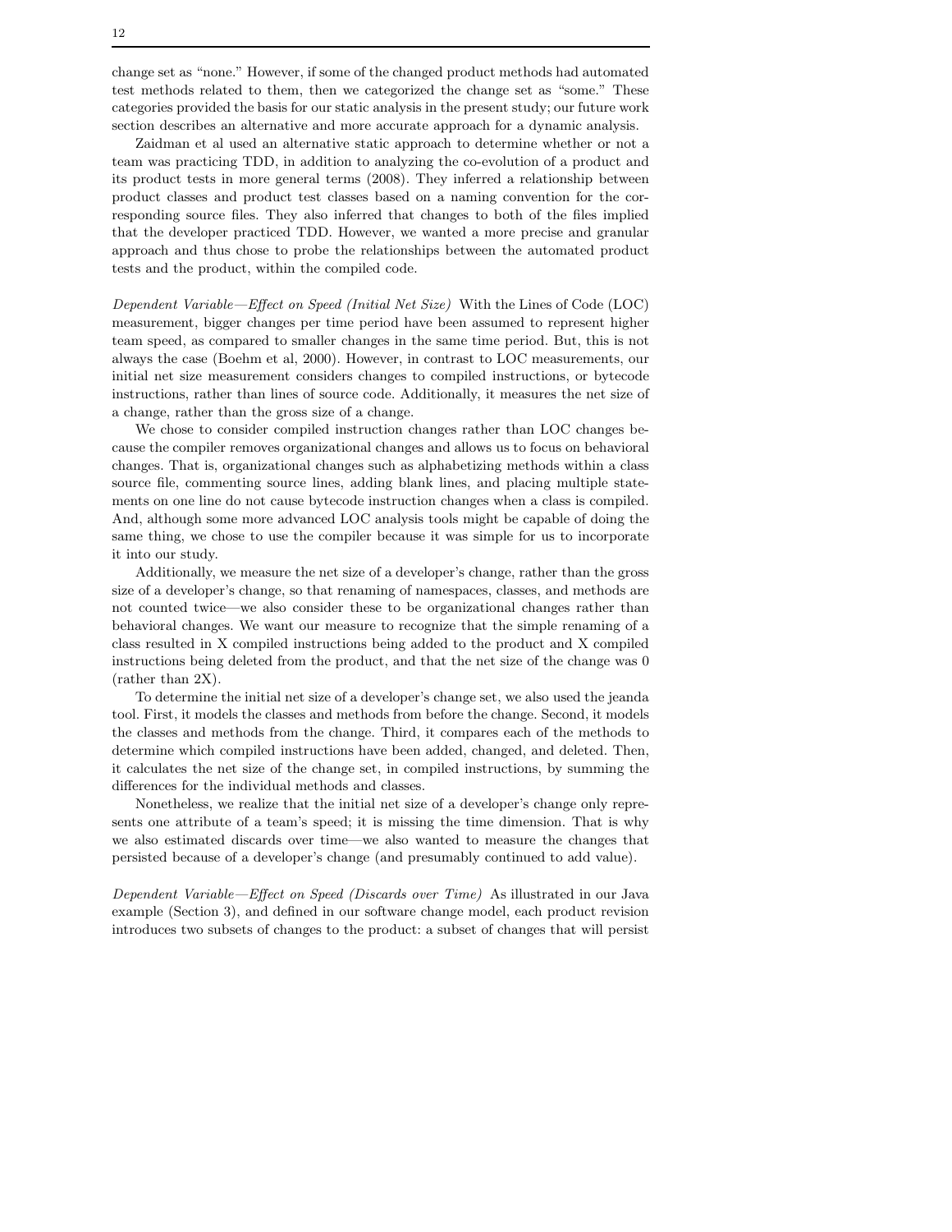change set as "none." However, if some of the changed product methods had automated test methods related to them, then we categorized the change set as "some." These categories provided the basis for our static analysis in the present study; our future work section describes an alternative and more accurate approach for a dynamic analysis.

Zaidman et al used an alternative static approach to determine whether or not a team was practicing TDD, in addition to analyzing the co-evolution of a product and its product tests in more general terms (2008). They inferred a relationship between product classes and product test classes based on a naming convention for the corresponding source files. They also inferred that changes to both of the files implied that the developer practiced TDD. However, we wanted a more precise and granular approach and thus chose to probe the relationships between the automated product tests and the product, within the compiled code.

*Dependent Variable—Effect on Speed (Initial Net Size)* With the Lines of Code (LOC) measurement, bigger changes per time period have been assumed to represent higher team speed, as compared to smaller changes in the same time period. But, this is not always the case (Boehm et al, 2000). However, in contrast to LOC measurements, our initial net size measurement considers changes to compiled instructions, or bytecode instructions, rather than lines of source code. Additionally, it measures the net size of a change, rather than the gross size of a change.

We chose to consider compiled instruction changes rather than LOC changes because the compiler removes organizational changes and allows us to focus on behavioral changes. That is, organizational changes such as alphabetizing methods within a class source file, commenting source lines, adding blank lines, and placing multiple statements on one line do not cause bytecode instruction changes when a class is compiled. And, although some more advanced LOC analysis tools might be capable of doing the same thing, we chose to use the compiler because it was simple for us to incorporate it into our study.

Additionally, we measure the net size of a developer's change, rather than the gross size of a developer's change, so that renaming of namespaces, classes, and methods are not counted twice—we also consider these to be organizational changes rather than behavioral changes. We want our measure to recognize that the simple renaming of a class resulted in X compiled instructions being added to the product and X compiled instructions being deleted from the product, and that the net size of the change was 0 (rather than 2X).

To determine the initial net size of a developer's change set, we also used the jeanda tool. First, it models the classes and methods from before the change. Second, it models the classes and methods from the change. Third, it compares each of the methods to determine which compiled instructions have been added, changed, and deleted. Then, it calculates the net size of the change set, in compiled instructions, by summing the differences for the individual methods and classes.

Nonetheless, we realize that the initial net size of a developer's change only represents one attribute of a team's speed; it is missing the time dimension. That is why we also estimated discards over time—we also wanted to measure the changes that persisted because of a developer's change (and presumably continued to add value).

*Dependent Variable—Effect on Speed (Discards over Time)* As illustrated in our Java example (Section 3), and defined in our software change model, each product revision introduces two subsets of changes to the product: a subset of changes that will persist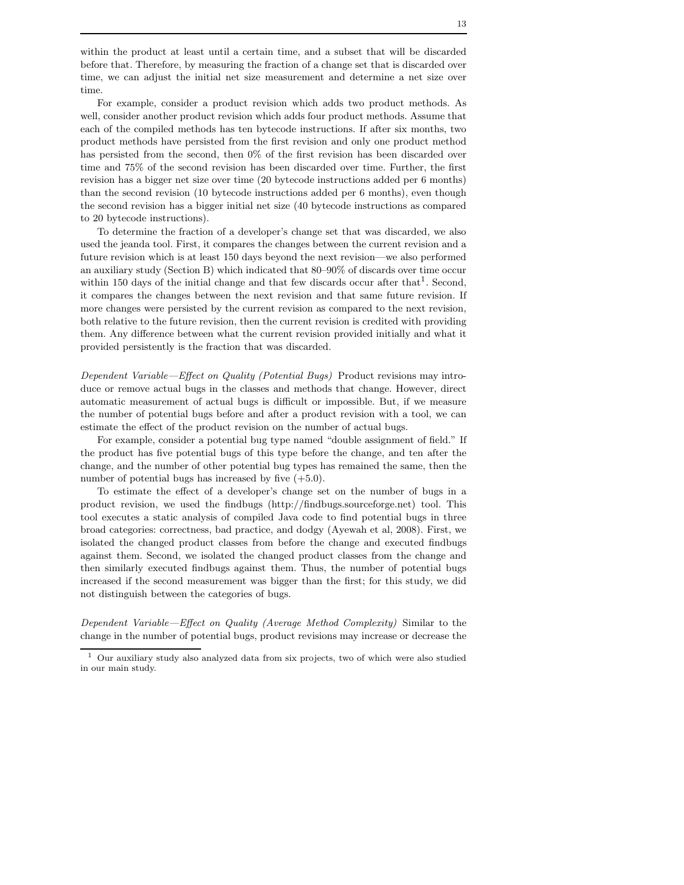within the product at least until a certain time, and a subset that will be discarded before that. Therefore, by measuring the fraction of a change set that is discarded over time, we can adjust the initial net size measurement and determine a net size over time.

For example, consider a product revision which adds two product methods. As well, consider another product revision which adds four product methods. Assume that each of the compiled methods has ten bytecode instructions. If after six months, two product methods have persisted from the first revision and only one product method has persisted from the second, then 0% of the first revision has been discarded over time and 75% of the second revision has been discarded over time. Further, the first revision has a bigger net size over time (20 bytecode instructions added per 6 months) than the second revision (10 bytecode instructions added per 6 months), even though the second revision has a bigger initial net size (40 bytecode instructions as compared to 20 bytecode instructions).

To determine the fraction of a developer's change set that was discarded, we also used the jeanda tool. First, it compares the changes between the current revision and a future revision which is at least 150 days beyond the next revision—we also performed an auxiliary study (Section B) which indicated that 80–90% of discards over time occur within 150 days of the initial change and that few discards occur after that[1]. Second, it compares the changes between the next revision and that same future revision. If more changes were persisted by the current revision as compared to the next revision, both relative to the future revision, then the current revision is credited with providing them. Any difference between what the current revision provided initially and what it provided persistently is the fraction that was discarded.

*Dependent Variable—Effect on Quality (Potential Bugs)* Product revisions may introduce or remove actual bugs in the classes and methods that change. However, direct automatic measurement of actual bugs is difficult or impossible. But, if we measure the number of potential bugs before and after a product revision with a tool, we can estimate the effect of the product revision on the number of actual bugs.

For example, consider a potential bug type named "double assignment of field." If the product has five potential bugs of this type before the change, and ten after the change, and the number of other potential bug types has remained the same, then the number of potential bugs has increased by five (+5.0).

To estimate the effect of a developer's change set on the number of bugs in a product revision, we used the findbugs (http://findbugs.sourceforge.net) tool. This tool executes a static analysis of compiled Java code to find potential bugs in three broad categories: correctness, bad practice, and dodgy (Ayewah et al, 2008). First, we isolated the changed product classes from before the change and executed findbugs against them. Second, we isolated the changed product classes from the change and then similarly executed findbugs against them. Thus, the number of potential bugs increased if the second measurement was bigger than the first; for this study, we did not distinguish between the categories of bugs.

*Dependent Variable—Effect on Quality (Average Method Complexity)* Similar to the change in the number of potential bugs, product revisions may increase or decrease the

[1] Our auxiliary study also analyzed data from six projects, two of which were also studied in our main study.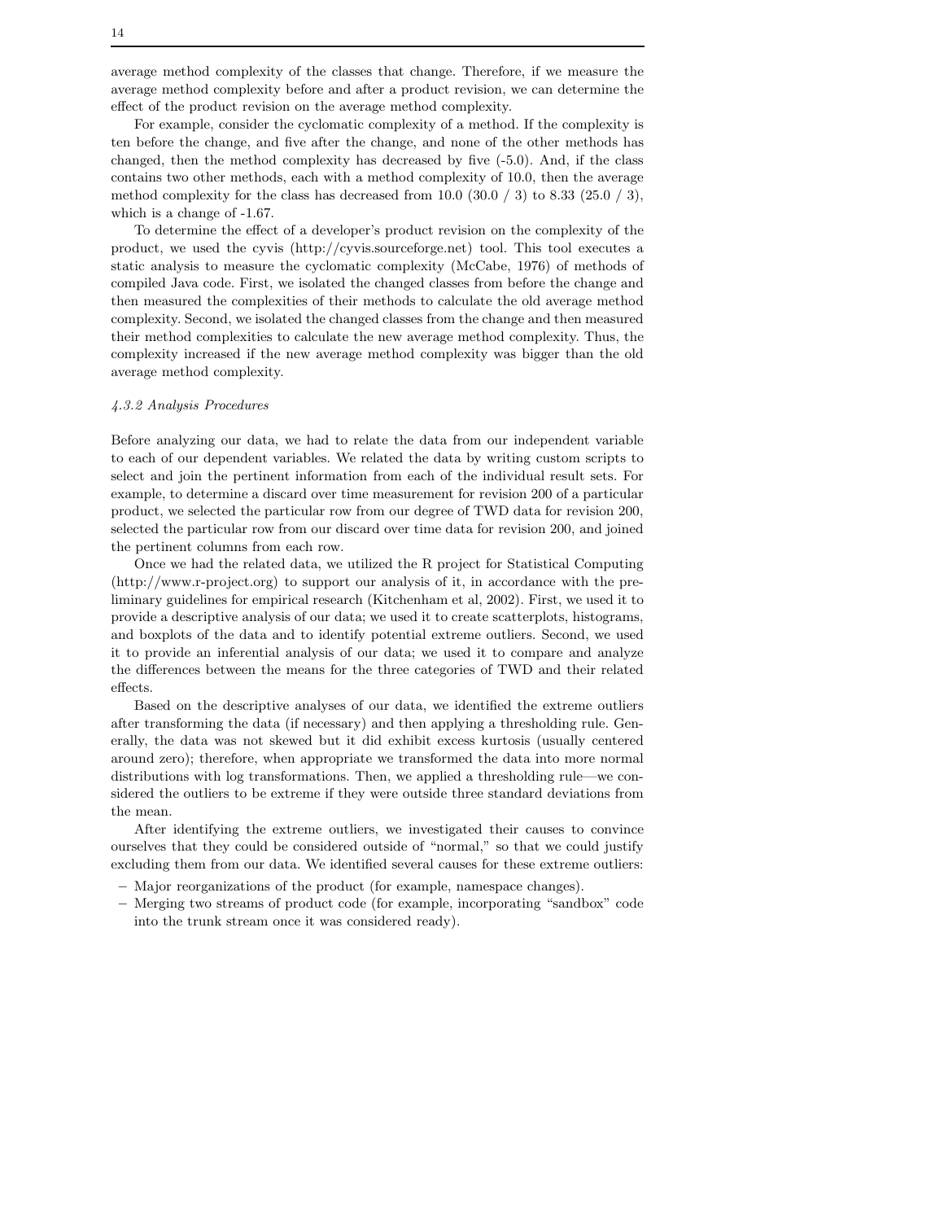average method complexity of the classes that change. Therefore, if we measure the average method complexity before and after a product revision, we can determine the effect of the product revision on the average method complexity.

For example, consider the cyclomatic complexity of a method. If the complexity is ten before the change, and five after the change, and none of the other methods has changed, then the method complexity has decreased by five (-5.0). And, if the class contains two other methods, each with a method complexity of 10.0, then the average method complexity for the class has decreased from 10.0 (30.0 / 3) to 8.33 (25.0 / 3), which is a change of -1.67.

To determine the effect of a developer's product revision on the complexity of the product, we used the cyvis (http://cyvis.sourceforge.net) tool. This tool executes a static analysis to measure the cyclomatic complexity (McCabe, 1976) of methods of compiled Java code. First, we isolated the changed classes from before the change and then measured the complexities of their methods to calculate the old average method complexity. Second, we isolated the changed classes from the change and then measured their method complexities to calculate the new average method complexity. Thus, the complexity increased if the new average method complexity was bigger than the old average method complexity.

#### *4.3.2 Analysis Procedures*

Before analyzing our data, we had to relate the data from our independent variable to each of our dependent variables. We related the data by writing custom scripts to select and join the pertinent information from each of the individual result sets. For example, to determine a discard over time measurement for revision 200 of a particular product, we selected the particular row from our degree of TWD data for revision 200, selected the particular row from our discard over time data for revision 200, and joined the pertinent columns from each row.

Once we had the related data, we utilized the R project for Statistical Computing (http://www.r-project.org) to support our analysis of it, in accordance with the preliminary guidelines for empirical research (Kitchenham et al, 2002). First, we used it to provide a descriptive analysis of our data; we used it to create scatterplots, histograms, and boxplots of the data and to identify potential extreme outliers. Second, we used it to provide an inferential analysis of our data; we used it to compare and analyze the differences between the means for the three categories of TWD and their related effects.

Based on the descriptive analyses of our data, we identified the extreme outliers after transforming the data (if necessary) and then applying a thresholding rule. Generally, the data was not skewed but it did exhibit excess kurtosis (usually centered around zero); therefore, when appropriate we transformed the data into more normal distributions with log transformations. Then, we applied a thresholding rule—we considered the outliers to be extreme if they were outside three standard deviations from the mean.

After identifying the extreme outliers, we investigated their causes to convince ourselves that they could be considered outside of "normal," so that we could justify excluding them from our data. We identified several causes for these extreme outliers:

- Major reorganizations of the product (for example, namespace changes).
- Merging two streams of product code (for example, incorporating "sandbox" code into the trunk stream once it was considered ready).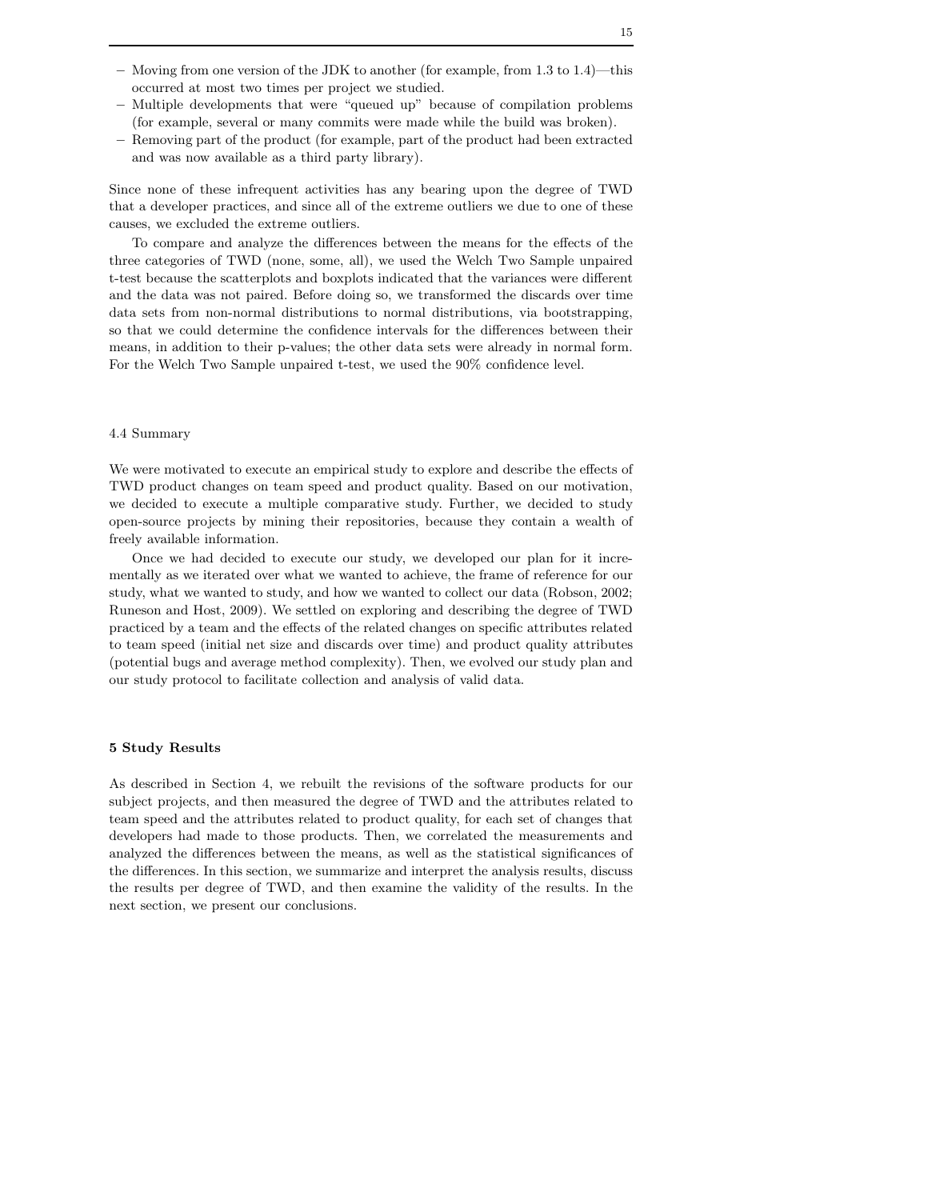– Moving from one version of the JDK to another (for example, from 1.3 to 1.4)—this occurred at most two times per project we studied.
– Multiple developments that were "queued up" because of compilation problems (for example, several or many commits were made while the build was broken).
– Removing part of the product (for example, part of the product had been extracted and was now available as a third party library).

Since none of these infrequent activities has any bearing upon the degree of TWD that a developer practices, and since all of the extreme outliers we due to one of these causes, we excluded the extreme outliers.

To compare and analyze the differences between the means for the effects of the three categories of TWD (none, some, all), we used the Welch Two Sample unpaired t-test because the scatterplots and boxplots indicated that the variances were different and the data was not paired. Before doing so, we transformed the discards over time data sets from non-normal distributions to normal distributions, via bootstrapping, so that we could determine the confidence intervals for the differences between their means, in addition to their p-values; the other data sets were already in normal form. For the Welch Two Sample unpaired t-test, we used the 90% confidence level.

### 4.4 Summary

We were motivated to execute an empirical study to explore and describe the effects of TWD product changes on team speed and product quality. Based on our motivation, we decided to execute a multiple comparative study. Further, we decided to study open-source projects by mining their repositories, because they contain a wealth of freely available information.

Once we had decided to execute our study, we developed our plan for it incrementally as we iterated over what we wanted to achieve, the frame of reference for our study, what we wanted to study, and how we wanted to collect our data (Robson, 2002; Runeson and Host, 2009). We settled on exploring and describing the degree of TWD practiced by a team and the effects of the related changes on specific attributes related to team speed (initial net size and discards over time) and product quality attributes (potential bugs and average method complexity). Then, we evolved our study plan and our study protocol to facilitate collection and analysis of valid data.

## 5 Study Results

As described in Section 4, we rebuilt the revisions of the software products for our subject projects, and then measured the degree of TWD and the attributes related to team speed and the attributes related to product quality, for each set of changes that developers had made to those products. Then, we correlated the measurements and analyzed the differences between the means, as well as the statistical significances of the differences. In this section, we summarize and interpret the analysis results, discuss the results per degree of TWD, and then examine the validity of the results. In the next section, we present our conclusions.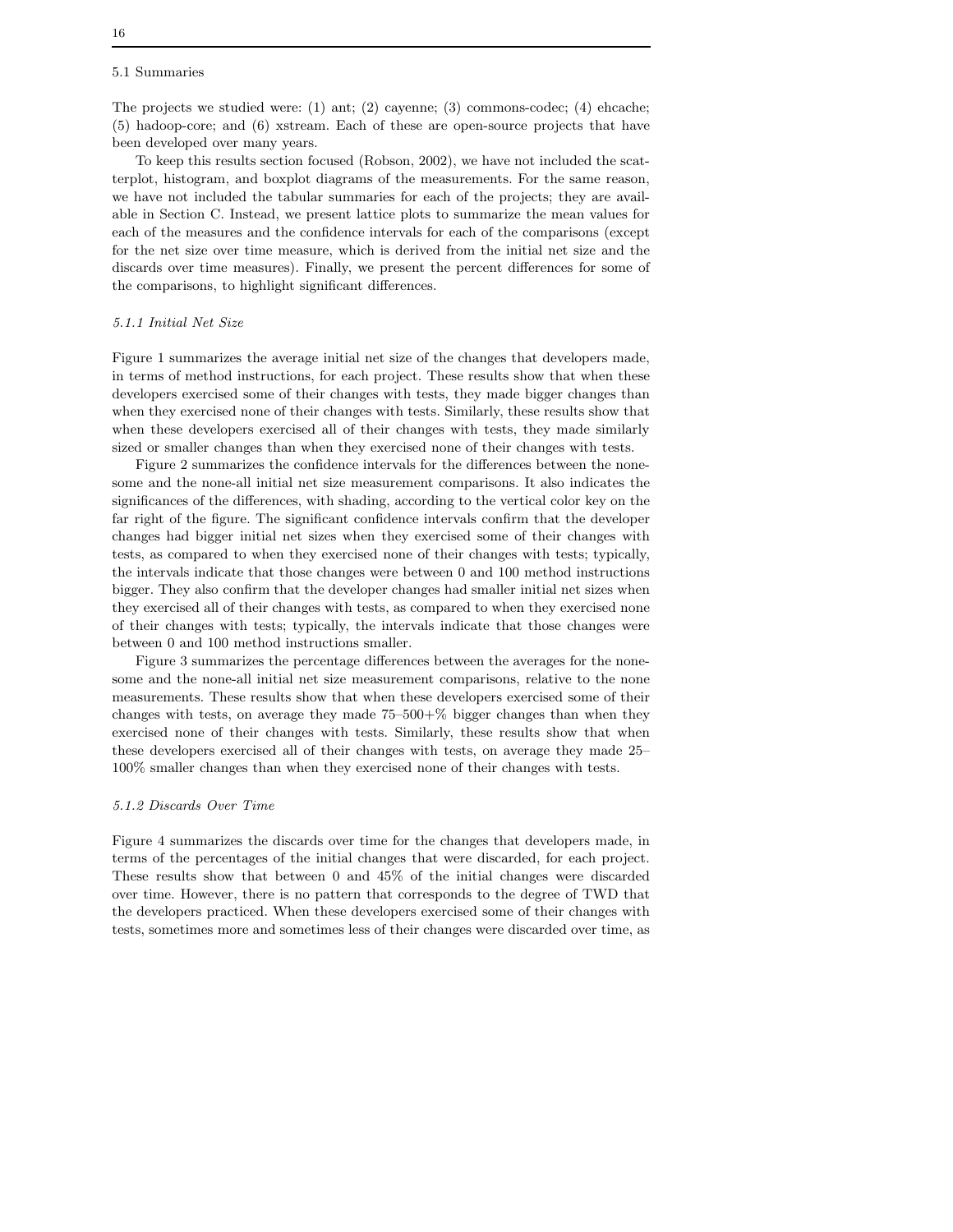### 5.1 Summaries

The projects we studied were: (1) ant; (2) cayenne; (3) commons-codec; (4) ehcache; (5) hadoop-core; and (6) xstream. Each of these are open-source projects that have been developed over many years.

To keep this results section focused (Robson, 2002), we have not included the scatterplot, histogram, and boxplot diagrams of the measurements. For the same reason, we have not included the tabular summaries for each of the projects; they are available in Section C. Instead, we present lattice plots to summarize the mean values for each of the measures and the confidence intervals for each of the comparisons (except for the net size over time measure, which is derived from the initial net size and the discards over time measures). Finally, we present the percent differences for some of the comparisons, to highlight significant differences.

#### *5.1.1 Initial Net Size*

Figure 1 summarizes the average initial net size of the changes that developers made, in terms of method instructions, for each project. These results show that when these developers exercised some of their changes with tests, they made bigger changes than when they exercised none of their changes with tests. Similarly, these results show that when these developers exercised all of their changes with tests, they made similarly sized or smaller changes than when they exercised none of their changes with tests.

Figure 2 summarizes the confidence intervals for the differences between the none-some and the none-all initial net size measurement comparisons. It also indicates the significances of the differences, with shading, according to the vertical color key on the far right of the figure. The significant confidence intervals confirm that the developer changes had bigger initial net sizes when they exercised some of their changes with tests, as compared to when they exercised none of their changes with tests; typically, the intervals indicate that those changes were between 0 and 100 method instructions bigger. They also confirm that the developer changes had smaller initial net sizes when they exercised all of their changes with tests, as compared to when they exercised none of their changes with tests; typically, the intervals indicate that those changes were between 0 and 100 method instructions smaller.

Figure 3 summarizes the percentage differences between the averages for the none-some and the none-all initial net size measurement comparisons, relative to the none measurements. These results show that when these developers exercised some of their changes with tests, on average they made 75–500+% bigger changes than when they exercised none of their changes with tests. Similarly, these results show that when these developers exercised all of their changes with tests, on average they made 25–100% smaller changes than when they exercised none of their changes with tests.

#### *5.1.2 Discards Over Time*

Figure 4 summarizes the discards over time for the changes that developers made, in terms of the percentages of the initial changes that were discarded, for each project. These results show that between 0 and 45% of the initial changes were discarded over time. However, there is no pattern that corresponds to the degree of TWD that the developers practiced. When these developers exercised some of their changes with tests, sometimes more and sometimes less of their changes were discarded over time, as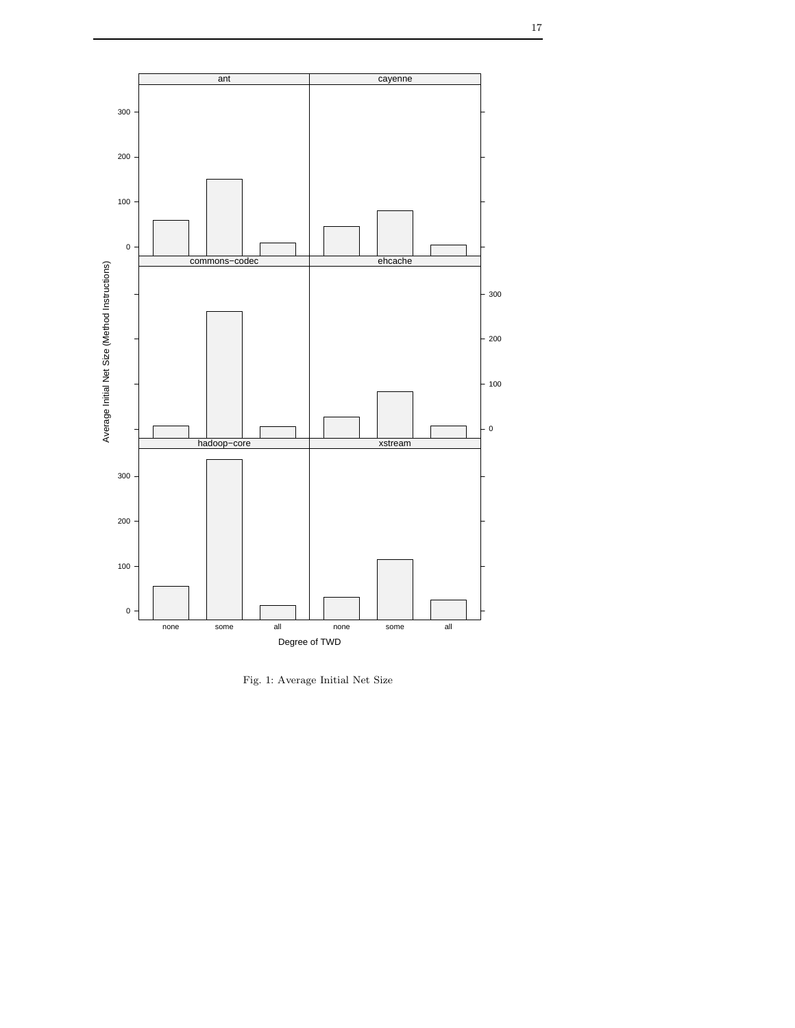Fig. 1: Average Initial Net Size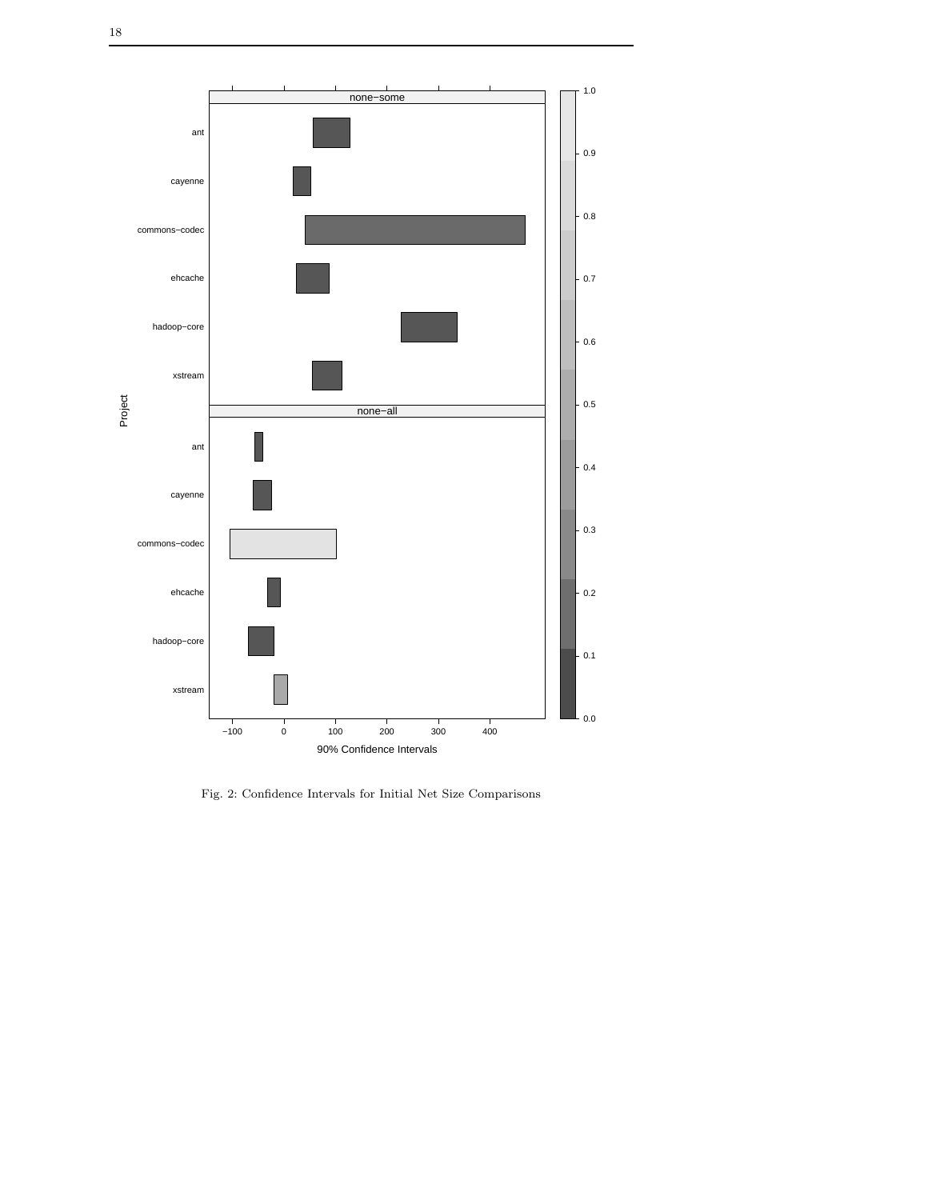Fig. 2: Confidence Intervals for Initial Net Size Comparisons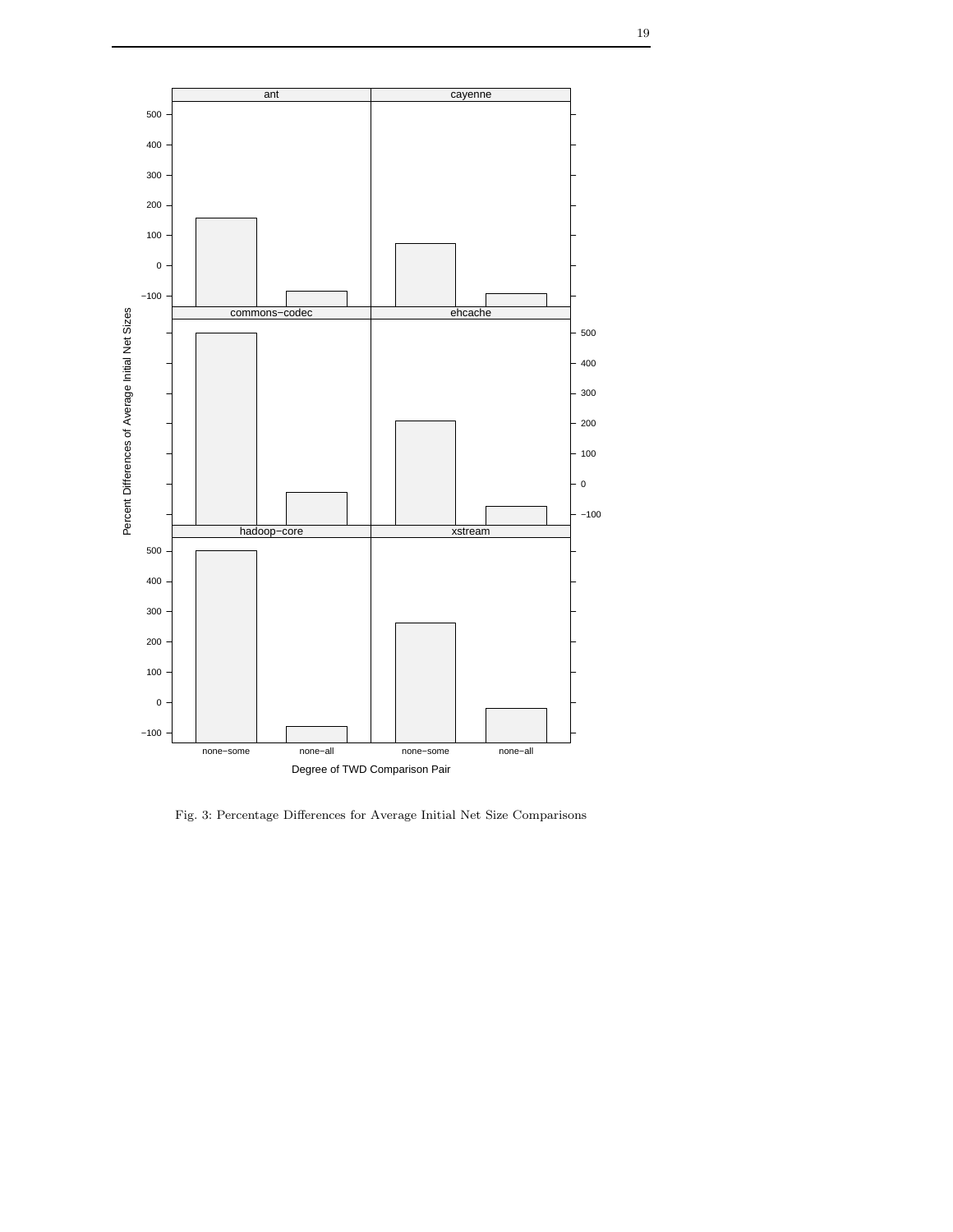Fig. 3: Percentage Differences for Average Initial Net Size Comparisons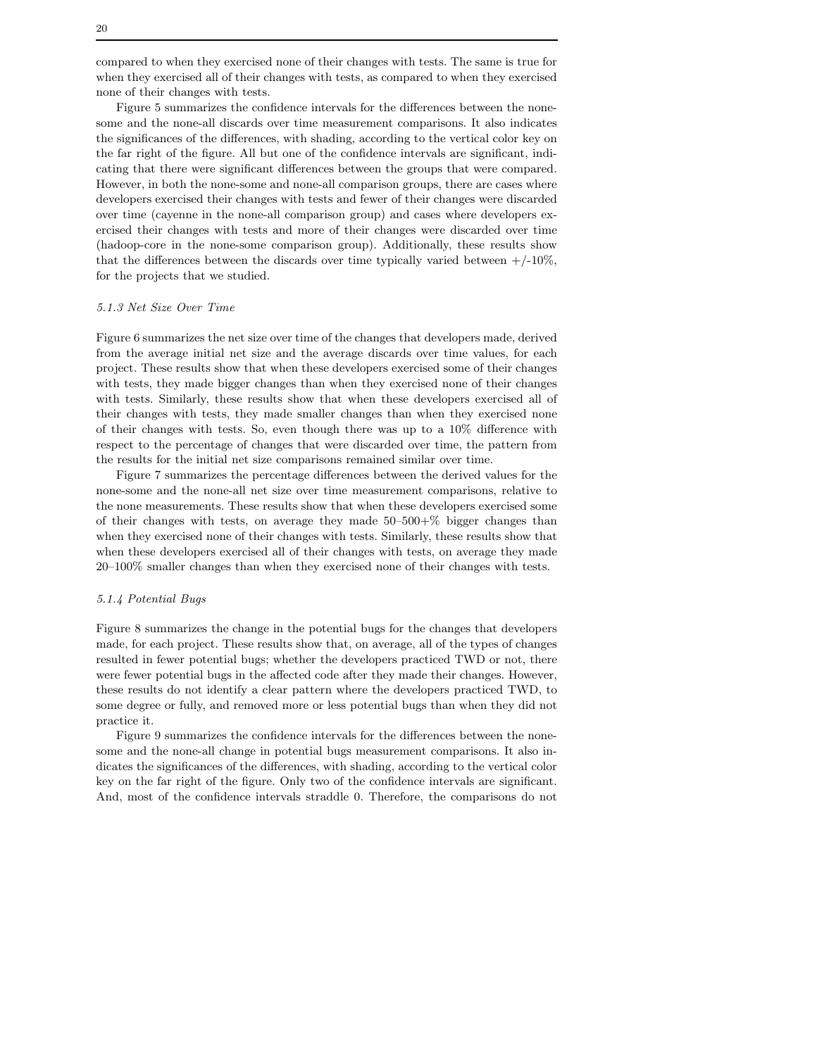compared to when they exercised none of their changes with tests. The same is true for when they exercised all of their changes with tests, as compared to when they exercised none of their changes with tests.

Figure 5 summarizes the confidence intervals for the differences between the none-some and the none-all discards over time measurement comparisons. It also indicates the significances of the differences, with shading, according to the vertical color key on the far right of the figure. All but one of the confidence intervals are significant, indicating that there were significant differences between the groups that were compared. However, in both the none-some and none-all comparison groups, there are cases where developers exercised their changes with tests and fewer of their changes were discarded over time (cayenne in the none-all comparison group) and cases where developers exercised their changes with tests and more of their changes were discarded over time (hadoop-core in the none-some comparison group). Additionally, these results show that the differences between the discards over time typically varied between +/-10%, for the projects that we studied.

### 5.1.3 Net Size Over Time

Figure 6 summarizes the net size over time of the changes that developers made, derived from the average initial net size and the average discards over time values, for each project. These results show that when these developers exercised some of their changes with tests, they made bigger changes than when they exercised none of their changes with tests. Similarly, these results show that when these developers exercised all of their changes with tests, they made smaller changes than when they exercised none of their changes with tests. So, even though there was up to a 10% difference with respect to the percentage of changes that were discarded over time, the pattern from the results for the initial net size comparisons remained similar over time.

Figure 7 summarizes the percentage differences between the derived values for the none-some and the none-all net size over time measurement comparisons, relative to the none measurements. These results show that when these developers exercised some of their changes with tests, on average they made 50–500+% bigger changes than when they exercised none of their changes with tests. Similarly, these results show that when these developers exercised all of their changes with tests, on average they made 20–100% smaller changes than when they exercised none of their changes with tests.

### 5.1.4 Potential Bugs

Figure 8 summarizes the change in the potential bugs for the changes that developers made, for each project. These results show that, on average, all of the types of changes resulted in fewer potential bugs; whether the developers practiced TWD or not, there were fewer potential bugs in the affected code after they made their changes. However, these results do not identify a clear pattern where the developers practiced TWD, to some degree or fully, and removed more or less potential bugs than when they did not practice it.

Figure 9 summarizes the confidence intervals for the differences between the none-some and the none-all change in potential bugs measurement comparisons. It also indicates the significances of the differences, with shading, according to the vertical color key on the far right of the figure. Only two of the confidence intervals are significant. And, most of the confidence intervals straddle 0. Therefore, the comparisons do not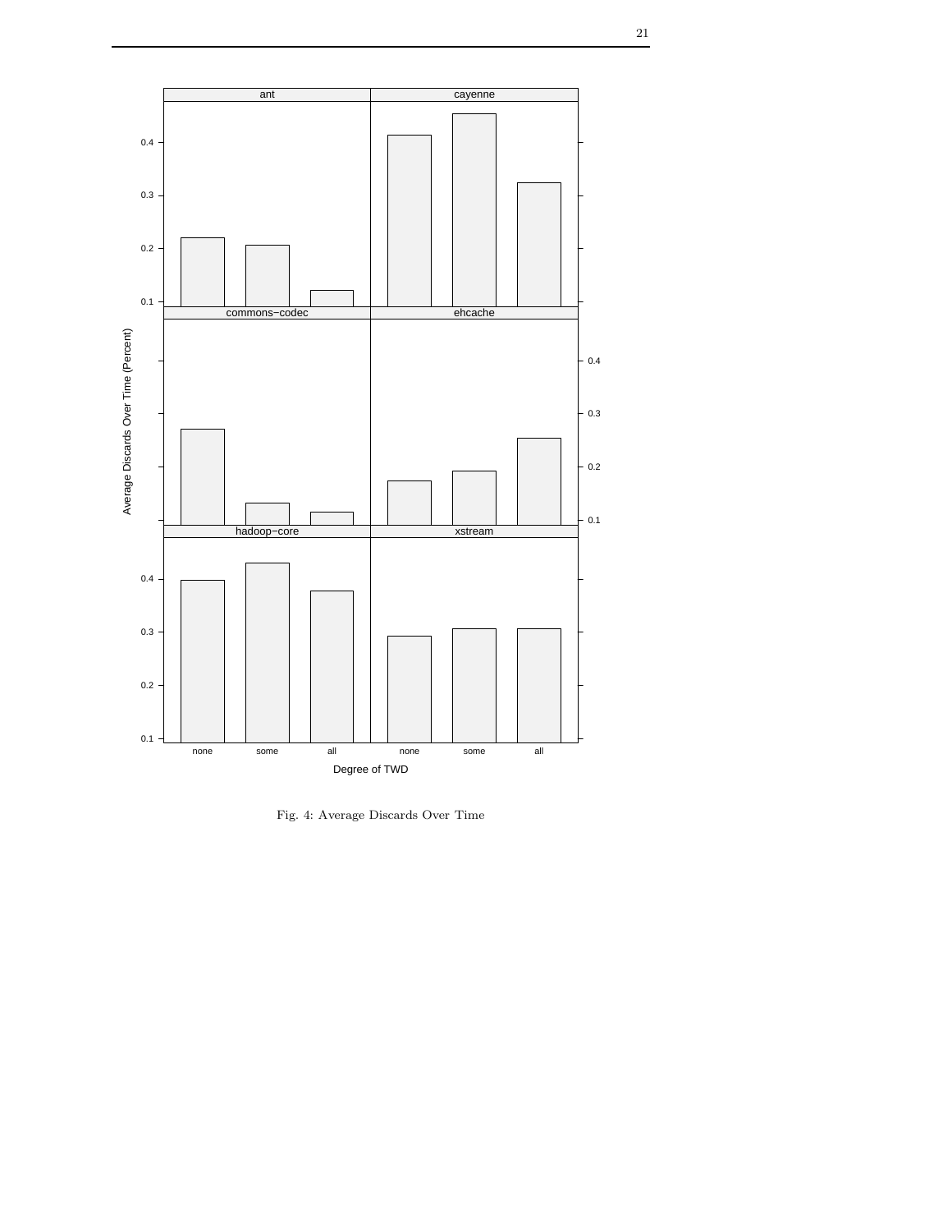Fig. 4: Average Discards Over Time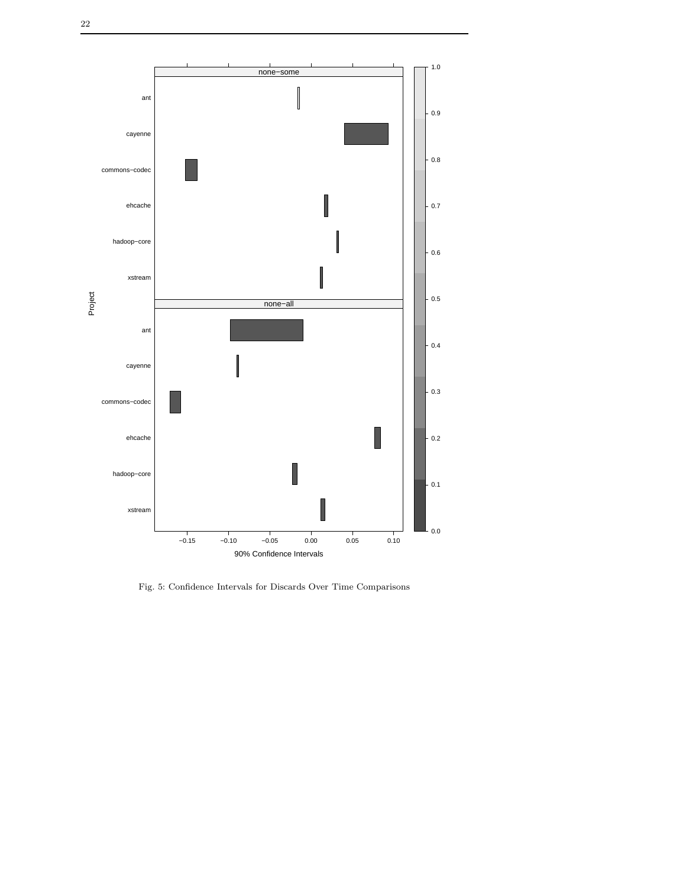Fig. 5: Confidence Intervals for Discards Over Time Comparisons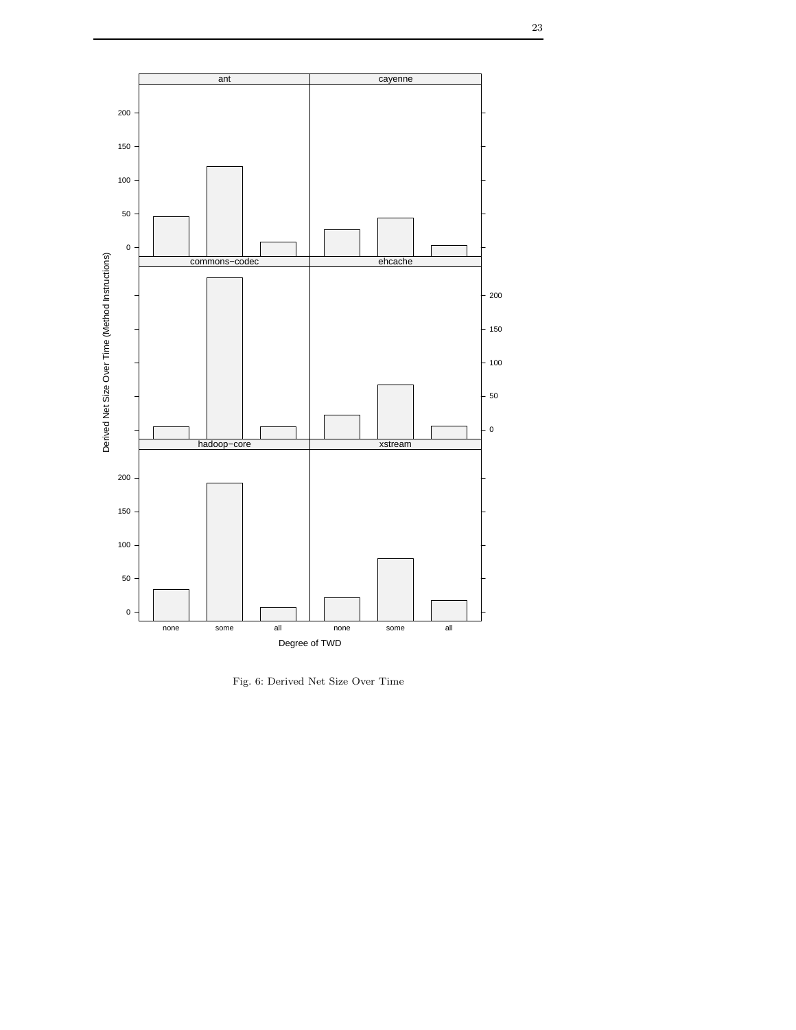Fig. 6: Derived Net Size Over Time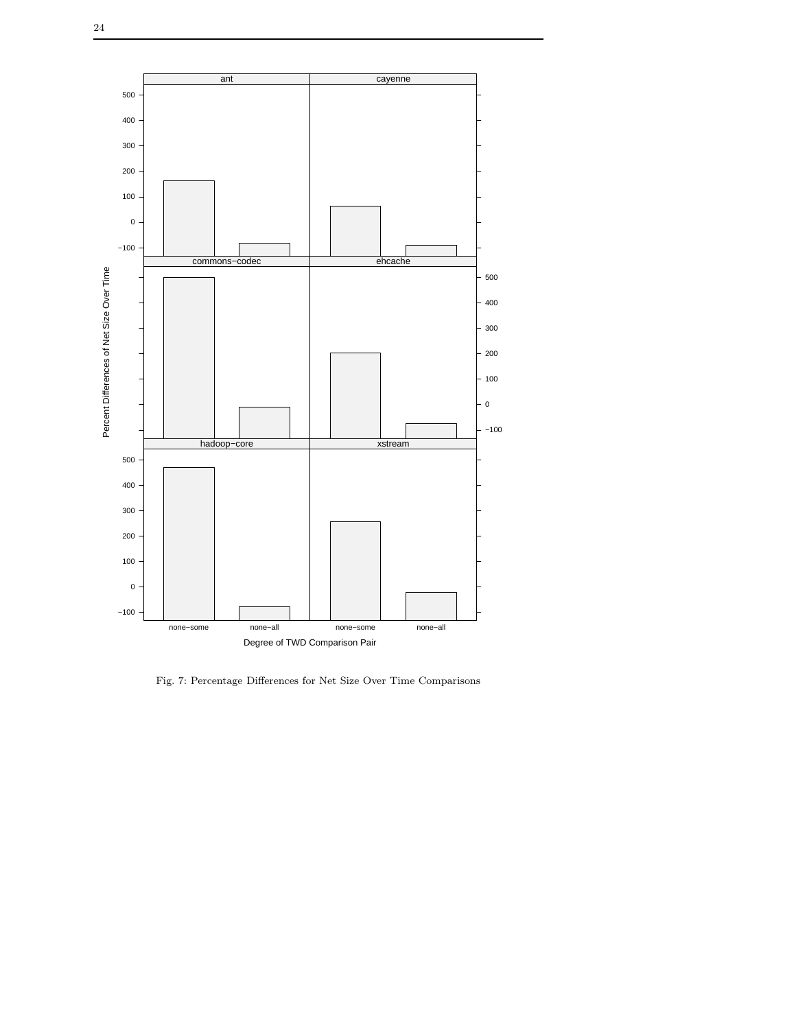Fig. 7: Percentage Differences for Net Size Over Time Comparisons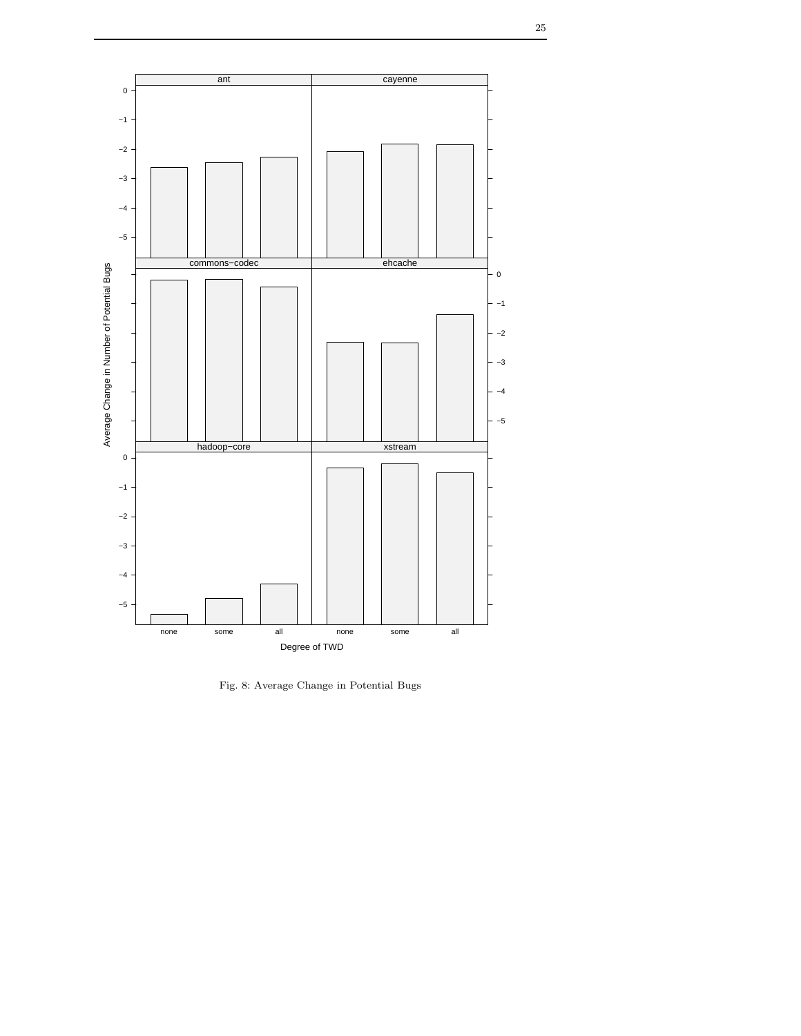Fig. 8: Average Change in Potential Bugs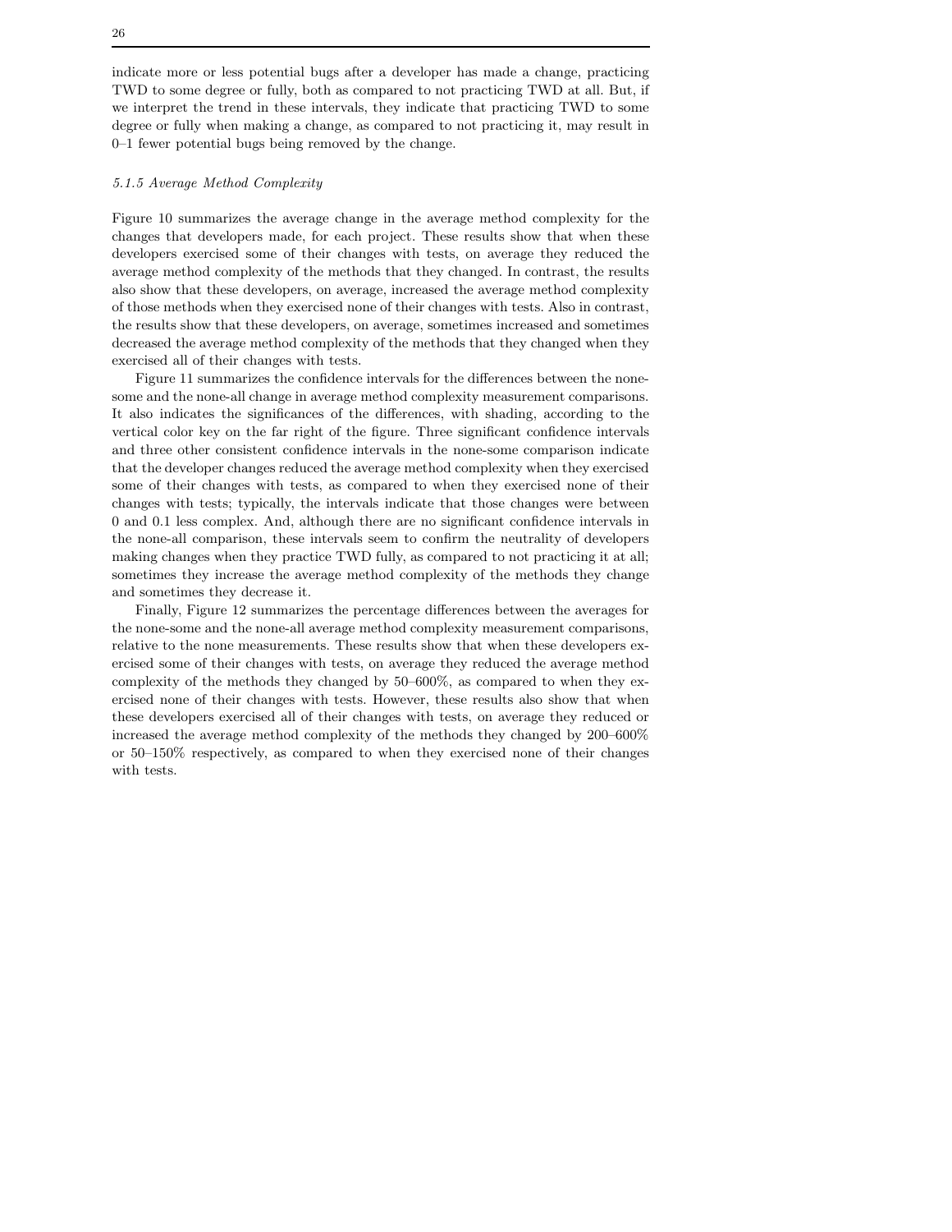indicate more or less potential bugs after a developer has made a change, practicing TWD to some degree or fully, both as compared to not practicing TWD at all. But, if we interpret the trend in these intervals, they indicate that practicing TWD to some degree or fully when making a change, as compared to not practicing it, may result in 0–1 fewer potential bugs being removed by the change.

#### *5.1.5 Average Method Complexity*

Figure 10 summarizes the average change in the average method complexity for the changes that developers made, for each project. These results show that when these developers exercised some of their changes with tests, on average they reduced the average method complexity of the methods that they changed. In contrast, the results also show that these developers, on average, increased the average method complexity of those methods when they exercised none of their changes with tests. Also in contrast, the results show that these developers, on average, sometimes increased and sometimes decreased the average method complexity of the methods that they changed when they exercised all of their changes with tests.

Figure 11 summarizes the confidence intervals for the differences between the none-some and the none-all change in average method complexity measurement comparisons. It also indicates the significances of the differences, with shading, according to the vertical color key on the far right of the figure. Three significant confidence intervals and three other consistent confidence intervals in the none-some comparison indicate that the developer changes reduced the average method complexity when they exercised some of their changes with tests, as compared to when they exercised none of their changes with tests; typically, the intervals indicate that those changes were between 0 and 0.1 less complex. And, although there are no significant confidence intervals in the none-all comparison, these intervals seem to confirm the neutrality of developers making changes when they practice TWD fully, as compared to not practicing it at all; sometimes they increase the average method complexity of the methods they change and sometimes they decrease it.

Finally, Figure 12 summarizes the percentage differences between the averages for the none-some and the none-all average method complexity measurement comparisons, relative to the none measurements. These results show that when these developers exercised some of their changes with tests, on average they reduced the average method complexity of the methods they changed by 50–600%, as compared to when they exercised none of their changes with tests. However, these results also show that when these developers exercised all of their changes with tests, on average they reduced or increased the average method complexity of the methods they changed by 200–600% or 50–150% respectively, as compared to when they exercised none of their changes with tests.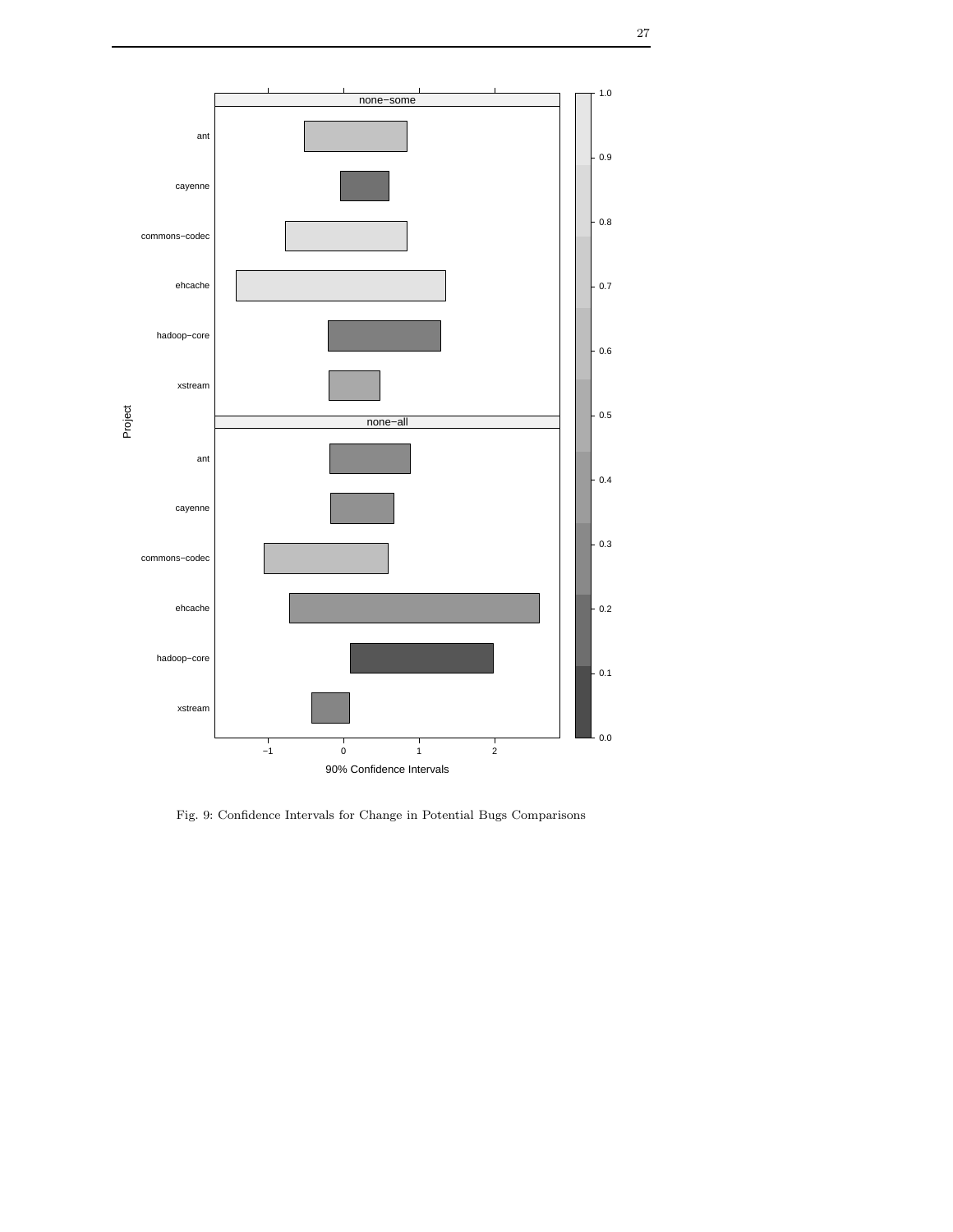Fig. 9: Confidence Intervals for Change in Potential Bugs Comparisons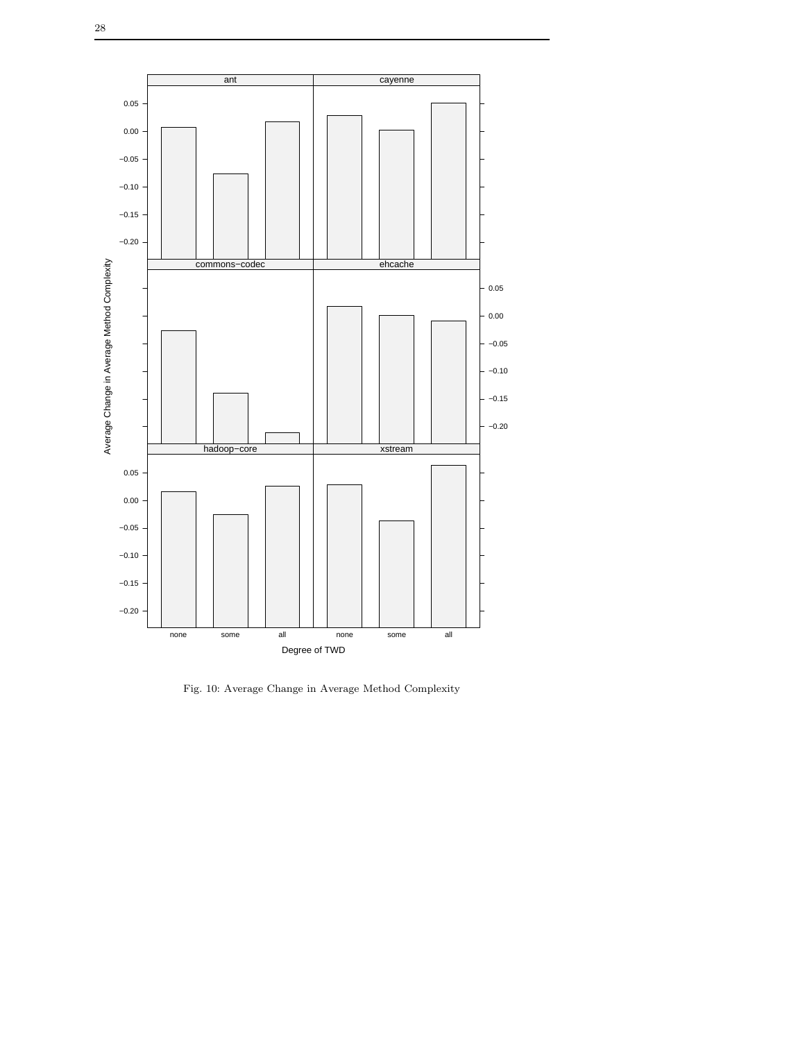Fig. 10: Average Change in Average Method Complexity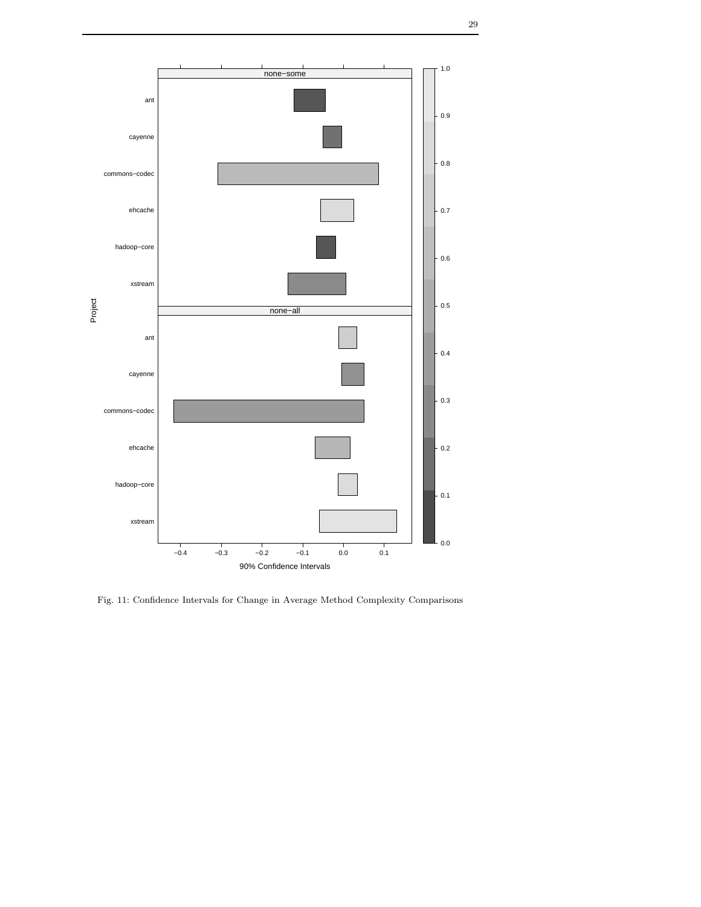Fig. 11: Confidence Intervals for Change in Average Method Complexity Comparisons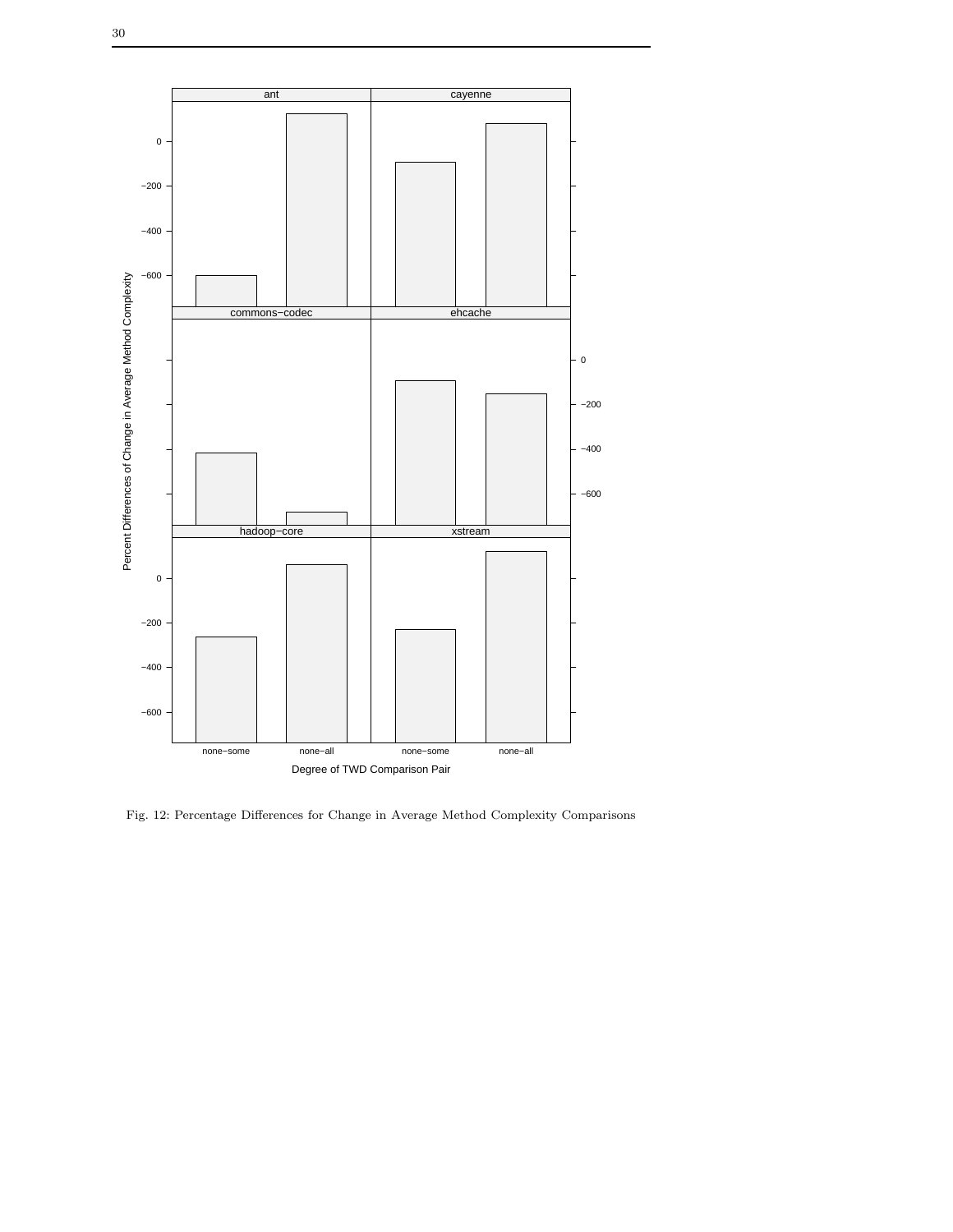Fig. 12: Percentage Differences for Change in Average Method Complexity Comparisons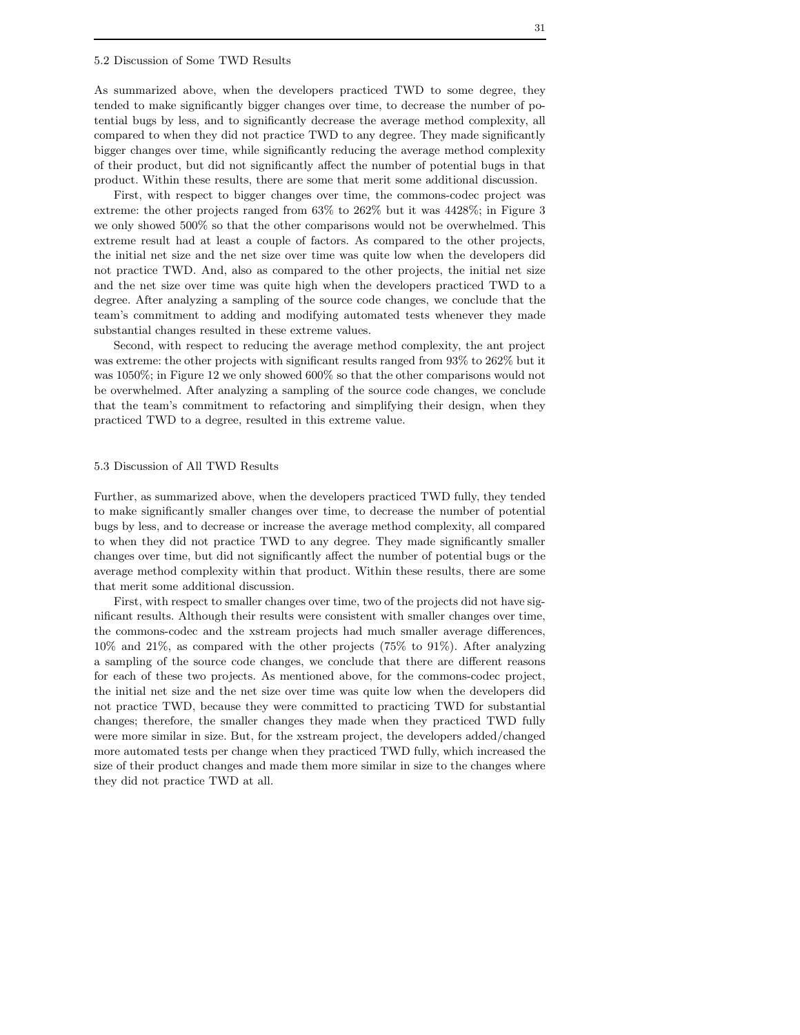### 5.2 Discussion of Some TWD Results

As summarized above, when the developers practiced TWD to some degree, they tended to make significantly bigger changes over time, to decrease the number of potential bugs by less, and to significantly decrease the average method complexity, all compared to when they did not practice TWD to any degree. They made significantly bigger changes over time, while significantly reducing the average method complexity of their product, but did not significantly affect the number of potential bugs in that product. Within these results, there are some that merit some additional discussion.

First, with respect to bigger changes over time, the commons-codec project was extreme: the other projects ranged from 63% to 262% but it was 4428%; in Figure 3 we only showed 500% so that the other comparisons would not be overwhelmed. This extreme result had at least a couple of factors. As compared to the other projects, the initial net size and the net size over time was quite low when the developers did not practice TWD. And, also as compared to the other projects, the initial net size and the net size over time was quite high when the developers practiced TWD to a degree. After analyzing a sampling of the source code changes, we conclude that the team's commitment to adding and modifying automated tests whenever they made substantial changes resulted in these extreme values.

Second, with respect to reducing the average method complexity, the ant project was extreme: the other projects with significant results ranged from 93% to 262% but it was 1050%; in Figure 12 we only showed 600% so that the other comparisons would not be overwhelmed. After analyzing a sampling of the source code changes, we conclude that the team's commitment to refactoring and simplifying their design, when they practiced TWD to a degree, resulted in this extreme value.

### 5.3 Discussion of All TWD Results

Further, as summarized above, when the developers practiced TWD fully, they tended to make significantly smaller changes over time, to decrease the number of potential bugs by less, and to decrease or increase the average method complexity, all compared to when they did not practice TWD to any degree. They made significantly smaller changes over time, but did not significantly affect the number of potential bugs or the average method complexity within that product. Within these results, there are some that merit some additional discussion.

First, with respect to smaller changes over time, two of the projects did not have significant results. Although their results were consistent with smaller changes over time, the commons-codec and the xstream projects had much smaller average differences, 10% and 21%, as compared with the other projects (75% to 91%). After analyzing a sampling of the source code changes, we conclude that there are different reasons for each of these two projects. As mentioned above, for the commons-codec project, the initial net size and the net size over time was quite low when the developers did not practice TWD, because they were committed to practicing TWD for substantial changes; therefore, the smaller changes they made when they practiced TWD fully were more similar in size. But, for the xstream project, the developers added/changed more automated tests per change when they practiced TWD fully, which increased the size of their product changes and made them more similar in size to the changes where they did not practice TWD at all.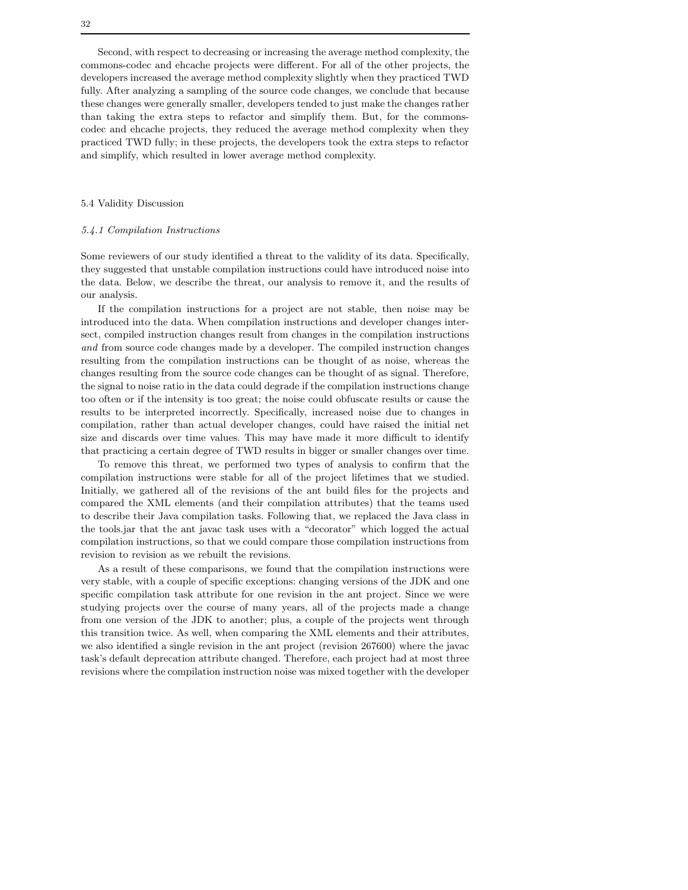Second, with respect to decreasing or increasing the average method complexity, the commons-codec and ehcache projects were different. For all of the other projects, the developers increased the average method complexity slightly when they practiced TWD fully. After analyzing a sampling of the source code changes, we conclude that because these changes were generally smaller, developers tended to just make the changes rather than taking the extra steps to refactor and simplify them. But, for the commons-codec and ehcache projects, they reduced the average method complexity when they practiced TWD fully; in these projects, the developers took the extra steps to refactor and simplify, which resulted in lower average method complexity.

## 5.4 Validity Discussion

### *5.4.1 Compilation Instructions*

Some reviewers of our study identified a threat to the validity of its data. Specifically, they suggested that unstable compilation instructions could have introduced noise into the data. Below, we describe the threat, our analysis to remove it, and the results of our analysis.

If the compilation instructions for a project are not stable, then noise may be introduced into the data. When compilation instructions and developer changes intersect, compiled instruction changes result from changes in the compilation instructions *and* from source code changes made by a developer. The compiled instruction changes resulting from the compilation instructions can be thought of as noise, whereas the changes resulting from the source code changes can be thought of as signal. Therefore, the signal to noise ratio in the data could degrade if the compilation instructions change too often or if the intensity is too great; the noise could obfuscate results or cause the results to be interpreted incorrectly. Specifically, increased noise due to changes in compilation, rather than actual developer changes, could have raised the initial net size and discards over time values. This may have made it more difficult to identify that practicing a certain degree of TWD results in bigger or smaller changes over time.

To remove this threat, we performed two types of analysis to confirm that the compilation instructions were stable for all of the project lifetimes that we studied. Initially, we gathered all of the revisions of the ant build files for the projects and compared the XML elements (and their compilation attributes) that the teams used to describe their Java compilation tasks. Following that, we replaced the Java class in the tools.jar that the ant javac task uses with a "decorator" which logged the actual compilation instructions, so that we could compare those compilation instructions from revision to revision as we rebuilt the revisions.

As a result of these comparisons, we found that the compilation instructions were very stable, with a couple of specific exceptions: changing versions of the JDK and one specific compilation task attribute for one revision in the ant project. Since we were studying projects over the course of many years, all of the projects made a change from one version of the JDK to another; plus, a couple of the projects went through this transition twice. As well, when comparing the XML elements and their attributes, we also identified a single revision in the ant project (revision 267600) where the javac task's default deprecation attribute changed. Therefore, each project had at most three revisions where the compilation instruction noise was mixed together with the developer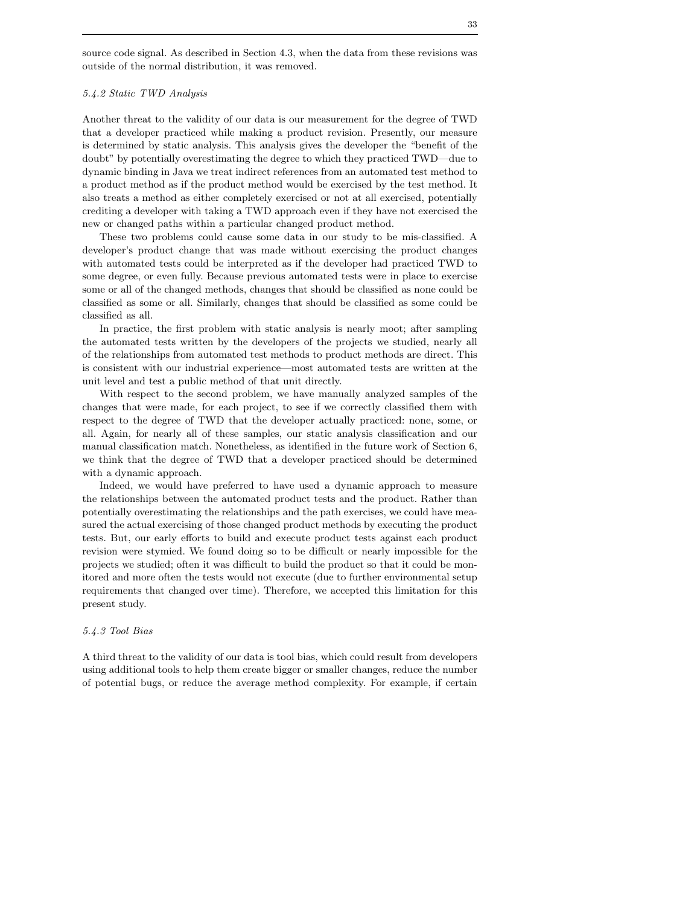source code signal. As described in Section 4.3, when the data from these revisions was outside of the normal distribution, it was removed.

#### *5.4.2 Static TWD Analysis*

Another threat to the validity of our data is our measurement for the degree of TWD that a developer practiced while making a product revision. Presently, our measure is determined by static analysis. This analysis gives the developer the "benefit of the doubt" by potentially overestimating the degree to which they practiced TWD—due to dynamic binding in Java we treat indirect references from an automated test method to a product method as if the product method would be exercised by the test method. It also treats a method as either completely exercised or not at all exercised, potentially crediting a developer with taking a TWD approach even if they have not exercised the new or changed paths within a particular changed product method.

These two problems could cause some data in our study to be mis-classified. A developer's product change that was made without exercising the product changes with automated tests could be interpreted as if the developer had practiced TWD to some degree, or even fully. Because previous automated tests were in place to exercise some or all of the changed methods, changes that should be classified as none could be classified as some or all. Similarly, changes that should be classified as some could be classified as all.

In practice, the first problem with static analysis is nearly moot; after sampling the automated tests written by the developers of the projects we studied, nearly all of the relationships from automated test methods to product methods are direct. This is consistent with our industrial experience—most automated tests are written at the unit level and test a public method of that unit directly.

With respect to the second problem, we have manually analyzed samples of the changes that were made, for each project, to see if we correctly classified them with respect to the degree of TWD that the developer actually practiced: none, some, or all. Again, for nearly all of these samples, our static analysis classification and our manual classification match. Nonetheless, as identified in the future work of Section 6, we think that the degree of TWD that a developer practiced should be determined with a dynamic approach.

Indeed, we would have preferred to have used a dynamic approach to measure the relationships between the automated product tests and the product. Rather than potentially overestimating the relationships and the path exercises, we could have measured the actual exercising of those changed product methods by executing the product tests. But, our early efforts to build and execute product tests against each product revision were stymied. We found doing so to be difficult or nearly impossible for the projects we studied; often it was difficult to build the product so that it could be monitored and more often the tests would not execute (due to further environmental setup requirements that changed over time). Therefore, we accepted this limitation for this present study.

#### *5.4.3 Tool Bias*

A third threat to the validity of our data is tool bias, which could result from developers using additional tools to help them create bigger or smaller changes, reduce the number of potential bugs, or reduce the average method complexity. For example, if certain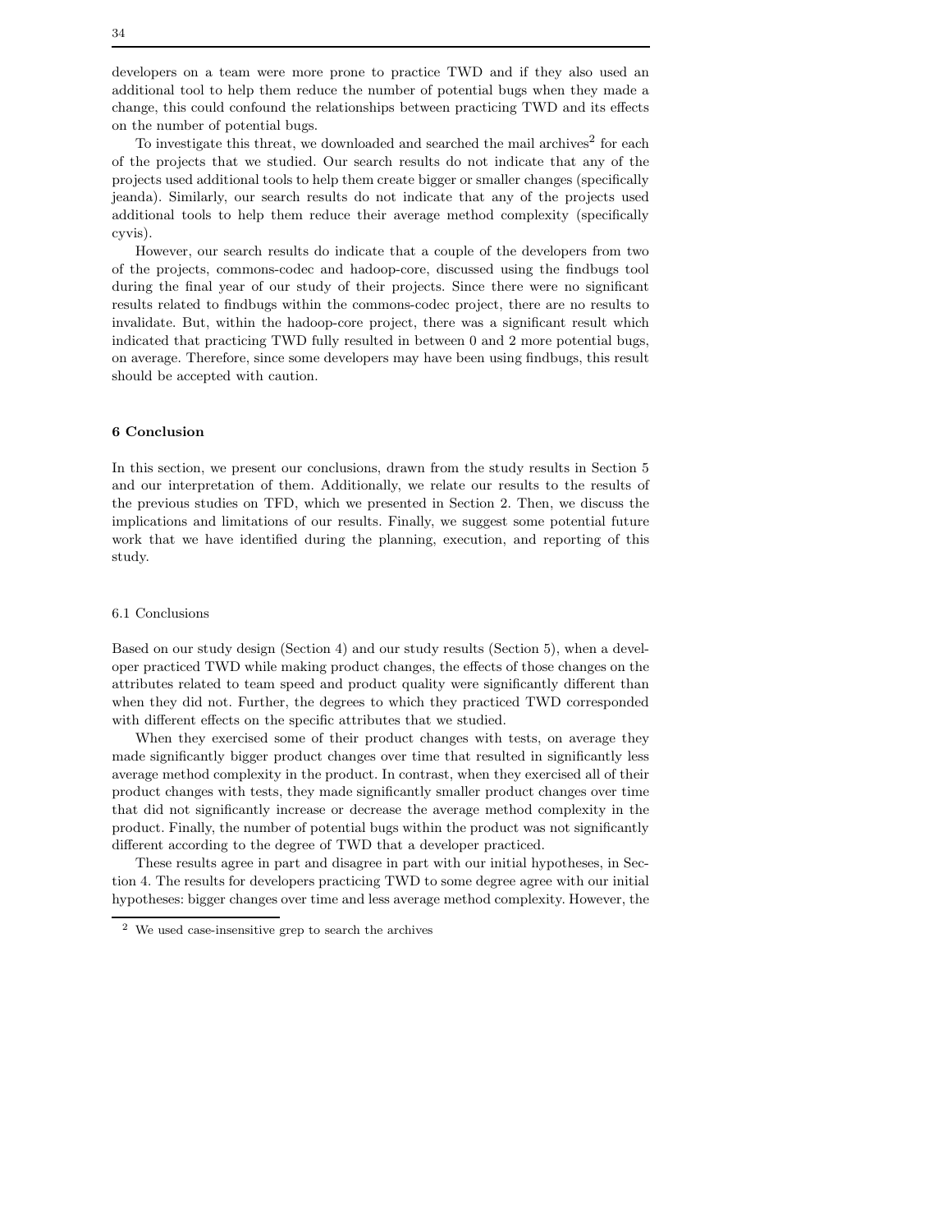developers on a team were more prone to practice TWD and if they also used an additional tool to help them reduce the number of potential bugs when they made a change, this could confound the relationships between practicing TWD and its effects on the number of potential bugs.

To investigate this threat, we downloaded and searched the mail archives[2] for each of the projects that we studied. Our search results do not indicate that any of the projects used additional tools to help them create bigger or smaller changes (specifically jeanda). Similarly, our search results do not indicate that any of the projects used additional tools to help them reduce their average method complexity (specifically cyvis).

However, our search results do indicate that a couple of the developers from two of the projects, commons-codec and hadoop-core, discussed using the findbugs tool during the final year of our study of their projects. Since there were no significant results related to findbugs within the commons-codec project, there are no results to invalidate. But, within the hadoop-core project, there was a significant result which indicated that practicing TWD fully resulted in between 0 and 2 more potential bugs, on average. Therefore, since some developers may have been using findbugs, this result should be accepted with caution.

## 6 Conclusion

In this section, we present our conclusions, drawn from the study results in Section 5 and our interpretation of them. Additionally, we relate our results to the results of the previous studies on TFD, which we presented in Section 2. Then, we discuss the implications and limitations of our results. Finally, we suggest some potential future work that we have identified during the planning, execution, and reporting of this study.

### 6.1 Conclusions

Based on our study design (Section 4) and our study results (Section 5), when a developer practiced TWD while making product changes, the effects of those changes on the attributes related to team speed and product quality were significantly different than when they did not. Further, the degrees to which they practiced TWD corresponded with different effects on the specific attributes that we studied.

When they exercised some of their product changes with tests, on average they made significantly bigger product changes over time that resulted in significantly less average method complexity in the product. In contrast, when they exercised all of their product changes with tests, they made significantly smaller product changes over time that did not significantly increase or decrease the average method complexity in the product. Finally, the number of potential bugs within the product was not significantly different according to the degree of TWD that a developer practiced.

These results agree in part and disagree in part with our initial hypotheses, in Section 4. The results for developers practicing TWD to some degree agree with our initial hypotheses: bigger changes over time and less average method complexity. However, the

[2] We used case-insensitive grep to search the archives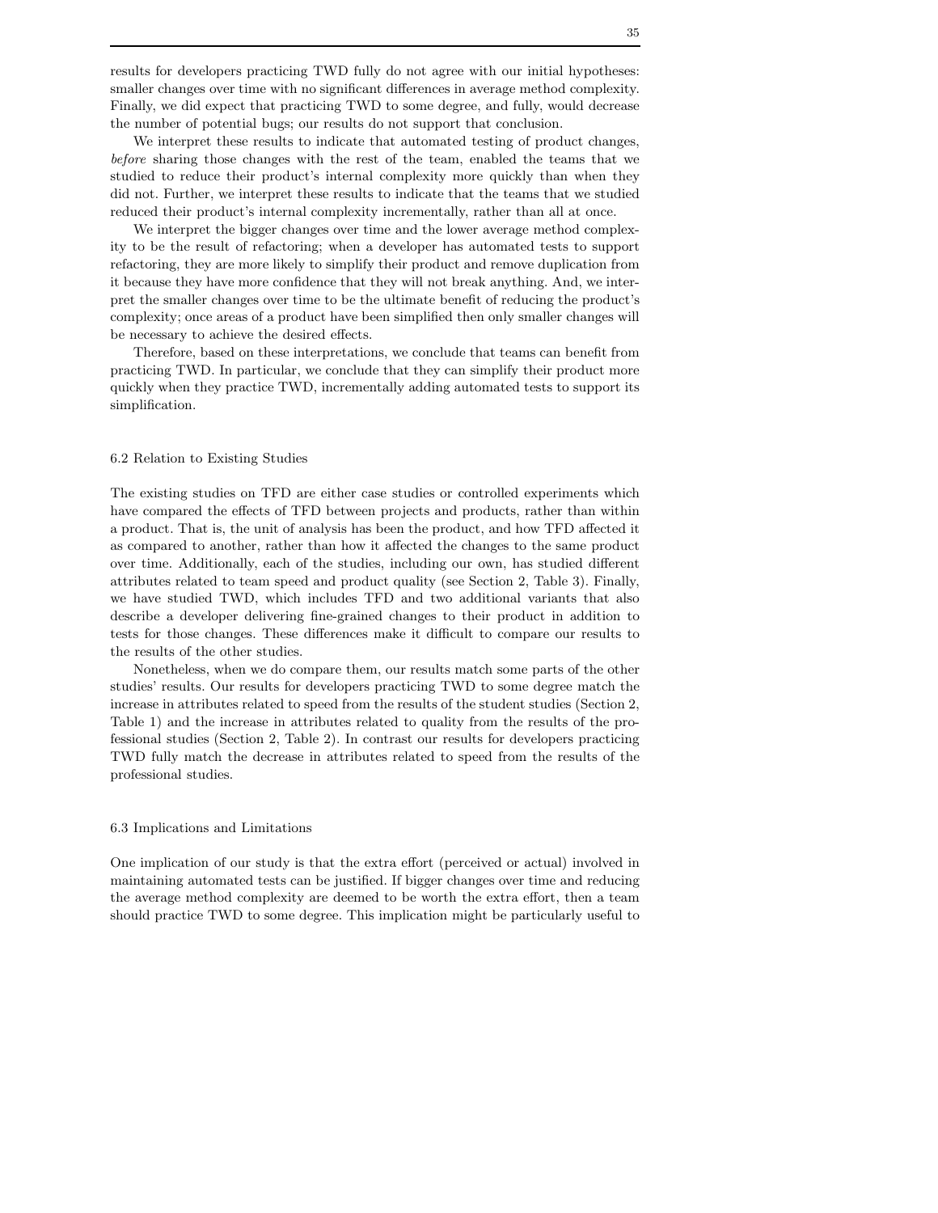results for developers practicing TWD fully do not agree with our initial hypotheses: smaller changes over time with no significant differences in average method complexity. Finally, we did expect that practicing TWD to some degree, and fully, would decrease the number of potential bugs; our results do not support that conclusion.

We interpret these results to indicate that automated testing of product changes, *before* sharing those changes with the rest of the team, enabled the teams that we studied to reduce their product's internal complexity more quickly than when they did not. Further, we interpret these results to indicate that the teams that we studied reduced their product's internal complexity incrementally, rather than all at once.

We interpret the bigger changes over time and the lower average method complexity to be the result of refactoring; when a developer has automated tests to support refactoring, they are more likely to simplify their product and remove duplication from it because they have more confidence that they will not break anything. And, we interpret the smaller changes over time to be the ultimate benefit of reducing the product's complexity; once areas of a product have been simplified then only smaller changes will be necessary to achieve the desired effects.

Therefore, based on these interpretations, we conclude that teams can benefit from practicing TWD. In particular, we conclude that they can simplify their product more quickly when they practice TWD, incrementally adding automated tests to support its simplification.

### 6.2 Relation to Existing Studies

The existing studies on TFD are either case studies or controlled experiments which have compared the effects of TFD between projects and products, rather than within a product. That is, the unit of analysis has been the product, and how TFD affected it as compared to another, rather than how it affected the changes to the same product over time. Additionally, each of the studies, including our own, has studied different attributes related to team speed and product quality (see Section 2, Table 3). Finally, we have studied TWD, which includes TFD and two additional variants that also describe a developer delivering fine-grained changes to their product in addition to tests for those changes. These differences make it difficult to compare our results to the results of the other studies.

Nonetheless, when we do compare them, our results match some parts of the other studies' results. Our results for developers practicing TWD to some degree match the increase in attributes related to speed from the results of the student studies (Section 2, Table 1) and the increase in attributes related to quality from the results of the professional studies (Section 2, Table 2). In contrast our results for developers practicing TWD fully match the decrease in attributes related to speed from the results of the professional studies.

### 6.3 Implications and Limitations

One implication of our study is that the extra effort (perceived or actual) involved in maintaining automated tests can be justified. If bigger changes over time and reducing the average method complexity are deemed to be worth the extra effort, then a team should practice TWD to some degree. This implication might be particularly useful to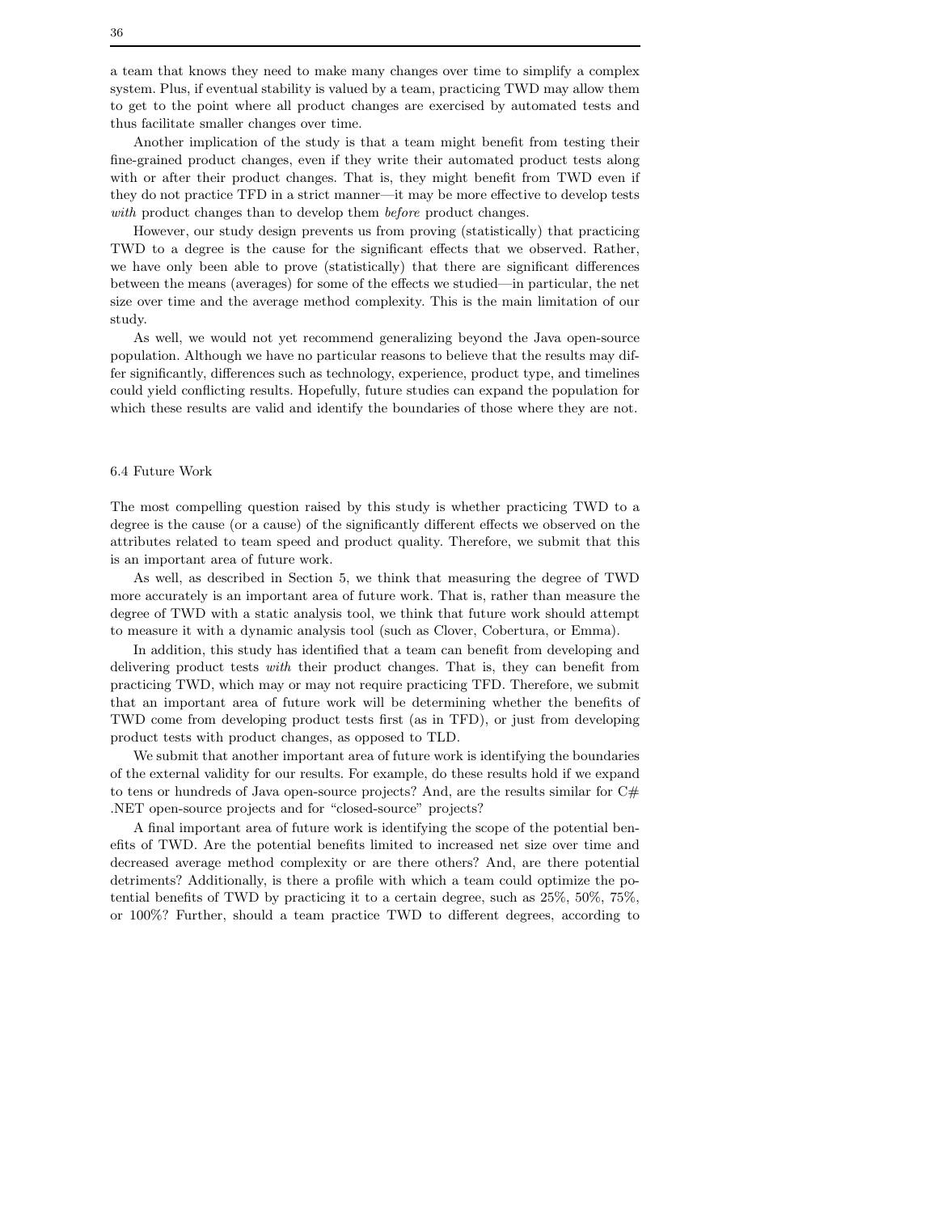a team that knows they need to make many changes over time to simplify a complex system. Plus, if eventual stability is valued by a team, practicing TWD may allow them to get to the point where all product changes are exercised by automated tests and thus facilitate smaller changes over time.

Another implication of the study is that a team might benefit from testing their fine-grained product changes, even if they write their automated product tests along with or after their product changes. That is, they might benefit from TWD even if they do not practice TFD in a strict manner—it may be more effective to develop tests *with* product changes than to develop them *before* product changes.

However, our study design prevents us from proving (statistically) that practicing TWD to a degree is the cause for the significant effects that we observed. Rather, we have only been able to prove (statistically) that there are significant differences between the means (averages) for some of the effects we studied—in particular, the net size over time and the average method complexity. This is the main limitation of our study.

As well, we would not yet recommend generalizing beyond the Java open-source population. Although we have no particular reasons to believe that the results may differ significantly, differences such as technology, experience, product type, and timelines could yield conflicting results. Hopefully, future studies can expand the population for which these results are valid and identify the boundaries of those where they are not.

### 6.4 Future Work

The most compelling question raised by this study is whether practicing TWD to a degree is the cause (or a cause) of the significantly different effects we observed on the attributes related to team speed and product quality. Therefore, we submit that this is an important area of future work.

As well, as described in Section 5, we think that measuring the degree of TWD more accurately is an important area of future work. That is, rather than measure the degree of TWD with a static analysis tool, we think that future work should attempt to measure it with a dynamic analysis tool (such as Clover, Cobertura, or Emma).

In addition, this study has identified that a team can benefit from developing and delivering product tests *with* their product changes. That is, they can benefit from practicing TWD, which may or may not require practicing TFD. Therefore, we submit that an important area of future work will be determining whether the benefits of TWD come from developing product tests first (as in TFD), or just from developing product tests with product changes, as opposed to TLD.

We submit that another important area of future work is identifying the boundaries of the external validity for our results. For example, do these results hold if we expand to tens or hundreds of Java open-source projects? And, are the results similar for C# .NET open-source projects and for "closed-source" projects?

A final important area of future work is identifying the scope of the potential benefits of TWD. Are the potential benefits limited to increased net size over time and decreased average method complexity or are there others? And, are there potential detriments? Additionally, is there a profile with which a team could optimize the potential benefits of TWD by practicing it to a certain degree, such as 25%, 50%, 75%, or 100%? Further, should a team practice TWD to different degrees, according to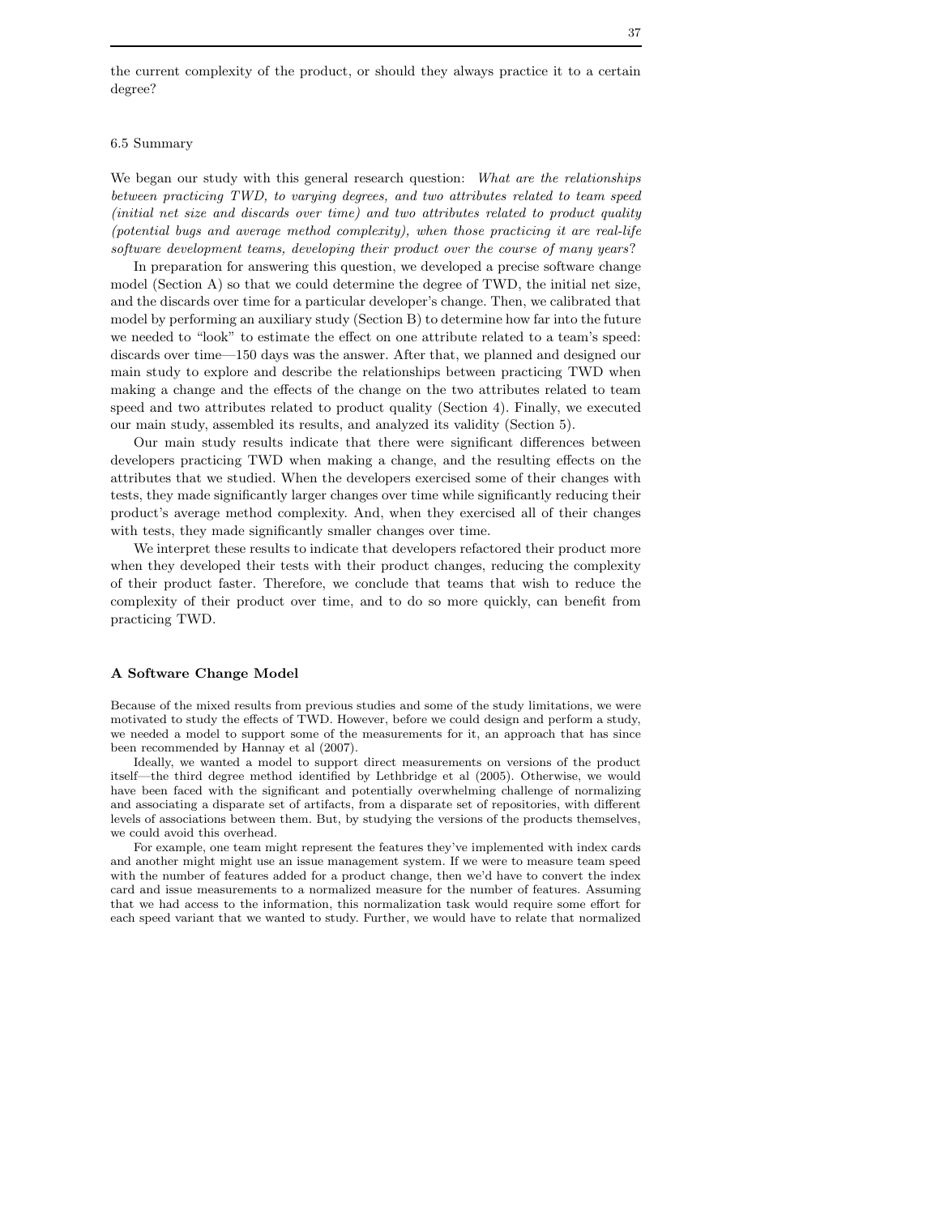the current complexity of the product, or should they always practice it to a certain degree?

### 6.5 Summary

We began our study with this general research question: *What are the relationships between practicing TWD, to varying degrees, and two attributes related to team speed (initial net size and discards over time) and two attributes related to product quality (potential bugs and average method complexity), when those practicing it are real-life software development teams, developing their product over the course of many years*?

In preparation for answering this question, we developed a precise software change model (Section A) so that we could determine the degree of TWD, the initial net size, and the discards over time for a particular developer's change. Then, we calibrated that model by performing an auxiliary study (Section B) to determine how far into the future we needed to "look" to estimate the effect on one attribute related to a team's speed: discards over time—150 days was the answer. After that, we planned and designed our main study to explore and describe the relationships between practicing TWD when making a change and the effects of the change on the two attributes related to team speed and two attributes related to product quality (Section 4). Finally, we executed our main study, assembled its results, and analyzed its validity (Section 5).

Our main study results indicate that there were significant differences between developers practicing TWD when making a change, and the resulting effects on the attributes that we studied. When the developers exercised some of their changes with tests, they made significantly larger changes over time while significantly reducing their product's average method complexity. And, when they exercised all of their changes with tests, they made significantly smaller changes over time.

We interpret these results to indicate that developers refactored their product more when they developed their tests with their product changes, reducing the complexity of their product faster. Therefore, we conclude that teams that wish to reduce the complexity of their product over time, and to do so more quickly, can benefit from practicing TWD.

## A Software Change Model

Because of the mixed results from previous studies and some of the study limitations, we were motivated to study the effects of TWD. However, before we could design and perform a study, we needed a model to support some of the measurements for it, an approach that has since been recommended by Hannay et al (2007).

Ideally, we wanted a model to support direct measurements on versions of the product itself—the third degree method identified by Lethbridge et al (2005). Otherwise, we would have been faced with the significant and potentially overwhelming challenge of normalizing and associating a disparate set of artifacts, from a disparate set of repositories, with different levels of associations between them. But, by studying the versions of the products themselves, we could avoid this overhead.

For example, one team might represent the features they've implemented with index cards and another might might use an issue management system. If we were to measure team speed with the number of features added for a product change, then we'd have to convert the index card and issue measurements to a normalized measure for the number of features. Assuming that we had access to the information, this normalization task would require some effort for each speed variant that we wanted to study. Further, we would have to relate that normalized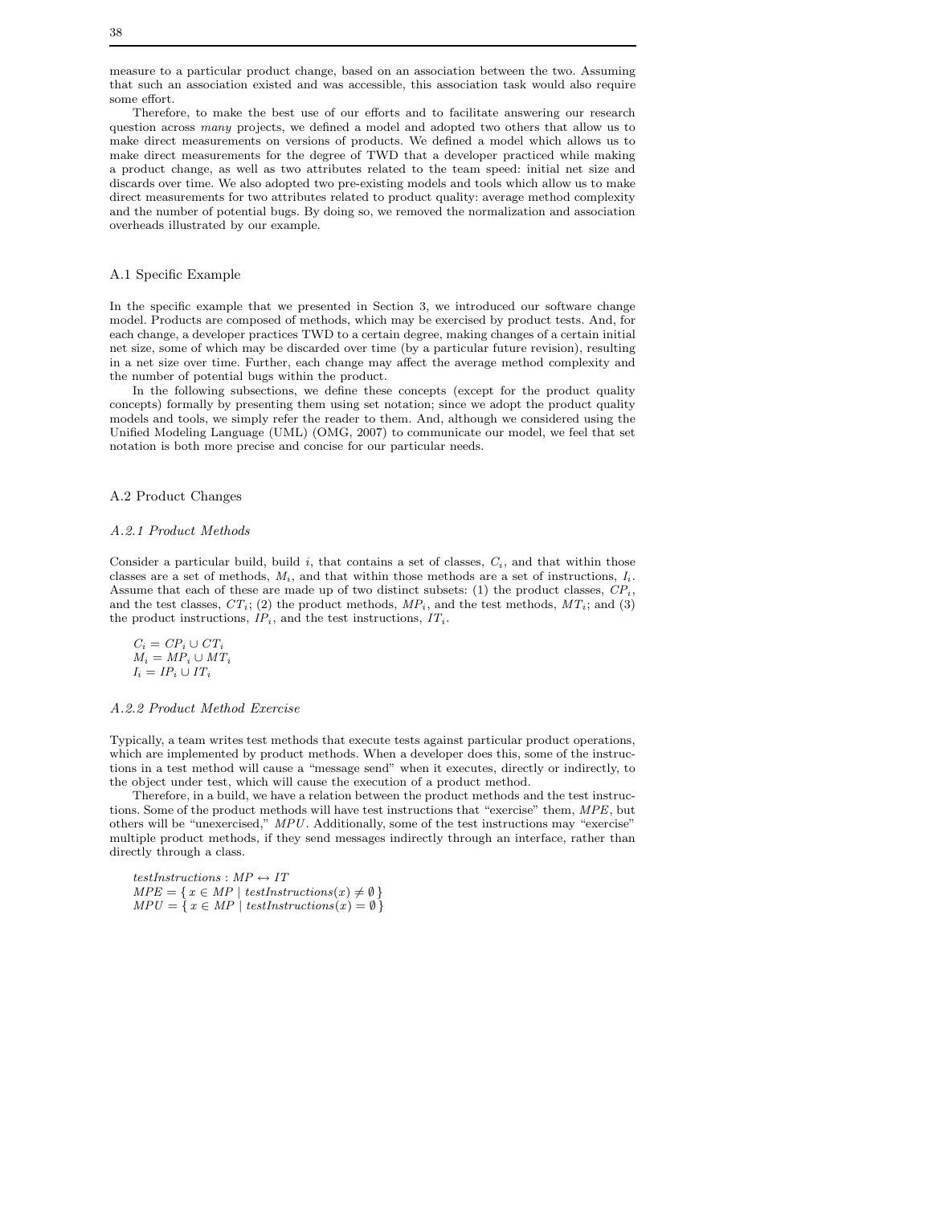measure to a particular product change, based on an association between the two. Assuming that such an association existed and was accessible, this association task would also require some effort.

Therefore, to make the best use of our efforts and to facilitate answering our research question across *many* projects, we defined a model and adopted two others that allow us to make direct measurements on versions of products. We defined a model which allows us to make direct measurements for the degree of TWD that a developer practiced while making a product change, as well as two attributes related to the team speed: initial net size and discards over time. We also adopted two pre-existing models and tools which allow us to make direct measurements for two attributes related to product quality: average method complexity and the number of potential bugs. By doing so, we removed the normalization and association overheads illustrated by our example.

## A.1 Specific Example

In the specific example that we presented in Section 3, we introduced our software change model. Products are composed of methods, which may be exercised by product tests. And, for each change, a developer practices TWD to a certain degree, making changes of a certain initial net size, some of which may be discarded over time (by a particular future revision), resulting in a net size over time. Further, each change may affect the average method complexity and the number of potential bugs within the product.

In the following subsections, we define these concepts (except for the product quality concepts) formally by presenting them using set notation; since we adopt the product quality models and tools, we simply refer the reader to them. And, although we considered using the Unified Modeling Language (UML) (OMG, 2007) to communicate our model, we feel that set notation is both more precise and concise for our particular needs.

## A.2 Product Changes

### A.2.1 Product Methods

Consider a particular build, build $i$, that contains a set of classes, $C_i$, and that within those classes are a set of methods, $M_i$, and that within those methods are a set of instructions, $I_i$. Assume that each of these are made up of two distinct subsets: (1) the product classes, $CP_i$, and the test classes, $CT_i$; (2) the product methods, $MP_i$, and the test methods, $MT_i$; and (3) the product instructions, $IP_i$, and the test instructions, $IT_i$.

$$
\begin{aligned}
C_i &= CP_i \cup CT_i \\
M_i &= MP_i \cup MT_i \\
I_i &= IP_i \cup IT_i
\end{aligned}
$$

### A.2.2 Product Method Exercise

Typically, a team writes test methods that execute tests against particular product operations, which are implemented by product methods. When a developer does this, some of the instructions in a test method will cause a "message send" when it executes, directly or indirectly, to the object under test, which will cause the execution of a product method.

Therefore, in a build, we have a relation between the product methods and the test instructions. Some of the product methods will have test instructions that "exercise" them, $MPE$, but others will be "unexercised," $MPU$. Additionally, some of the test instructions may "exercise" multiple product methods, if they send messages indirectly through an interface, rather than directly through a class.

$$
\begin{aligned}
&\mathit{testInstructions} : MP \leftrightarrow IT \\
&MPE = \{\, x \in MP \mid \mathit{testInstructions}(x) \neq \emptyset \,\} \\
&MPU = \{\, x \in MP \mid \mathit{testInstructions}(x) = \emptyset \,\}
\end{aligned}
$$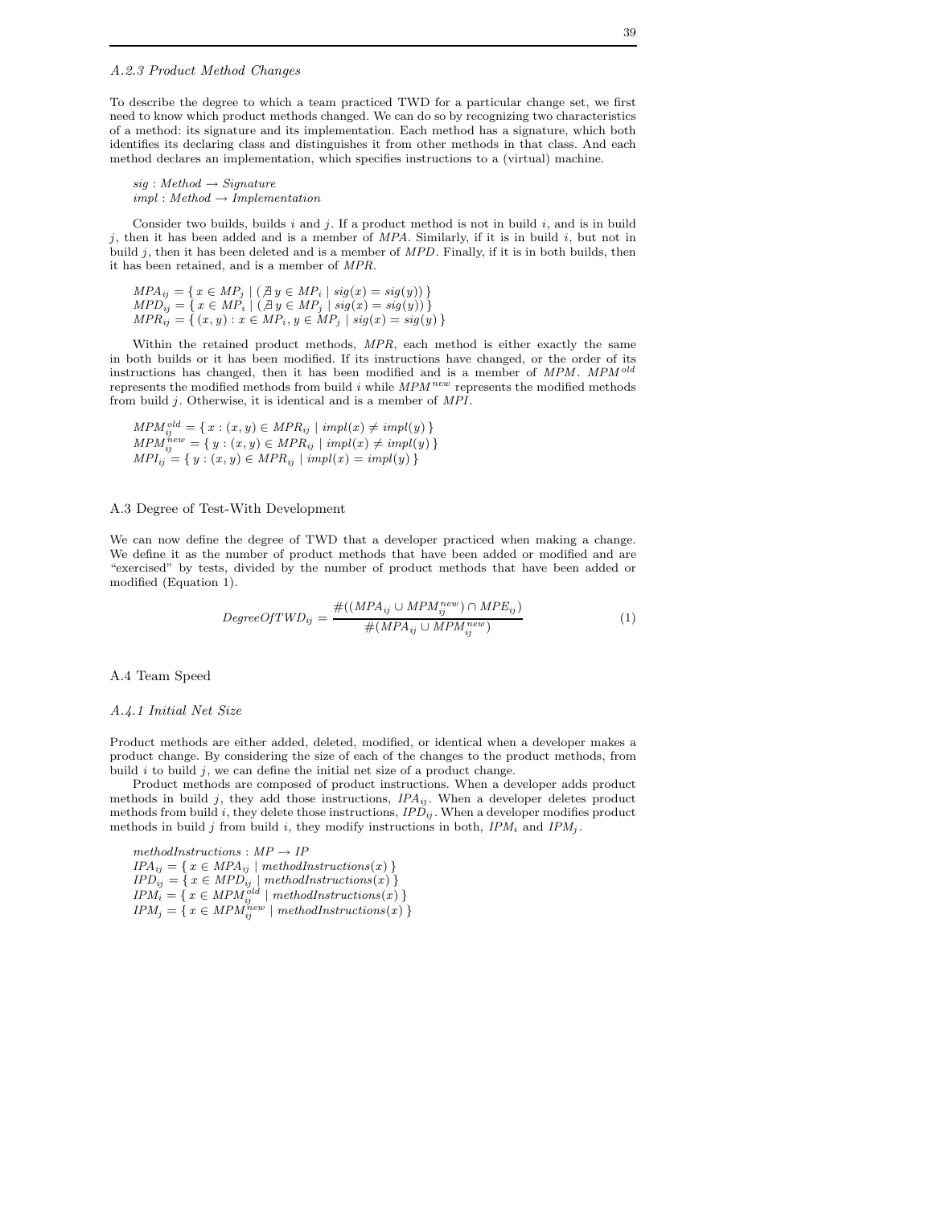### *A.2.3 Product Method Changes*

To describe the degree to which a team practiced TWD for a particular change set, we first need to know which product methods changed. We can do so by recognizing two characteristics of a method: its signature and its implementation. Each method has a signature, which both identifies its declaring class and distinguishes it from other methods in that class. And each method declares an implementation, which specifies instructions to a (virtual) machine.

$sig : Method \rightarrow Signature$
$impl : Method \rightarrow Implementation$

Consider two builds, builds $i$ and $j$. If a product method is not in build $i$, and is in build $j$, then it has been added and is a member of *MPA*. Similarly, if it is in build $i$, but not in build $j$, then it has been deleted and is a member of *MPD*. Finally, if it is in both builds, then it has been retained, and is a member of *MPR*.

$MPA_{ij} = \{\, x \in MP_j \mid (\nexists\, y \in MP_i \mid sig(x) = sig(y))\,\}$
$MPD_{ij} = \{\, x \in MP_i \mid (\nexists\, y \in MP_j \mid sig(x) = sig(y))\,\}$
$MPR_{ij} = \{\, (x, y) : x \in MP_i, y \in MP_j \mid sig(x) = sig(y)\,\}$

Within the retained product methods, *MPR*, each method is either exactly the same in both builds or it has been modified. If its instructions have changed, or the order of its instructions has changed, then it has been modified and is a member of *MPM*. $MPM^{old}$ represents the modified methods from build $i$ while $MPM^{new}$ represents the modified methods from build $j$. Otherwise, it is identical and is a member of *MPI*.

$MPM^{old}_{ij} = \{\, x : (x, y) \in MPR_{ij} \mid impl(x) \neq impl(y)\,\}$
$MPM^{new}_{ij} = \{\, y : (x, y) \in MPR_{ij} \mid impl(x) \neq impl(y)\,\}$
$MPI_{ij} = \{\, y : (x, y) \in MPR_{ij} \mid impl(x) = impl(y)\,\}$

## A.3 Degree of Test-With Development

We can now define the degree of TWD that a developer practiced when making a change. We define it as the number of product methods that have been added or modified and are "exercised" by tests, divided by the number of product methods that have been added or modified (Equation 1).

$$DegreeOfTWD_{ij} = \frac{\#((MPA_{ij} \cup MPM^{new}_{ij}) \cap MPE_{ij})}{\#(MPA_{ij} \cup MPM^{new}_{ij})} \tag{1}$$

## A.4 Team Speed

### *A.4.1 Initial Net Size*

Product methods are either added, deleted, modified, or identical when a developer makes a product change. By considering the size of each of the changes to the product methods, from build $i$ to build $j$, we can define the initial net size of a product change.

Product methods are composed of product instructions. When a developer adds product methods in build $j$, they add those instructions, $IPA_{ij}$. When a developer deletes product methods from build $i$, they delete those instructions, $IPD_{ij}$. When a developer modifies product methods in build $j$ from build $i$, they modify instructions in both, $IPM_i$ and $IPM_j$.

$methodInstructions : MP \rightarrow IP$
$IPA_{ij} = \{\, x \in MPA_{ij} \mid methodInstructions(x)\,\}$
$IPD_{ij} = \{\, x \in MPD_{ij} \mid methodInstructions(x)\,\}$
$IPM_i = \{\, x \in MPM^{old}_{ij} \mid methodInstructions(x)\,\}$
$IPM_j = \{\, x \in MPM^{new}_{ij} \mid methodInstructions(x)\,\}$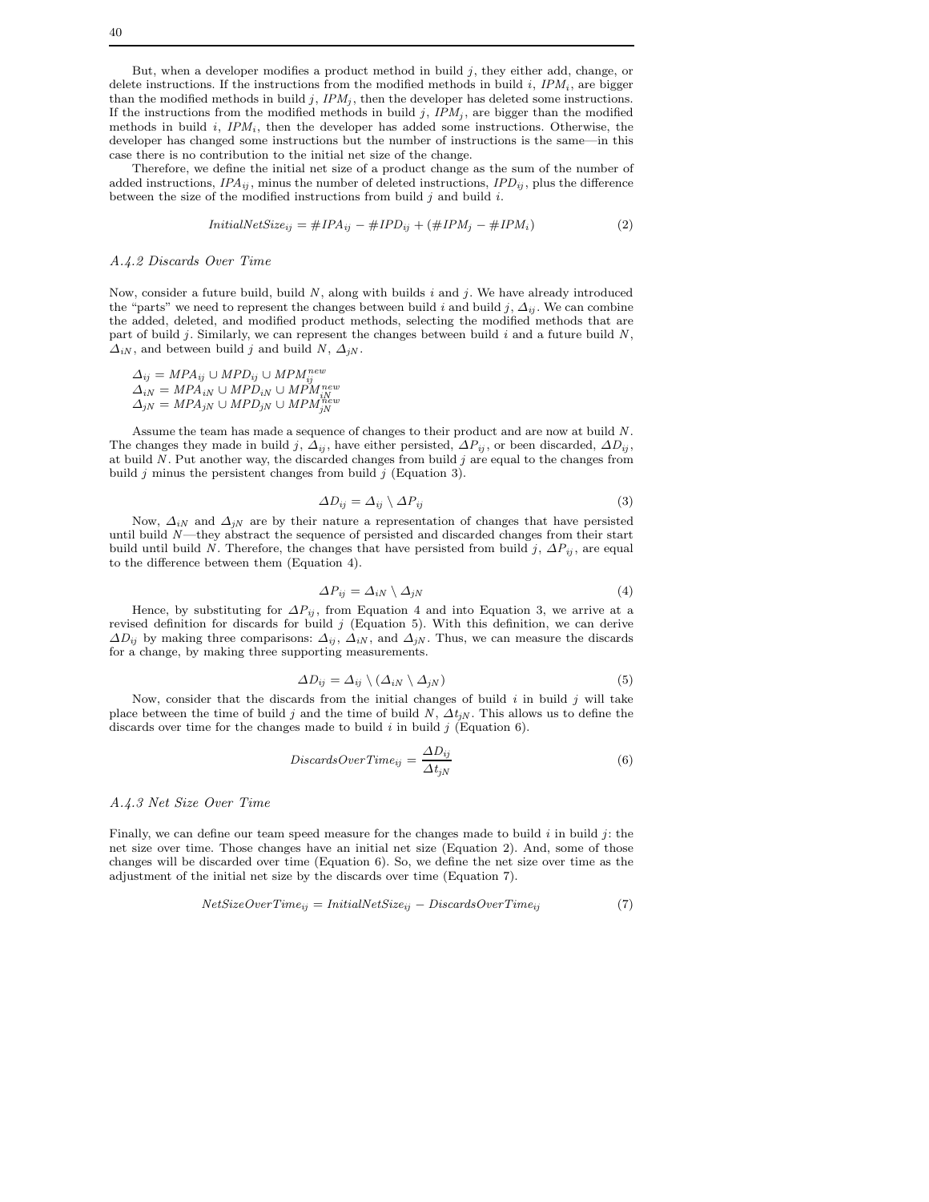But, when a developer modifies a product method in build $j$, they either add, change, or delete instructions. If the instructions from the modified methods in build $i$, $IPM_i$, are bigger than the modified methods in build $j$, $IPM_j$, then the developer has deleted some instructions. If the instructions from the modified methods in build $j$, $IPM_j$, are bigger than the modified methods in build $i$, $IPM_i$, then the developer has added some instructions. Otherwise, the developer has changed some instructions but the number of instructions is the same—in this case there is no contribution to the initial net size of the change.

Therefore, we define the initial net size of a product change as the sum of the number of added instructions, $IPA_{ij}$, minus the number of deleted instructions, $IPD_{ij}$, plus the difference between the size of the modified instructions from build $j$ and build $i$.

$$InitialNetSize_{ij} = \#IPA_{ij} - \#IPD_{ij} + (\#IPM_j - \#IPM_i) \tag{2}$$

### A.4.2 Discards Over Time

Now, consider a future build, build $N$, along with builds $i$ and $j$. We have already introduced the "parts" we need to represent the changes between build $i$ and build $j$, $\Delta_{ij}$. We can combine the added, deleted, and modified product methods, selecting the modified methods that are part of build $j$. Similarly, we can represent the changes between build $i$ and a future build $N$, $\Delta_{iN}$, and between build $j$ and build $N$, $\Delta_{jN}$.

$\Delta_{ij} = MPA_{ij} \cup MPD_{ij} \cup MPM_{ij}^{new}$
$\Delta_{iN} = MPA_{iN} \cup MPD_{iN} \cup MPM_{iN}^{new}$
$\Delta_{jN} = MPA_{jN} \cup MPD_{jN} \cup MPM_{jN}^{new}$

Assume the team has made a sequence of changes to their product and are now at build $N$. The changes they made in build $j$, $\Delta_{ij}$, have either persisted, $\Delta P_{ij}$, or been discarded, $\Delta D_{ij}$, at build $N$. Put another way, the discarded changes from build $j$ are equal to the changes from build $j$ minus the persistent changes from build $j$ (Equation 3).

$$\Delta D_{ij} = \Delta_{ij} \setminus \Delta P_{ij} \tag{3}$$

Now, $\Delta_{iN}$ and $\Delta_{jN}$ are by their nature a representation of changes that have persisted until build $N$—they abstract the sequence of persisted and discarded changes from their start build until build $N$. Therefore, the changes that have persisted from build $j$, $\Delta P_{ij}$, are equal to the difference between them (Equation 4).

$$\Delta P_{ij} = \Delta_{iN} \setminus \Delta_{jN} \tag{4}$$

Hence, by substituting for $\Delta P_{ij}$, from Equation 4 and into Equation 3, we arrive at a revised definition for discards for build $j$ (Equation 5). With this definition, we can derive $\Delta D_{ij}$ by making three comparisons: $\Delta_{ij}$, $\Delta_{iN}$, and $\Delta_{jN}$. Thus, we can measure the discards for a change, by making three supporting measurements.

$$\Delta D_{ij} = \Delta_{ij} \setminus (\Delta_{iN} \setminus \Delta_{jN}) \tag{5}$$

Now, consider that the discards from the initial changes of build $i$ in build $j$ will take place between the time of build $j$ and the time of build $N$, $\Delta t_{jN}$. This allows us to define the discards over time for the changes made to build $i$ in build $j$ (Equation 6).

$$DiscardsOverTime_{ij} = \frac{\Delta D_{ij}}{\Delta t_{jN}} \tag{6}$$

### A.4.3 Net Size Over Time

Finally, we can define our team speed measure for the changes made to build $i$ in build $j$: the net size over time. Those changes have an initial net size (Equation 2). And, some of those changes will be discarded over time (Equation 6). So, we define the net size over time as the adjustment of the initial net size by the discards over time (Equation 7).

$$NetSizeOverTime_{ij} = InitialNetSize_{ij} - DiscardsOverTime_{ij} \tag{7}$$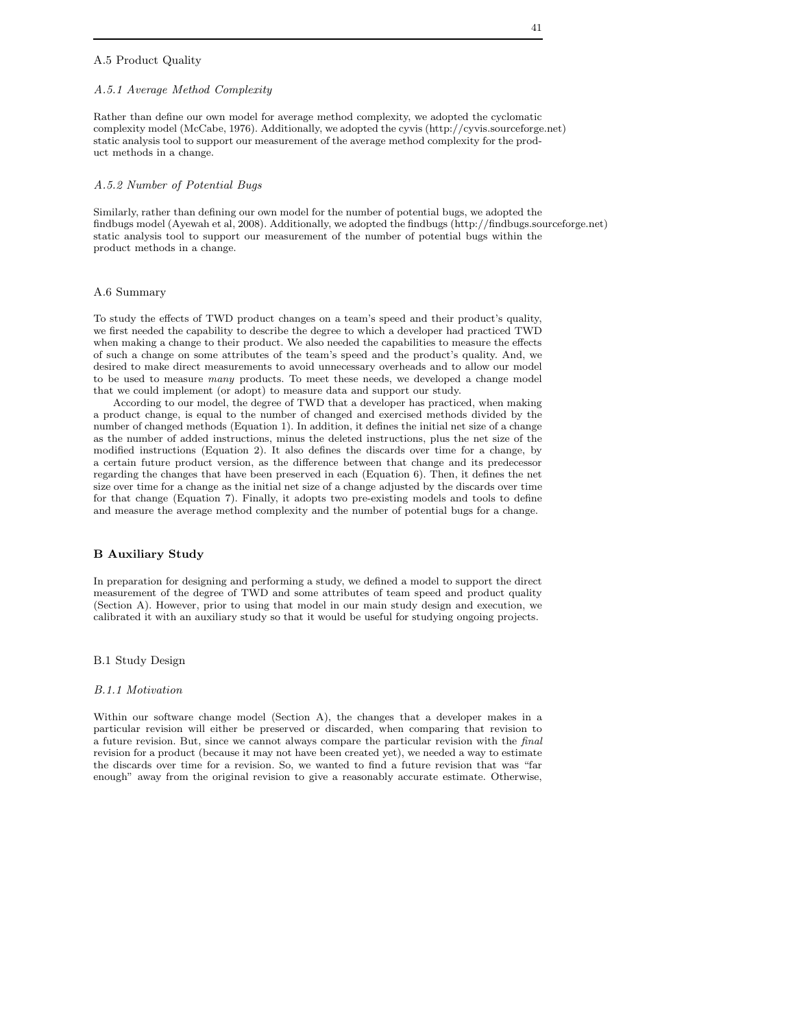### A.5 Product Quality

#### *A.5.1 Average Method Complexity*

Rather than define our own model for average method complexity, we adopted the cyclomatic complexity model (McCabe, 1976). Additionally, we adopted the cyvis (http://cyvis.sourceforge.net) static analysis tool to support our measurement of the average method complexity for the product methods in a change.

#### *A.5.2 Number of Potential Bugs*

Similarly, rather than defining our own model for the number of potential bugs, we adopted the findbugs model (Ayewah et al, 2008). Additionally, we adopted the findbugs (http://findbugs.sourceforge.net) static analysis tool to support our measurement of the number of potential bugs within the product methods in a change.

### A.6 Summary

To study the effects of TWD product changes on a team's speed and their product's quality, we first needed the capability to describe the degree to which a developer had practiced TWD when making a change to their product. We also needed the capabilities to measure the effects of such a change on some attributes of the team's speed and the product's quality. And, we desired to make direct measurements to avoid unnecessary overheads and to allow our model to be used to measure *many* products. To meet these needs, we developed a change model that we could implement (or adopt) to measure data and support our study.

According to our model, the degree of TWD that a developer has practiced, when making a product change, is equal to the number of changed and exercised methods divided by the number of changed methods (Equation 1). In addition, it defines the initial net size of a change as the number of added instructions, minus the deleted instructions, plus the net size of the modified instructions (Equation 2). It also defines the discards over time for a change, by a certain future product version, as the difference between that change and its predecessor regarding the changes that have been preserved in each (Equation 6). Then, it defines the net size over time for a change as the initial net size of a change adjusted by the discards over time for that change (Equation 7). Finally, it adopts two pre-existing models and tools to define and measure the average method complexity and the number of potential bugs for a change.

## B Auxiliary Study

In preparation for designing and performing a study, we defined a model to support the direct measurement of the degree of TWD and some attributes of team speed and product quality (Section A). However, prior to using that model in our main study design and execution, we calibrated it with an auxiliary study so that it would be useful for studying ongoing projects.

### B.1 Study Design

#### *B.1.1 Motivation*

Within our software change model (Section A), the changes that a developer makes in a particular revision will either be preserved or discarded, when comparing that revision to a future revision. But, since we cannot always compare the particular revision with the *final* revision for a product (because it may not have been created yet), we needed a way to estimate the discards over time for a revision. So, we wanted to find a future revision that was "far enough" away from the original revision to give a reasonably accurate estimate. Otherwise,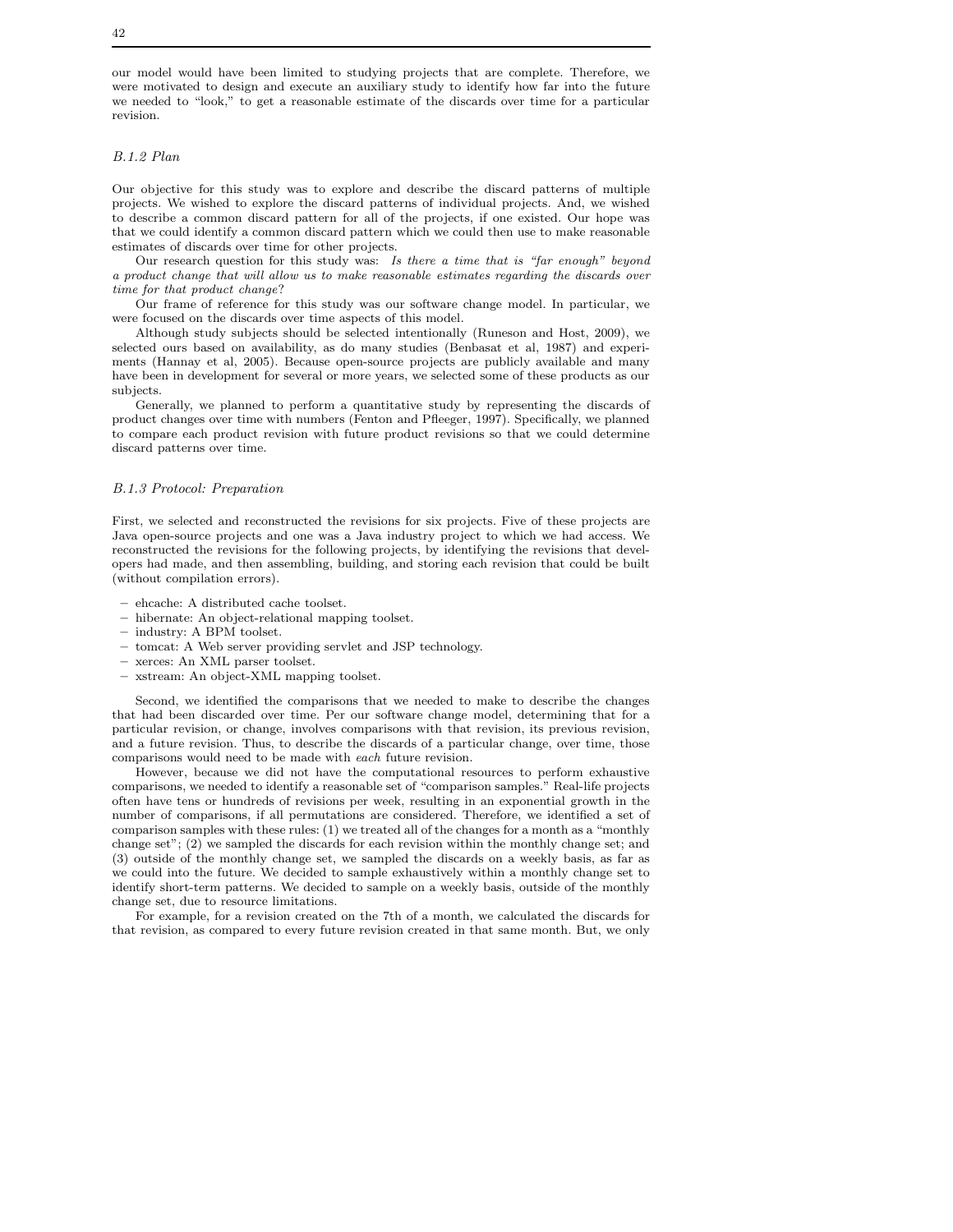our model would have been limited to studying projects that are complete. Therefore, we were motivated to design and execute an auxiliary study to identify how far into the future we needed to "look," to get a reasonable estimate of the discards over time for a particular revision.

### *B.1.2 Plan*

Our objective for this study was to explore and describe the discard patterns of multiple projects. We wished to explore the discard patterns of individual projects. And, we wished to describe a common discard pattern for all of the projects, if one existed. Our hope was that we could identify a common discard pattern which we could then use to make reasonable estimates of discards over time for other projects.

Our research question for this study was: *Is there a time that is "far enough" beyond a product change that will allow us to make reasonable estimates regarding the discards over time for that product change*?

Our frame of reference for this study was our software change model. In particular, we were focused on the discards over time aspects of this model.

Although study subjects should be selected intentionally (Runeson and Host, 2009), we selected ours based on availability, as do many studies (Benbasat et al, 1987) and experiments (Hannay et al, 2005). Because open-source projects are publicly available and many have been in development for several or more years, we selected some of these products as our subjects.

Generally, we planned to perform a quantitative study by representing the discards of product changes over time with numbers (Fenton and Pfleeger, 1997). Specifically, we planned to compare each product revision with future product revisions so that we could determine discard patterns over time.

### *B.1.3 Protocol: Preparation*

First, we selected and reconstructed the revisions for six projects. Five of these projects are Java open-source projects and one was a Java industry project to which we had access. We reconstructed the revisions for the following projects, by identifying the revisions that developers had made, and then assembling, building, and storing each revision that could be built (without compilation errors).

- ehcache: A distributed cache toolset.
- hibernate: An object-relational mapping toolset.
- industry: A BPM toolset.
- tomcat: A Web server providing servlet and JSP technology.
- xerces: An XML parser toolset.
- xstream: An object-XML mapping toolset.

Second, we identified the comparisons that we needed to make to describe the changes that had been discarded over time. Per our software change model, determining that for a particular revision, or change, involves comparisons with that revision, its previous revision, and a future revision. Thus, to describe the discards of a particular change, over time, those comparisons would need to be made with *each* future revision.

However, because we did not have the computational resources to perform exhaustive comparisons, we needed to identify a reasonable set of "comparison samples." Real-life projects often have tens or hundreds of revisions per week, resulting in an exponential growth in the number of comparisons, if all permutations are considered. Therefore, we identified a set of comparison samples with these rules: (1) we treated all of the changes for a month as a "monthly change set"; (2) we sampled the discards for each revision within the monthly change set; and (3) outside of the monthly change set, we sampled the discards on a weekly basis, as far as we could into the future. We decided to sample exhaustively within a monthly change set to identify short-term patterns. We decided to sample on a weekly basis, outside of the monthly change set, due to resource limitations.

For example, for a revision created on the 7th of a month, we calculated the discards for that revision, as compared to every future revision created in that same month. But, we only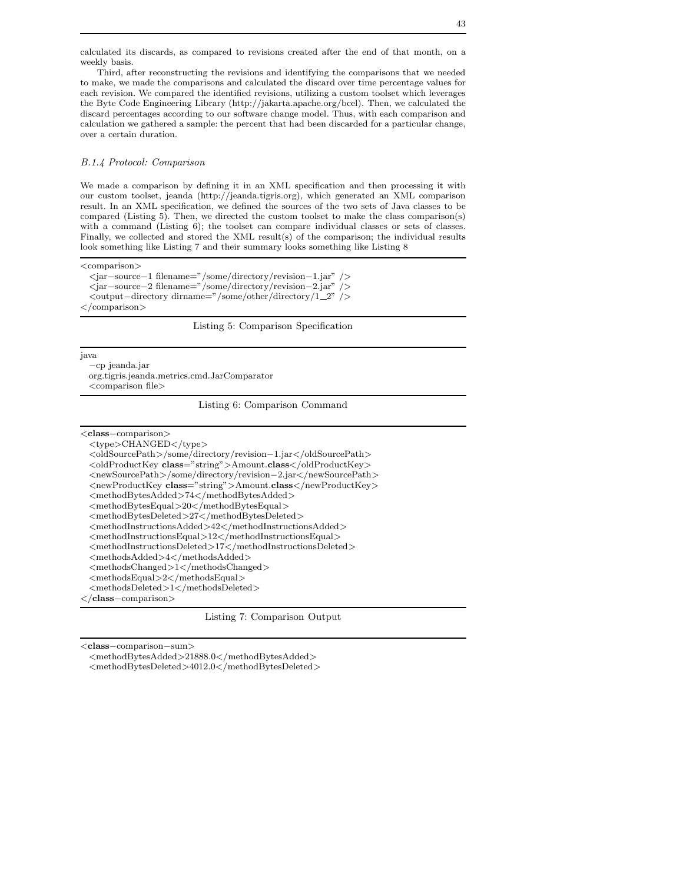calculated its discards, as compared to revisions created after the end of that month, on a weekly basis.

Third, after reconstructing the revisions and identifying the comparisons that we needed to make, we made the comparisons and calculated the discard over time percentage values for each revision. We compared the identified revisions, utilizing a custom toolset which leverages the Byte Code Engineering Library (http://jakarta.apache.org/bcel). Then, we calculated the discard percentages according to our software change model. Thus, with each comparison and calculation we gathered a sample: the percent that had been discarded for a particular change, over a certain duration.

### *B.1.4 Protocol: Comparison*

We made a comparison by defining it in an XML specification and then processing it with our custom toolset, jeanda (http://jeanda.tigris.org), which generated an XML comparison result. In an XML specification, we defined the sources of the two sets of Java classes to be compared (Listing 5). Then, we directed the custom toolset to make the class comparison(s) with a command (Listing 6); the toolset can compare individual classes or sets of classes. Finally, we collected and stored the XML result(s) of the comparison; the individual results look something like Listing 7 and their summary looks something like Listing 8

```
<comparison>
  <jar-source-1 filename="/some/directory/revision-1.jar" />
  <jar-source-2 filename="/some/directory/revision-2.jar" />
  <output-directory dirname="/some/other/directory/1_2" />
</comparison>
```

Listing 5: Comparison Specification

```
java
  -cp jeanda.jar
  org.tigris.jeanda.metrics.cmd.JarComparator
  <comparison file>
```

Listing 6: Comparison Command

```
<class-comparison>
  <type>CHANGED</type>
  <oldSourcePath>/some/directory/revision-1.jar</oldSourcePath>
  <oldProductKey class="string">Amount.class</oldProductKey>
  <newSourcePath>/some/directory/revision-2.jar</newSourcePath>
  <newProductKey class="string">Amount.class</newProductKey>
  <methodBytesAdded>74</methodBytesAdded>
  <methodBytesEqual>20</methodBytesEqual>
  <methodBytesDeleted>27</methodBytesDeleted>
  <methodInstructionsAdded>42</methodInstructionsAdded>
  <methodInstructionsEqual>12</methodInstructionsEqual>
  <methodInstructionsDeleted>17</methodInstructionsDeleted>
  <methodsAdded>4</methodsAdded>
  <methodsChanged>1</methodsChanged>
  <methodsEqual>2</methodsEqual>
  <methodsDeleted>1</methodsDeleted>
</class-comparison>
```

Listing 7: Comparison Output

```
<class-comparison-sum>
  <methodBytesAdded>21888.0</methodBytesAdded>
  <methodBytesDeleted>4012.0</methodBytesDeleted>
```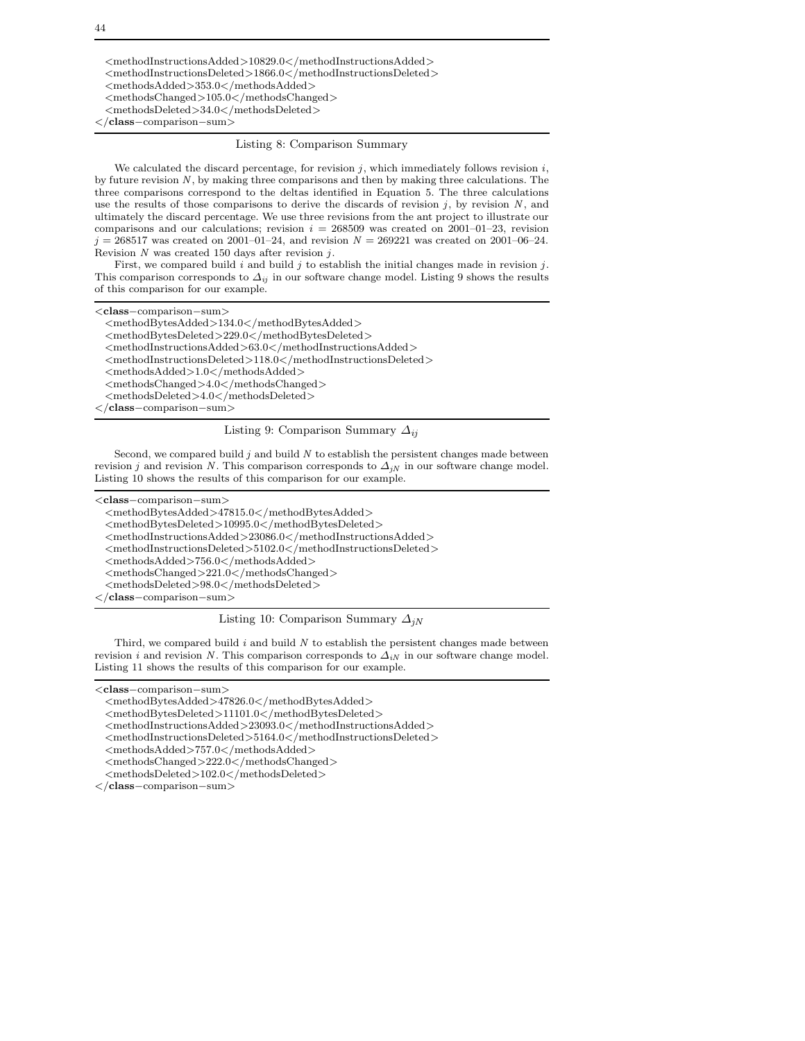```
  <methodInstructionsAdded>10829.0</methodInstructionsAdded>
  <methodInstructionsDeleted>1866.0</methodInstructionsDeleted>
  <methodsAdded>353.0</methodsAdded>
  <methodsChanged>105.0</methodsChanged>
  <methodsDeleted>34.0</methodsDeleted>
</class-comparison-sum>
```

Listing 8: Comparison Summary

We calculated the discard percentage, for revision $j$, which immediately follows revision $i$, by future revision $N$, by making three comparisons and then by making three calculations. The three comparisons correspond to the deltas identified in Equation 5. The three calculations use the results of those comparisons to derive the discards of revision $j$, by revision $N$, and ultimately the discard percentage. We use three revisions from the ant project to illustrate our comparisons and our calculations; revision $i = 268509$ was created on 2001–01–23, revision $j = 268517$ was created on 2001–01–24, and revision $N = 269221$ was created on 2001–06–24. Revision $N$ was created 150 days after revision $j$.

First, we compared build $i$ and build $j$ to establish the initial changes made in revision $j$. This comparison corresponds to $\Delta_{ij}$ in our software change model. Listing 9 shows the results of this comparison for our example.

```
<class-comparison-sum>
  <methodBytesAdded>134.0</methodBytesAdded>
  <methodBytesDeleted>229.0</methodBytesDeleted>
  <methodInstructionsAdded>63.0</methodInstructionsAdded>
  <methodInstructionsDeleted>118.0</methodInstructionsDeleted>
  <methodsAdded>1.0</methodsAdded>
  <methodsChanged>4.0</methodsChanged>
  <methodsDeleted>4.0</methodsDeleted>
</class-comparison-sum>
```

Listing 9: Comparison Summary $\Delta_{ij}$

Second, we compared build $j$ and build $N$ to establish the persistent changes made between revision $j$ and revision $N$. This comparison corresponds to $\Delta_{jN}$ in our software change model. Listing 10 shows the results of this comparison for our example.

```
<class-comparison-sum>
  <methodBytesAdded>47815.0</methodBytesAdded>
  <methodBytesDeleted>10995.0</methodBytesDeleted>
  <methodInstructionsAdded>23086.0</methodInstructionsAdded>
  <methodInstructionsDeleted>5102.0</methodInstructionsDeleted>
  <methodsAdded>756.0</methodsAdded>
  <methodsChanged>221.0</methodsChanged>
  <methodsDeleted>98.0</methodsDeleted>
</class-comparison-sum>
```

Listing 10: Comparison Summary $\Delta_{jN}$

Third, we compared build $i$ and build $N$ to establish the persistent changes made between revision $i$ and revision $N$. This comparison corresponds to $\Delta_{iN}$ in our software change model. Listing 11 shows the results of this comparison for our example.

```
<class-comparison-sum>
  <methodBytesAdded>47826.0</methodBytesAdded>
  <methodBytesDeleted>11101.0</methodBytesDeleted>
  <methodInstructionsAdded>23093.0</methodInstructionsAdded>
  <methodInstructionsDeleted>5164.0</methodInstructionsDeleted>
  <methodsAdded>757.0</methodsAdded>
  <methodsChanged>222.0</methodsChanged>
  <methodsDeleted>102.0</methodsDeleted>
</class-comparison-sum>
```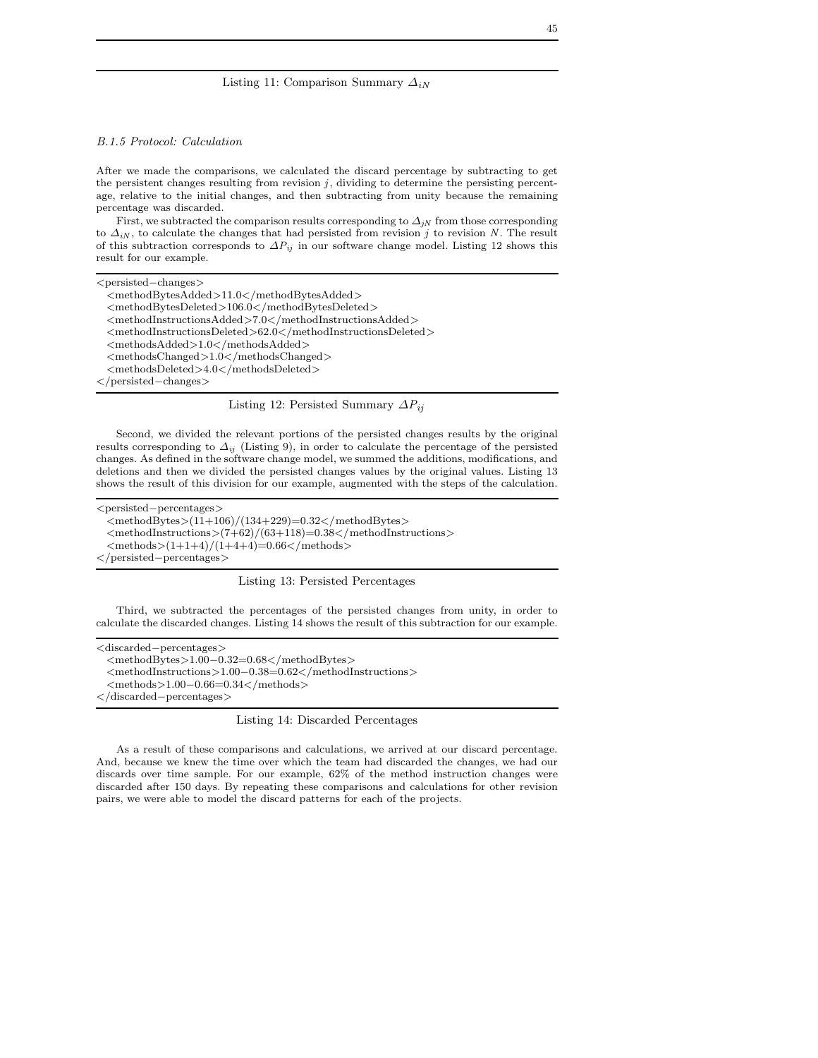Listing 11: Comparison Summary $\Delta_{iN}$

*B.1.5 Protocol: Calculation*

After we made the comparisons, we calculated the discard percentage by subtracting to get the persistent changes resulting from revision $j$, dividing to determine the persisting percentage, relative to the initial changes, and then subtracting from unity because the remaining percentage was discarded.

First, we subtracted the comparison results corresponding to $\Delta_{jN}$ from those corresponding to $\Delta_{iN}$, to calculate the changes that had persisted from revision $j$ to revision $N$. The result of this subtraction corresponds to $\Delta P_{ij}$ in our software change model. Listing 12 shows this result for our example.

```
<persisted−changes>
  <methodBytesAdded>11.0</methodBytesAdded>
  <methodBytesDeleted>106.0</methodBytesDeleted>
  <methodInstructionsAdded>7.0</methodInstructionsAdded>
  <methodInstructionsDeleted>62.0</methodInstructionsDeleted>
  <methodsAdded>1.0</methodsAdded>
  <methodsChanged>1.0</methodsChanged>
  <methodsDeleted>4.0</methodsDeleted>
</persisted−changes>
```

Listing 12: Persisted Summary $\Delta P_{ij}$

Second, we divided the relevant portions of the persisted changes results by the original results corresponding to $\Delta_{ij}$ (Listing 9), in order to calculate the percentage of the persisted changes. As defined in the software change model, we summed the additions, modifications, and deletions and then we divided the persisted changes values by the original values. Listing 13 shows the result of this division for our example, augmented with the steps of the calculation.

```
<persisted−percentages>
  <methodBytes>(11+106)/(134+229)=0.32</methodBytes>
  <methodInstructions>(7+62)/(63+118)=0.38</methodInstructions>
  <methods>(1+1+4)/(1+4+4)=0.66</methods>
</persisted−percentages>
```

Listing 13: Persisted Percentages

Third, we subtracted the percentages of the persisted changes from unity, in order to calculate the discarded changes. Listing 14 shows the result of this subtraction for our example.

```
<discarded−percentages>
  <methodBytes>1.00−0.32=0.68</methodBytes>
  <methodInstructions>1.00−0.38=0.62</methodInstructions>
  <methods>1.00−0.66=0.34</methods>
</discarded−percentages>
```

Listing 14: Discarded Percentages

As a result of these comparisons and calculations, we arrived at our discard percentage. And, because we knew the time over which the team had discarded the changes, we had our discards over time sample. For our example, 62% of the method instruction changes were discarded after 150 days. By repeating these comparisons and calculations for other revision pairs, we were able to model the discard patterns for each of the projects.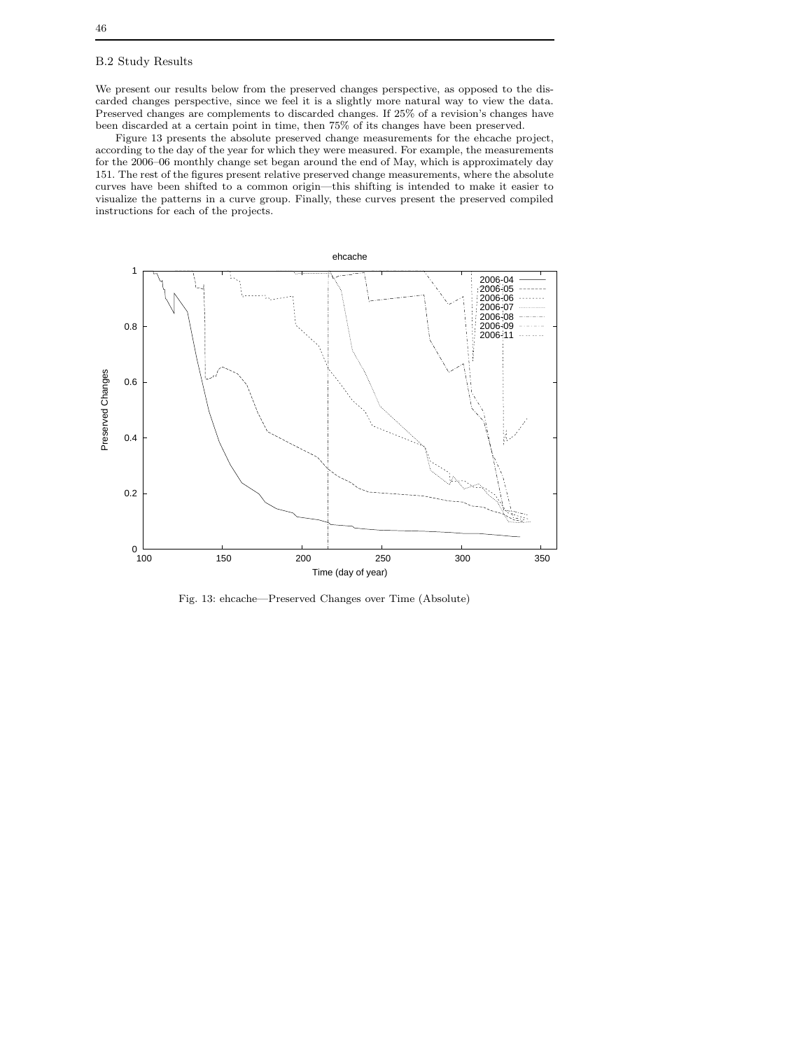## B.2 Study Results

We present our results below from the preserved changes perspective, as opposed to the discarded changes perspective, since we feel it is a slightly more natural way to view the data. Preserved changes are complements to discarded changes. If 25% of a revision's changes have been discarded at a certain point in time, then 75% of its changes have been preserved.

Figure 13 presents the absolute preserved change measurements for the ehcache project, according to the day of the year for which they were measured. For example, the measurements for the 2006–06 monthly change set began around the end of May, which is approximately day 151. The rest of the figures present relative preserved change measurements, where the absolute curves have been shifted to a common origin—this shifting is intended to make it easier to visualize the patterns in a curve group. Finally, these curves present the preserved compiled instructions for each of the projects.

Fig. 13: ehcache—Preserved Changes over Time (Absolute)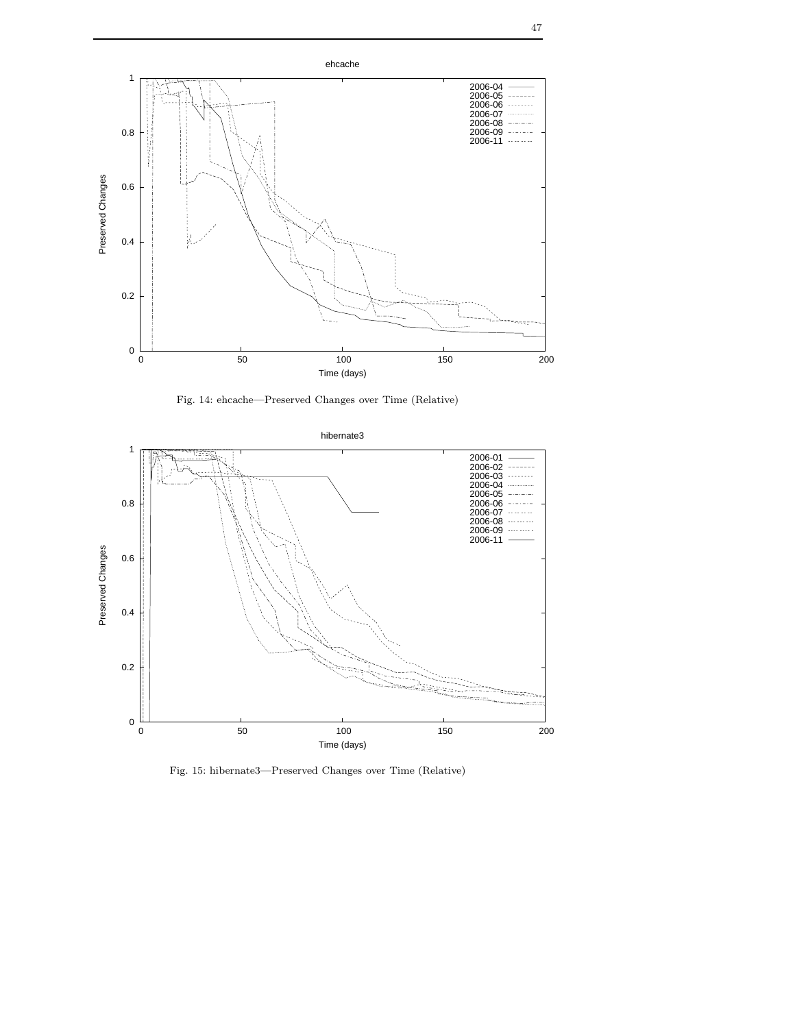Fig. 14: ehcache—Preserved Changes over Time (Relative)

Fig. 15: hibernate3—Preserved Changes over Time (Relative)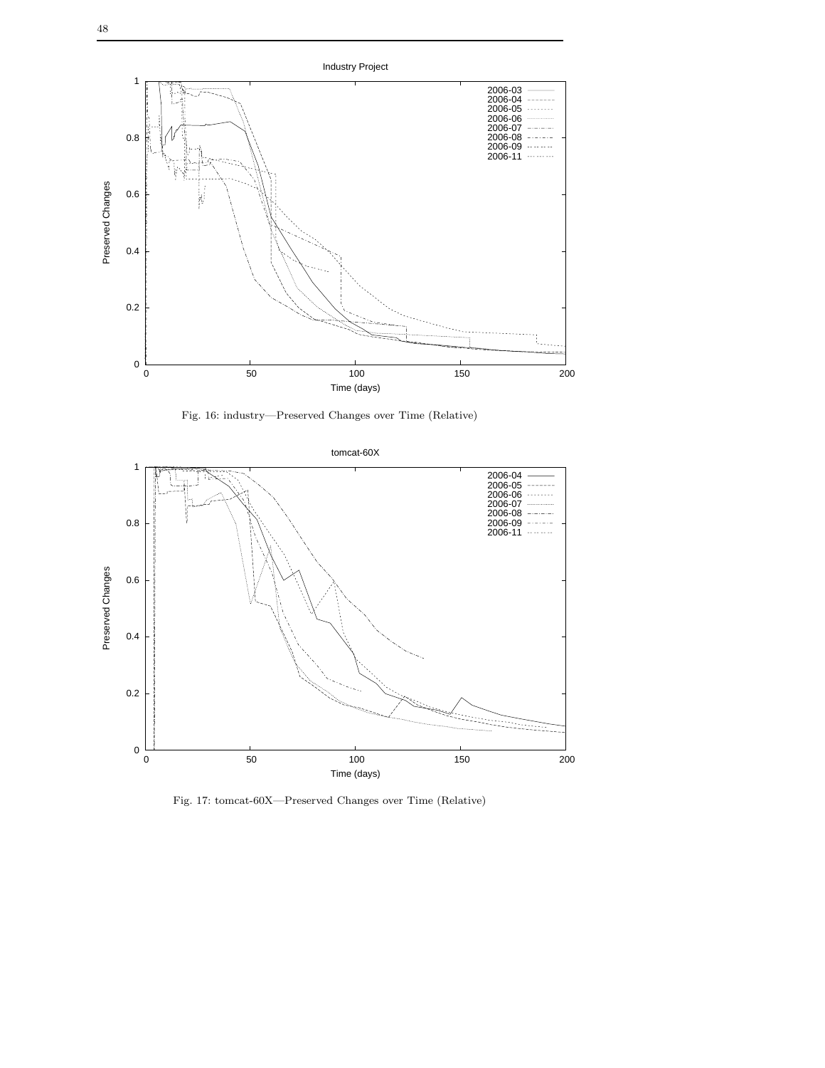Fig. 16: industry—Preserved Changes over Time (Relative)

Fig. 17: tomcat-60X—Preserved Changes over Time (Relative)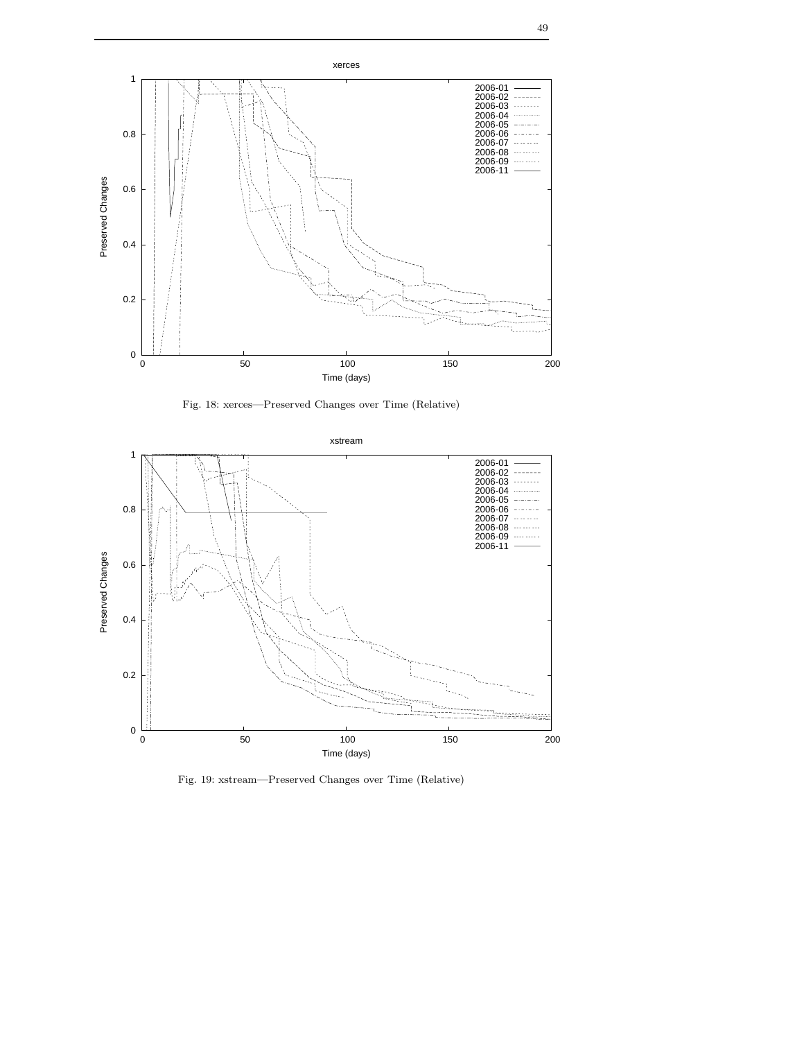Fig. 18: xerces—Preserved Changes over Time (Relative)

Fig. 19: xstream—Preserved Changes over Time (Relative)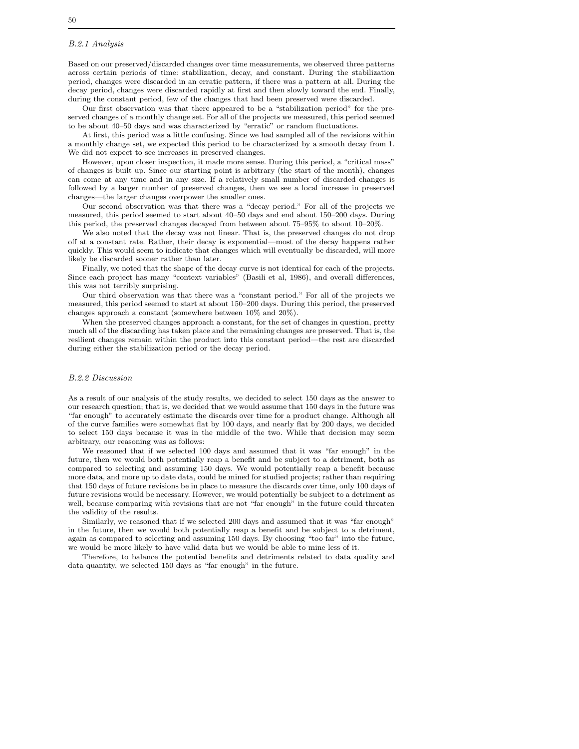### B.2.1 Analysis

Based on our preserved/discarded changes over time measurements, we observed three patterns across certain periods of time: stabilization, decay, and constant. During the stabilization period, changes were discarded in an erratic pattern, if there was a pattern at all. During the decay period, changes were discarded rapidly at first and then slowly toward the end. Finally, during the constant period, few of the changes that had been preserved were discarded.

Our first observation was that there appeared to be a "stabilization period" for the preserved changes of a monthly change set. For all of the projects we measured, this period seemed to be about 40–50 days and was characterized by "erratic" or random fluctuations.

At first, this period was a little confusing. Since we had sampled all of the revisions within a monthly change set, we expected this period to be characterized by a smooth decay from 1. We did not expect to see increases in preserved changes.

However, upon closer inspection, it made more sense. During this period, a "critical mass" of changes is built up. Since our starting point is arbitrary (the start of the month), changes can come at any time and in any size. If a relatively small number of discarded changes is followed by a larger number of preserved changes, then we see a local increase in preserved changes—the larger changes overpower the smaller ones.

Our second observation was that there was a "decay period." For all of the projects we measured, this period seemed to start about 40–50 days and end about 150–200 days. During this period, the preserved changes decayed from between about 75–95% to about 10–20%.

We also noted that the decay was not linear. That is, the preserved changes do not drop off at a constant rate. Rather, their decay is exponential—most of the decay happens rather quickly. This would seem to indicate that changes which will eventually be discarded, will more likely be discarded sooner rather than later.

Finally, we noted that the shape of the decay curve is not identical for each of the projects. Since each project has many "context variables" (Basili et al, 1986), and overall differences, this was not terribly surprising.

Our third observation was that there was a "constant period." For all of the projects we measured, this period seemed to start at about 150–200 days. During this period, the preserved changes approach a constant (somewhere between 10% and 20%).

When the preserved changes approach a constant, for the set of changes in question, pretty much all of the discarding has taken place and the remaining changes are preserved. That is, the resilient changes remain within the product into this constant period—the rest are discarded during either the stabilization period or the decay period.

### B.2.2 Discussion

As a result of our analysis of the study results, we decided to select 150 days as the answer to our research question; that is, we decided that we would assume that 150 days in the future was "far enough" to accurately estimate the discards over time for a product change. Although all of the curve families were somewhat flat by 100 days, and nearly flat by 200 days, we decided to select 150 days because it was in the middle of the two. While that decision may seem arbitrary, our reasoning was as follows:

We reasoned that if we selected 100 days and assumed that it was "far enough" in the future, then we would both potentially reap a benefit and be subject to a detriment, both as compared to selecting and assuming 150 days. We would potentially reap a benefit because more data, and more up to date data, could be mined for studied projects; rather than requiring that 150 days of future revisions be in place to measure the discards over time, only 100 days of future revisions would be necessary. However, we would potentially be subject to a detriment as well, because comparing with revisions that are not "far enough" in the future could threaten the validity of the results.

Similarly, we reasoned that if we selected 200 days and assumed that it was "far enough" in the future, then we would both potentially reap a benefit and be subject to a detriment, again as compared to selecting and assuming 150 days. By choosing "too far" into the future, we would be more likely to have valid data but we would be able to mine less of it.

Therefore, to balance the potential benefits and detriments related to data quality and data quantity, we selected 150 days as "far enough" in the future.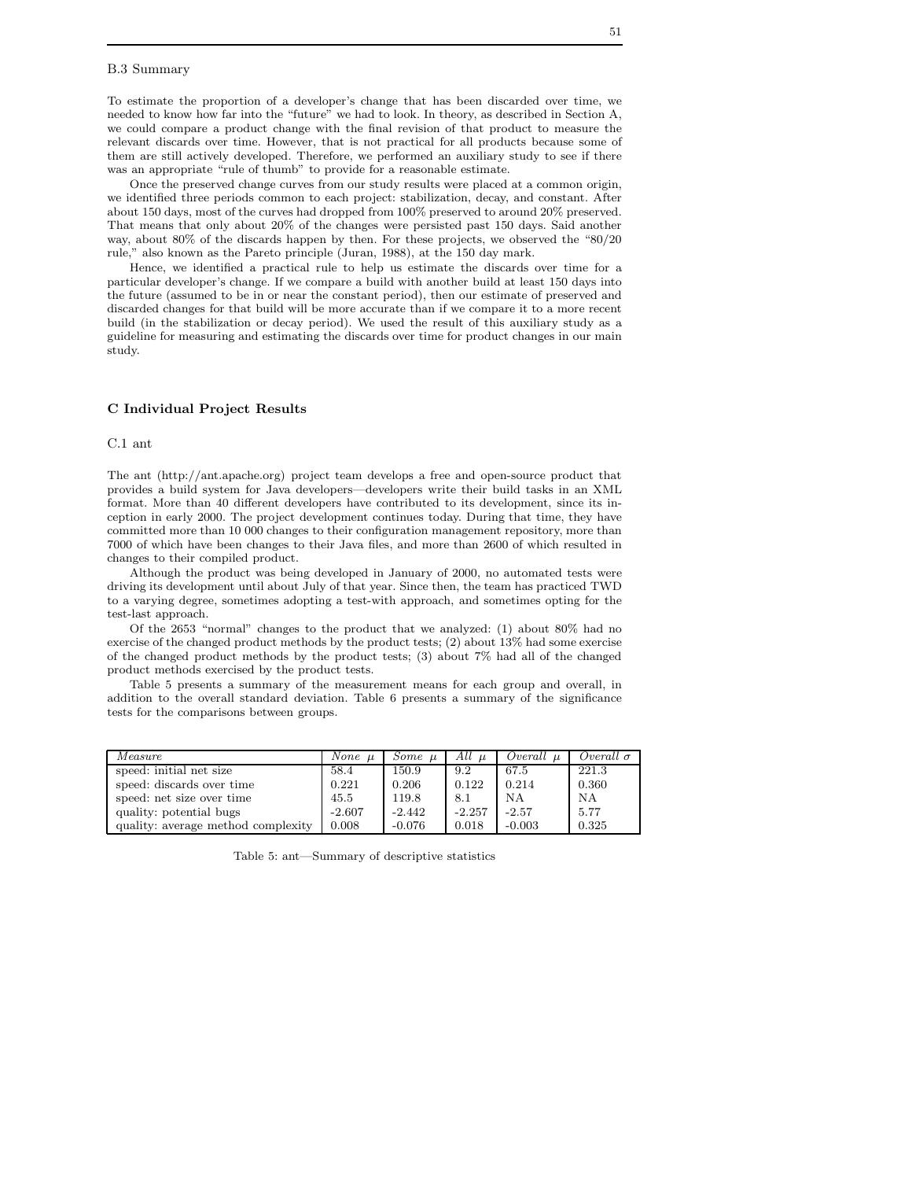### B.3 Summary

To estimate the proportion of a developer's change that has been discarded over time, we needed to know how far into the "future" we had to look. In theory, as described in Section A, we could compare a product change with the final revision of that product to measure the relevant discards over time. However, that is not practical for all products because some of them are still actively developed. Therefore, we performed an auxiliary study to see if there was an appropriate "rule of thumb" to provide for a reasonable estimate.

Once the preserved change curves from our study results were placed at a common origin, we identified three periods common to each project: stabilization, decay, and constant. After about 150 days, most of the curves had dropped from 100% preserved to around 20% preserved. That means that only about 20% of the changes were persisted past 150 days. Said another way, about 80% of the discards happen by then. For these projects, we observed the "80/20 rule," also known as the Pareto principle (Juran, 1988), at the 150 day mark.

Hence, we identified a practical rule to help us estimate the discards over time for a particular developer's change. If we compare a build with another build at least 150 days into the future (assumed to be in or near the constant period), then our estimate of preserved and discarded changes for that build will be more accurate than if we compare it to a more recent build (in the stabilization or decay period). We used the result of this auxiliary study as a guideline for measuring and estimating the discards over time for product changes in our main study.

## C Individual Project Results

### C.1 ant

The ant (http://ant.apache.org) project team develops a free and open-source product that provides a build system for Java developers—developers write their build tasks in an XML format. More than 40 different developers have contributed to its development, since its inception in early 2000. The project development continues today. During that time, they have committed more than 10 000 changes to their configuration management repository, more than 7000 of which have been changes to their Java files, and more than 2600 of which resulted in changes to their compiled product.

Although the product was being developed in January of 2000, no automated tests were driving its development until about July of that year. Since then, the team has practiced TWD to a varying degree, sometimes adopting a test-with approach, and sometimes opting for the test-last approach.

Of the 2653 "normal" changes to the product that we analyzed: (1) about 80% had no exercise of the changed product methods by the product tests; (2) about 13% had some exercise of the changed product methods by the product tests; (3) about 7% had all of the changed product methods exercised by the product tests.

Table 5 presents a summary of the measurement means for each group and overall, in addition to the overall standard deviation. Table 6 presents a summary of the significance tests for the comparisons between groups.

| *Measure* | *None* $\mu$ | *Some* $\mu$ | *All* $\mu$ | *Overall* $\mu$ | *Overall* $\sigma$ |
|---|---|---|---|---|---|
| speed: initial net size | 58.4 | 150.9 | 9.2 | 67.5 | 221.3 |
| speed: discards over time | 0.221 | 0.206 | 0.122 | 0.214 | 0.360 |
| speed: net size over time | 45.5 | 119.8 | 8.1 | NA | NA |
| quality: potential bugs | -2.607 | -2.442 | -2.257 | -2.57 | 5.77 |
| quality: average method complexity | 0.008 | -0.076 | 0.018 | -0.003 | 0.325 |

Table 5: ant—Summary of descriptive statistics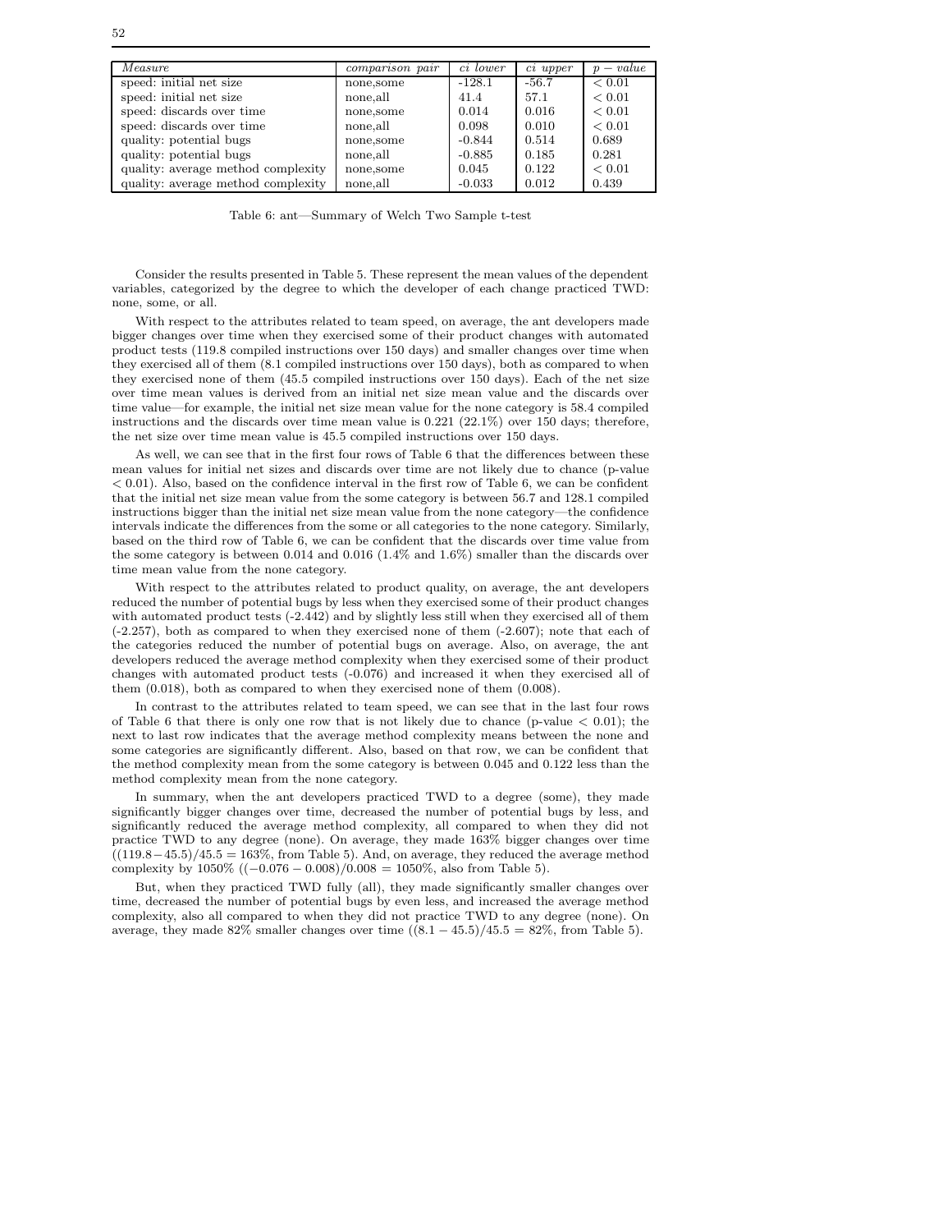| *Measure* | *comparison pair* | *ci lower* | *ci upper* | $p - value$ |
|---|---|---|---|---|
| speed: initial net size | none,some | -128.1 | -56.7 | $< 0.01$ |
| speed: initial net size | none,all | 41.4 | 57.1 | $< 0.01$ |
| speed: discards over time | none,some | 0.014 | 0.016 | $< 0.01$ |
| speed: discards over time | none,all | 0.098 | 0.010 | $< 0.01$ |
| quality: potential bugs | none,some | -0.844 | 0.514 | 0.689 |
| quality: potential bugs | none,all | -0.885 | 0.185 | 0.281 |
| quality: average method complexity | none,some | 0.045 | 0.122 | $< 0.01$ |
| quality: average method complexity | none,all | -0.033 | 0.012 | 0.439 |

Table 6: ant—Summary of Welch Two Sample t-test

Consider the results presented in Table 5. These represent the mean values of the dependent variables, categorized by the degree to which the developer of each change practiced TWD: none, some, or all.

With respect to the attributes related to team speed, on average, the ant developers made bigger changes over time when they exercised some of their product changes with automated product tests (119.8 compiled instructions over 150 days) and smaller changes over time when they exercised all of them (8.1 compiled instructions over 150 days), both as compared to when they exercised none of them (45.5 compiled instructions over 150 days). Each of the net size over time mean values is derived from an initial net size mean value and the discards over time value—for example, the initial net size mean value for the none category is 58.4 compiled instructions and the discards over time mean value is 0.221 (22.1%) over 150 days; therefore, the net size over time mean value is 45.5 compiled instructions over 150 days.

As well, we can see that in the first four rows of Table 6 that the differences between these mean values for initial net sizes and discards over time are not likely due to chance (p-value $< 0.01$). Also, based on the confidence interval in the first row of Table 6, we can be confident that the initial net size mean value from the some category is between 56.7 and 128.1 compiled instructions bigger than the initial net size mean value from the none category—the confidence intervals indicate the differences from the some or all categories to the none category. Similarly, based on the third row of Table 6, we can be confident that the discards over time value from the some category is between 0.014 and 0.016 (1.4% and 1.6%) smaller than the discards over time mean value from the none category.

With respect to the attributes related to product quality, on average, the ant developers reduced the number of potential bugs by less when they exercised some of their product changes with automated product tests (-2.442) and by slightly less still when they exercised all of them (-2.257), both as compared to when they exercised none of them (-2.607); note that each of the categories reduced the number of potential bugs on average. Also, on average, the ant developers reduced the average method complexity when they exercised some of their product changes with automated product tests (-0.076) and increased it when they exercised all of them (0.018), both as compared to when they exercised none of them (0.008).

In contrast to the attributes related to team speed, we can see that in the last four rows of Table 6 that there is only one row that is not likely due to chance (p-value $< 0.01$); the next to last row indicates that the average method complexity means between the none and some categories are significantly different. Also, based on that row, we can be confident that the method complexity mean from the some category is between 0.045 and 0.122 less than the method complexity mean from the none category.

In summary, when the ant developers practiced TWD to a degree (some), they made significantly bigger changes over time, decreased the number of potential bugs by less, and significantly reduced the average method complexity, all compared to when they did not practice TWD to any degree (none). On average, they made 163% bigger changes over time ($(119.8-45.5)/45.5 = 163\%$, from Table 5). And, on average, they reduced the average method complexity by 1050% ($(-0.076-0.008)/0.008 = 1050\%$, also from Table 5).

But, when they practiced TWD fully (all), they made significantly smaller changes over time, decreased the number of potential bugs by even less, and increased the average method complexity, also all compared to when they did not practice TWD to any degree (none). On average, they made 82% smaller changes over time ($(8.1-45.5)/45.5 = 82\%$, from Table 5).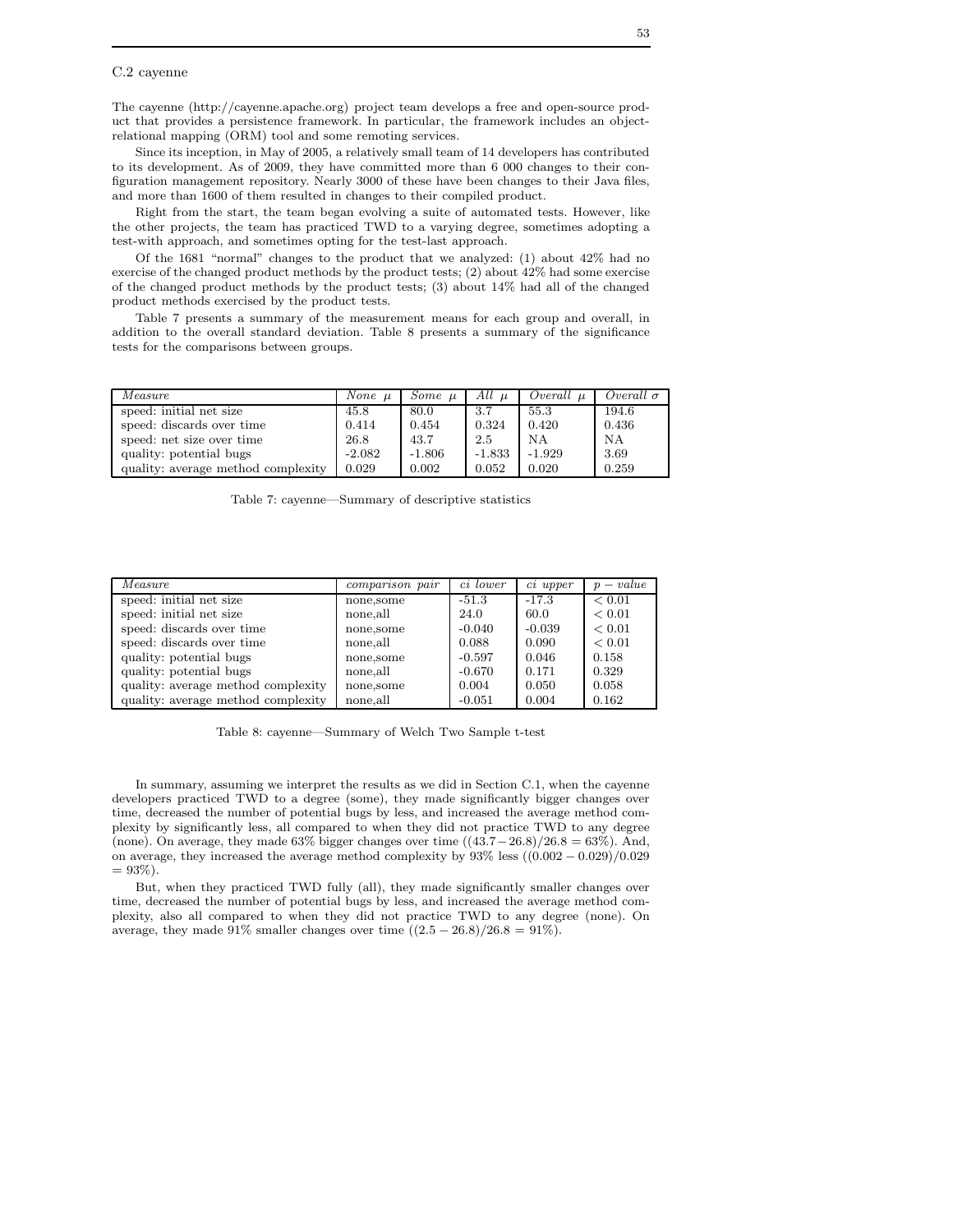## C.2 cayenne

The cayenne (http://cayenne.apache.org) project team develops a free and open-source product that provides a persistence framework. In particular, the framework includes an object-relational mapping (ORM) tool and some remoting services.

Since its inception, in May of 2005, a relatively small team of 14 developers has contributed to its development. As of 2009, they have committed more than 6 000 changes to their configuration management repository. Nearly 3000 of these have been changes to their Java files, and more than 1600 of them resulted in changes to their compiled product.

Right from the start, the team began evolving a suite of automated tests. However, like the other projects, the team has practiced TWD to a varying degree, sometimes adopting a test-with approach, and sometimes opting for the test-last approach.

Of the 1681 "normal" changes to the product that we analyzed: (1) about 42% had no exercise of the changed product methods by the product tests; (2) about 42% had some exercise of the changed product methods by the product tests; (3) about 14% had all of the changed product methods exercised by the product tests.

Table 7 presents a summary of the measurement means for each group and overall, in addition to the overall standard deviation. Table 8 presents a summary of the significance tests for the comparisons between groups.

| *Measure* | *None* $\mu$ | *Some* $\mu$ | *All* $\mu$ | *Overall* $\mu$ | *Overall* $\sigma$ |
|---|---|---|---|---|---|
| speed: initial net size | 45.8 | 80.0 | 3.7 | 55.3 | 194.6 |
| speed: discards over time | 0.414 | 0.454 | 0.324 | 0.420 | 0.436 |
| speed: net size over time | 26.8 | 43.7 | 2.5 | NA | NA |
| quality: potential bugs | -2.082 | -1.806 | -1.833 | -1.929 | 3.69 |
| quality: average method complexity | 0.029 | 0.002 | 0.052 | 0.020 | 0.259 |

Table 7: cayenne—Summary of descriptive statistics

| *Measure* | *comparison pair* | *ci lower* | *ci upper* | $p - value$ |
|---|---|---|---|---|
| speed: initial net size | none,some | -51.3 | -17.3 | $< 0.01$ |
| speed: initial net size | none,all | 24.0 | 60.0 | $< 0.01$ |
| speed: discards over time | none,some | -0.040 | -0.039 | $< 0.01$ |
| speed: discards over time | none,all | 0.088 | 0.090 | $< 0.01$ |
| quality: potential bugs | none,some | -0.597 | 0.046 | 0.158 |
| quality: potential bugs | none,all | -0.670 | 0.171 | 0.329 |
| quality: average method complexity | none,some | 0.004 | 0.050 | 0.058 |
| quality: average method complexity | none,all | -0.051 | 0.004 | 0.162 |

Table 8: cayenne—Summary of Welch Two Sample t-test

In summary, assuming we interpret the results as we did in Section C.1, when the cayenne developers practiced TWD to a degree (some), they made significantly bigger changes over time, decreased the number of potential bugs by less, and increased the average method complexity by significantly less, all compared to when they did not practice TWD to any degree (none). On average, they made 63% bigger changes over time ($(43.7 - 26.8)/26.8 = 63\%$). And, on average, they increased the average method complexity by 93% less ($(0.002 - 0.029)/0.029 = 93\%$).

But, when they practiced TWD fully (all), they made significantly smaller changes over time, decreased the number of potential bugs by less, and increased the average method complexity, also all compared to when they did not practice TWD to any degree (none). On average, they made 91% smaller changes over time ($(2.5 - 26.8)/26.8 = 91\%$).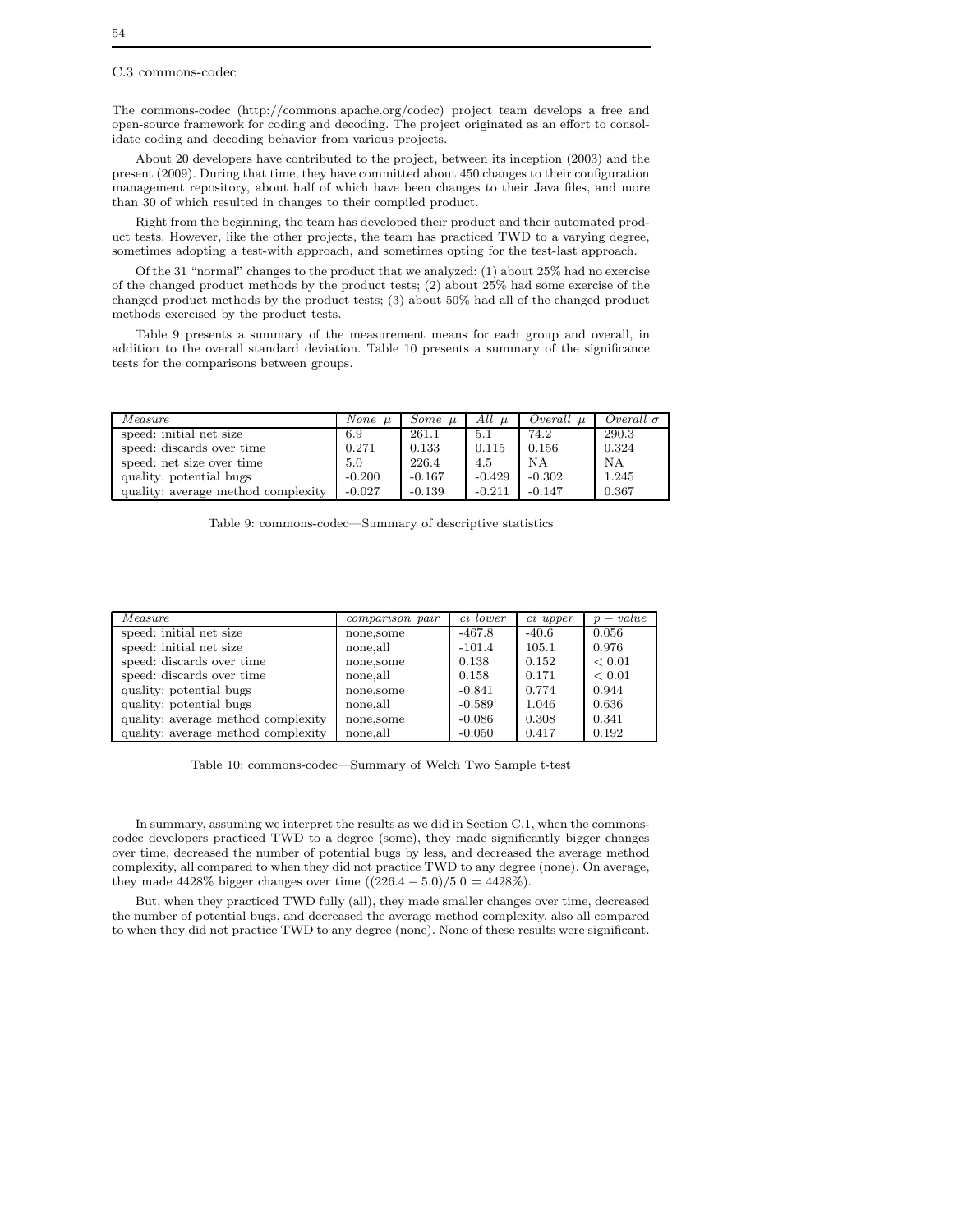## C.3 commons-codec

The commons-codec (http://commons.apache.org/codec) project team develops a free and open-source framework for coding and decoding. The project originated as an effort to consolidate coding and decoding behavior from various projects.

About 20 developers have contributed to the project, between its inception (2003) and the present (2009). During that time, they have committed about 450 changes to their configuration management repository, about half of which have been changes to their Java files, and more than 30 of which resulted in changes to their compiled product.

Right from the beginning, the team has developed their product and their automated product tests. However, like the other projects, the team has practiced TWD to a varying degree, sometimes adopting a test-with approach, and sometimes opting for the test-last approach.

Of the 31 "normal" changes to the product that we analyzed: (1) about 25% had no exercise of the changed product methods by the product tests; (2) about 25% had some exercise of the changed product methods by the product tests; (3) about 50% had all of the changed product methods exercised by the product tests.

Table 9 presents a summary of the measurement means for each group and overall, in addition to the overall standard deviation. Table 10 presents a summary of the significance tests for the comparisons between groups.

| *Measure* | *None $\mu$* | *Some $\mu$* | *All $\mu$* | *Overall $\mu$* | *Overall $\sigma$* |
|---|---|---|---|---|---|
| speed: initial net size | 6.9 | 261.1 | 5.1 | 74.2 | 290.3 |
| speed: discards over time | 0.271 | 0.133 | 0.115 | 0.156 | 0.324 |
| speed: net size over time | 5.0 | 226.4 | 4.5 | NA | NA |
| quality: potential bugs | -0.200 | -0.167 | -0.429 | -0.302 | 1.245 |
| quality: average method complexity | -0.027 | -0.139 | -0.211 | -0.147 | 0.367 |

Table 9: commons-codec—Summary of descriptive statistics

| *Measure* | *comparison pair* | *ci lower* | *ci upper* | *$p - value$* |
|---|---|---|---|---|
| speed: initial net size | none,some | -467.8 | -40.6 | 0.056 |
| speed: initial net size | none,all | -101.4 | 105.1 | 0.976 |
| speed: discards over time | none,some | 0.138 | 0.152 | $< 0.01$ |
| speed: discards over time | none,all | 0.158 | 0.171 | $< 0.01$ |
| quality: potential bugs | none,some | -0.841 | 0.774 | 0.944 |
| quality: potential bugs | none,all | -0.589 | 1.046 | 0.636 |
| quality: average method complexity | none,some | -0.086 | 0.308 | 0.341 |
| quality: average method complexity | none,all | -0.050 | 0.417 | 0.192 |

Table 10: commons-codec—Summary of Welch Two Sample t-test

In summary, assuming we interpret the results as we did in Section C.1, when the commons-codec developers practiced TWD to a degree (some), they made significantly bigger changes over time, decreased the number of potential bugs by less, and decreased the average method complexity, all compared to when they did not practice TWD to any degree (none). On average, they made 4428% bigger changes over time ($(226.4 - 5.0)/5.0 = 4428\%$).

But, when they practiced TWD fully (all), they made smaller changes over time, decreased the number of potential bugs, and decreased the average method complexity, also all compared to when they did not practice TWD to any degree (none). None of these results were significant.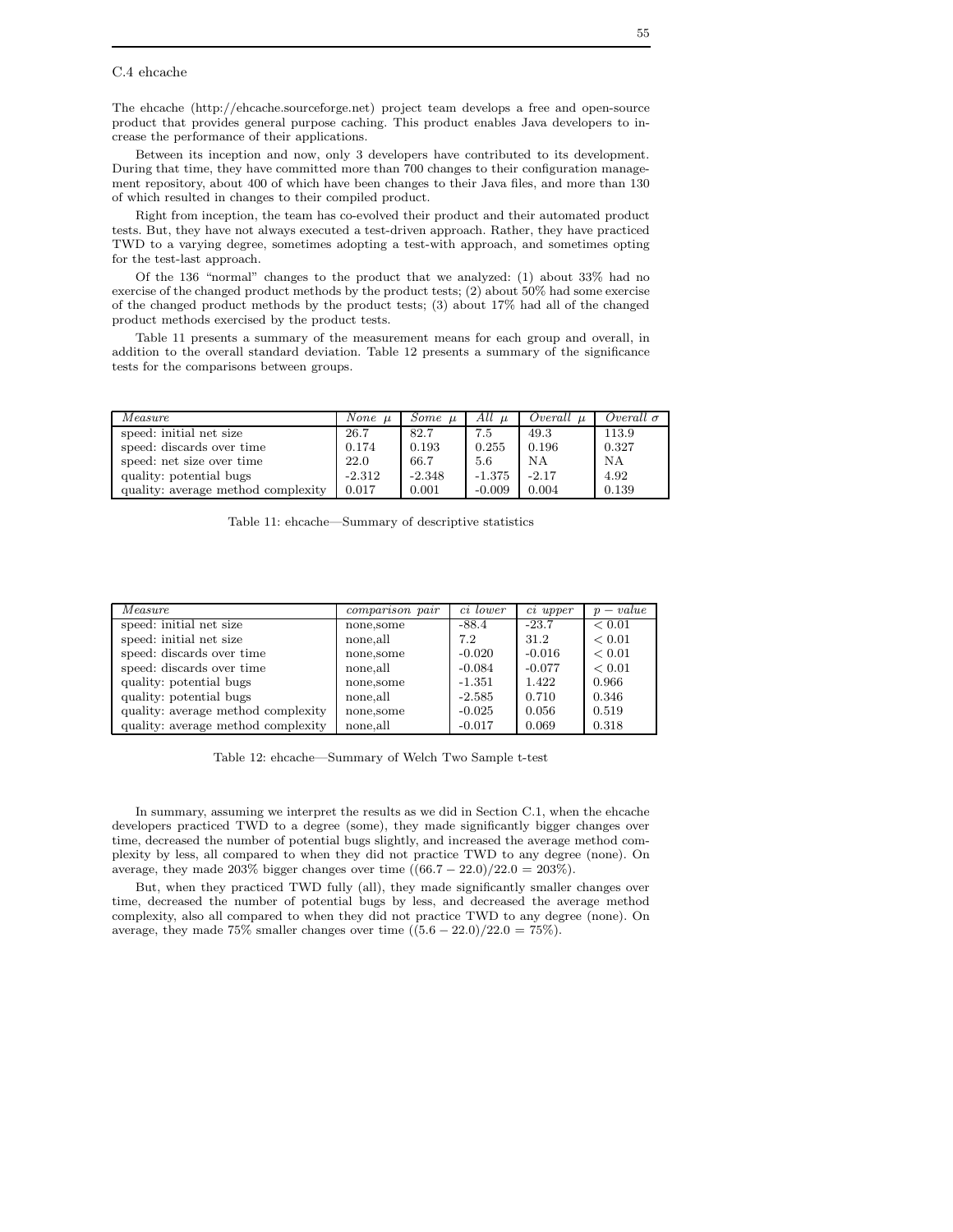### C.4 ehcache

The ehcache (http://ehcache.sourceforge.net) project team develops a free and open-source product that provides general purpose caching. This product enables Java developers to increase the performance of their applications.

Between its inception and now, only 3 developers have contributed to its development. During that time, they have committed more than 700 changes to their configuration management repository, about 400 of which have been changes to their Java files, and more than 130 of which resulted in changes to their compiled product.

Right from inception, the team has co-evolved their product and their automated product tests. But, they have not always executed a test-driven approach. Rather, they have practiced TWD to a varying degree, sometimes adopting a test-with approach, and sometimes opting for the test-last approach.

Of the 136 "normal" changes to the product that we analyzed: (1) about 33% had no exercise of the changed product methods by the product tests; (2) about 50% had some exercise of the changed product methods by the product tests; (3) about 17% had all of the changed product methods exercised by the product tests.

Table 11 presents a summary of the measurement means for each group and overall, in addition to the overall standard deviation. Table 12 presents a summary of the significance tests for the comparisons between groups.

| *Measure* | *None* $\mu$ | *Some* $\mu$ | *All* $\mu$ | *Overall* $\mu$ | *Overall* $\sigma$ |
|---|---|---|---|---|---|
| speed: initial net size | 26.7 | 82.7 | 7.5 | 49.3 | 113.9 |
| speed: discards over time | 0.174 | 0.193 | 0.255 | 0.196 | 0.327 |
| speed: net size over time | 22.0 | 66.7 | 5.6 | NA | NA |
| quality: potential bugs | -2.312 | -2.348 | -1.375 | -2.17 | 4.92 |
| quality: average method complexity | 0.017 | 0.001 | -0.009 | 0.004 | 0.139 |

Table 11: ehcache—Summary of descriptive statistics

| *Measure* | *comparison pair* | *ci lower* | *ci upper* | $p - value$ |
|---|---|---|---|---|
| speed: initial net size | none,some | -88.4 | -23.7 | $< 0.01$ |
| speed: initial net size | none,all | 7.2 | 31.2 | $< 0.01$ |
| speed: discards over time | none,some | -0.020 | -0.016 | $< 0.01$ |
| speed: discards over time | none,all | -0.084 | -0.077 | $< 0.01$ |
| quality: potential bugs | none,some | -1.351 | 1.422 | 0.966 |
| quality: potential bugs | none,all | -2.585 | 0.710 | 0.346 |
| quality: average method complexity | none,some | -0.025 | 0.056 | 0.519 |
| quality: average method complexity | none,all | -0.017 | 0.069 | 0.318 |

Table 12: ehcache—Summary of Welch Two Sample t-test

In summary, assuming we interpret the results as we did in Section C.1, when the ehcache developers practiced TWD to a degree (some), they made significantly bigger changes over time, decreased the number of potential bugs slightly, and increased the average method complexity by less, all compared to when they did not practice TWD to any degree (none). On average, they made 203% bigger changes over time ($(66.7 - 22.0)/22.0 = 203\%$).

But, when they practiced TWD fully (all), they made significantly smaller changes over time, decreased the number of potential bugs by less, and decreased the average method complexity, also all compared to when they did not practice TWD to any degree (none). On average, they made 75% smaller changes over time ($(5.6 - 22.0)/22.0 = 75\%$).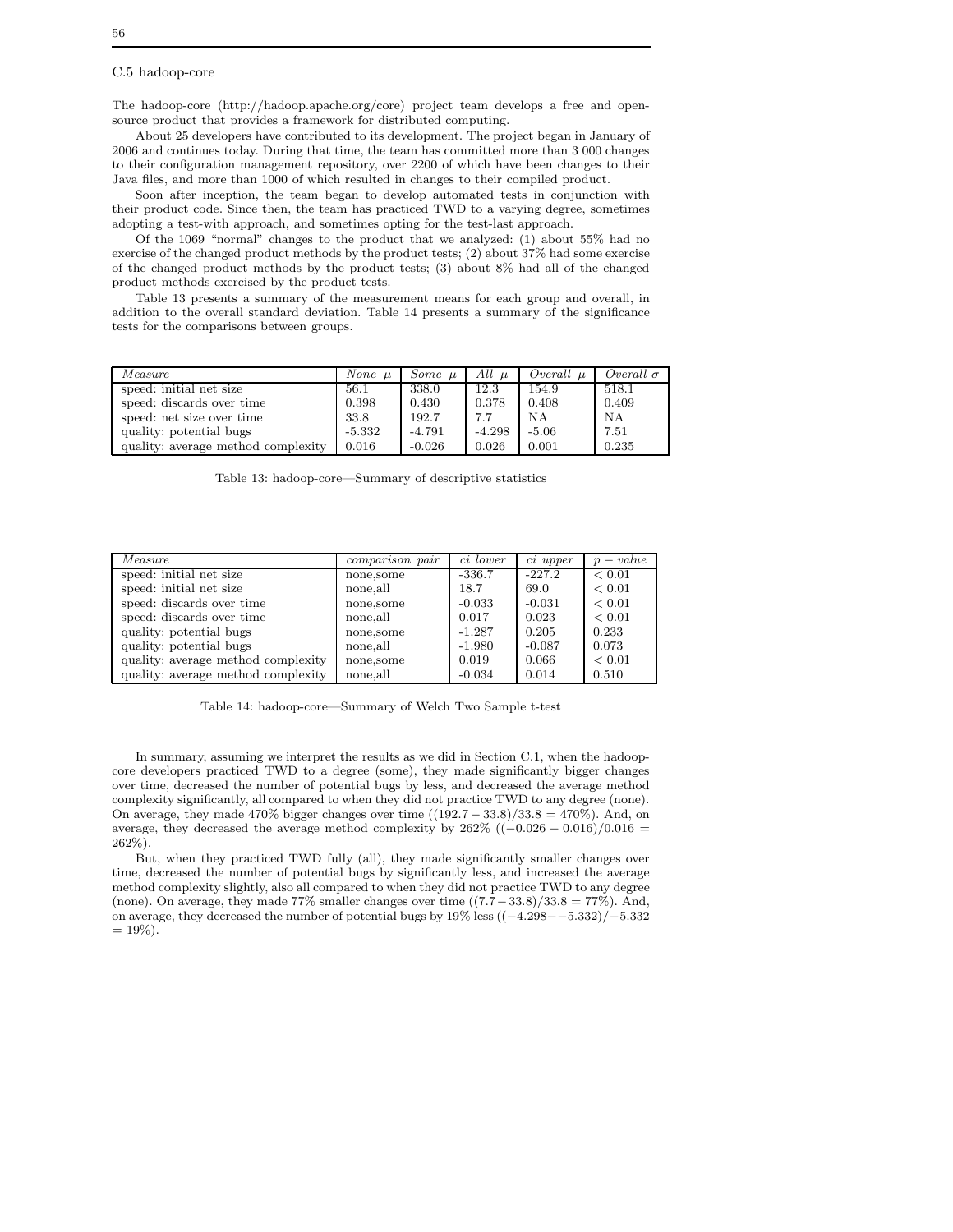### C.5 hadoop-core

The hadoop-core (http://hadoop.apache.org/core) project team develops a free and open-source product that provides a framework for distributed computing.

About 25 developers have contributed to its development. The project began in January of 2006 and continues today. During that time, the team has committed more than 3 000 changes to their configuration management repository, over 2200 of which have been changes to their Java files, and more than 1000 of which resulted in changes to their compiled product.

Soon after inception, the team began to develop automated tests in conjunction with their product code. Since then, the team has practiced TWD to a varying degree, sometimes adopting a test-with approach, and sometimes opting for the test-last approach.

Of the 1069 "normal" changes to the product that we analyzed: (1) about 55% had no exercise of the changed product methods by the product tests; (2) about 37% had some exercise of the changed product methods by the product tests; (3) about 8% had all of the changed product methods exercised by the product tests.

Table 13 presents a summary of the measurement means for each group and overall, in addition to the overall standard deviation. Table 14 presents a summary of the significance tests for the comparisons between groups.

| *Measure* | *None $\mu$* | *Some $\mu$* | *All $\mu$* | *Overall $\mu$* | *Overall $\sigma$* |
|---|---|---|---|---|---|
| speed: initial net size | 56.1 | 338.0 | 12.3 | 154.9 | 518.1 |
| speed: discards over time | 0.398 | 0.430 | 0.378 | 0.408 | 0.409 |
| speed: net size over time | 33.8 | 192.7 | 7.7 | NA | NA |
| quality: potential bugs | -5.332 | -4.791 | -4.298 | -5.06 | 7.51 |
| quality: average method complexity | 0.016 | -0.026 | 0.026 | 0.001 | 0.235 |

Table 13: hadoop-core—Summary of descriptive statistics

| *Measure* | *comparison pair* | *ci lower* | *ci upper* | *p − value* |
|---|---|---|---|---|
| speed: initial net size | none,some | -336.7 | -227.2 | $< 0.01$ |
| speed: initial net size | none,all | 18.7 | 69.0 | $< 0.01$ |
| speed: discards over time | none,some | -0.033 | -0.031 | $< 0.01$ |
| speed: discards over time | none,all | 0.017 | 0.023 | $< 0.01$ |
| quality: potential bugs | none,some | -1.287 | 0.205 | 0.233 |
| quality: potential bugs | none,all | -1.980 | -0.087 | 0.073 |
| quality: average method complexity | none,some | 0.019 | 0.066 | $< 0.01$ |
| quality: average method complexity | none,all | -0.034 | 0.014 | 0.510 |

Table 14: hadoop-core—Summary of Welch Two Sample t-test

In summary, assuming we interpret the results as we did in Section C.1, when the hadoop-core developers practiced TWD to a degree (some), they made significantly bigger changes over time, decreased the number of potential bugs by less, and decreased the average method complexity significantly, all compared to when they did not practice TWD to any degree (none). On average, they made 470% bigger changes over time ($(192.7 - 33.8)/33.8 = 470\%$). And, on average, they decreased the average method complexity by 262% ($(-0.026 - 0.016)/0.016 = 262\%$).

But, when they practiced TWD fully (all), they made significantly smaller changes over time, decreased the number of potential bugs by significantly less, and increased the average method complexity slightly, also all compared to when they did not practice TWD to any degree (none). On average, they made 77% smaller changes over time ($(7.7 - 33.8)/33.8 = 77\%$). And, on average, they decreased the number of potential bugs by 19% less ($(-4.298 - -5.332)/-5.332 = 19\%$).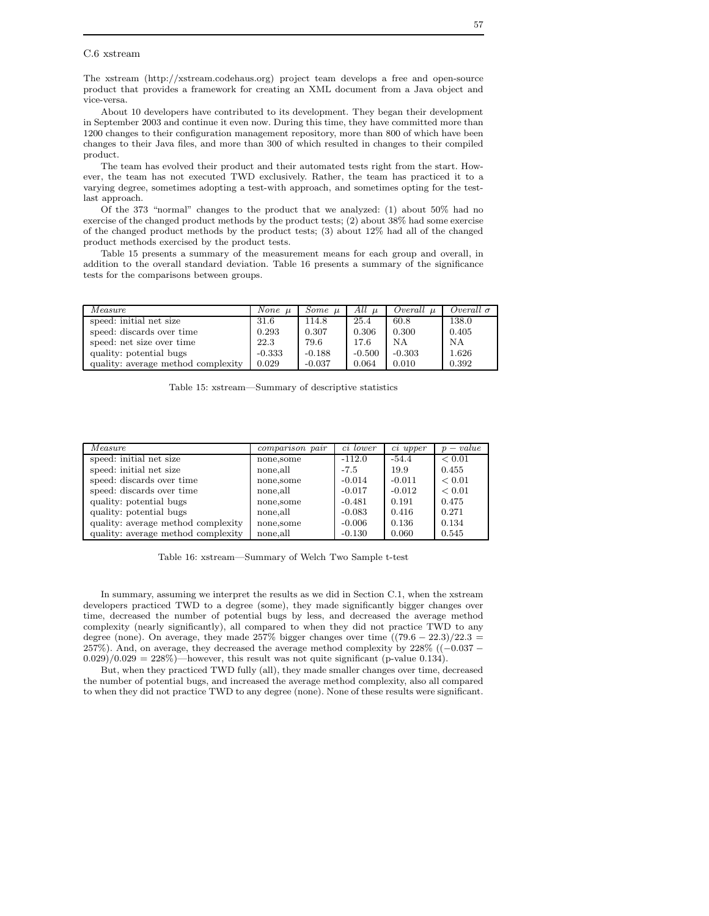C.6 xstream

The xstream (http://xstream.codehaus.org) project team develops a free and open-source product that provides a framework for creating an XML document from a Java object and vice-versa.

About 10 developers have contributed to its development. They began their development in September 2003 and continue it even now. During this time, they have committed more than 1200 changes to their configuration management repository, more than 800 of which have been changes to their Java files, and more than 300 of which resulted in changes to their compiled product.

The team has evolved their product and their automated tests right from the start. However, the team has not executed TWD exclusively. Rather, the team has practiced it to a varying degree, sometimes adopting a test-with approach, and sometimes opting for the test-last approach.

Of the 373 "normal" changes to the product that we analyzed: (1) about 50% had no exercise of the changed product methods by the product tests; (2) about 38% had some exercise of the changed product methods by the product tests; (3) about 12% had all of the changed product methods exercised by the product tests.

Table 15 presents a summary of the measurement means for each group and overall, in addition to the overall standard deviation. Table 16 presents a summary of the significance tests for the comparisons between groups.

| *Measure* | *None* $\mu$ | *Some* $\mu$ | *All* $\mu$ | *Overall* $\mu$ | *Overall* $\sigma$ |
|---|---|---|---|---|---|
| speed: initial net size | 31.6 | 114.8 | 25.4 | 60.8 | 138.0 |
| speed: discards over time | 0.293 | 0.307 | 0.306 | 0.300 | 0.405 |
| speed: net size over time | 22.3 | 79.6 | 17.6 | NA | NA |
| quality: potential bugs | -0.333 | -0.188 | -0.500 | -0.303 | 1.626 |
| quality: average method complexity | 0.029 | -0.037 | 0.064 | 0.010 | 0.392 |

Table 15: xstream—Summary of descriptive statistics

| *Measure* | *comparison pair* | *ci lower* | *ci upper* | $p-value$ |
|---|---|---|---|---|
| speed: initial net size | none,some | -112.0 | -54.4 | $< 0.01$ |
| speed: initial net size | none,all | -7.5 | 19.9 | 0.455 |
| speed: discards over time | none,some | -0.014 | -0.011 | $< 0.01$ |
| speed: discards over time | none,all | -0.017 | -0.012 | $< 0.01$ |
| quality: potential bugs | none,some | -0.481 | 0.191 | 0.475 |
| quality: potential bugs | none,all | -0.083 | 0.416 | 0.271 |
| quality: average method complexity | none,some | -0.006 | 0.136 | 0.134 |
| quality: average method complexity | none,all | -0.130 | 0.060 | 0.545 |

Table 16: xstream—Summary of Welch Two Sample t-test

In summary, assuming we interpret the results as we did in Section C.1, when the xstream developers practiced TWD to a degree (some), they made significantly bigger changes over time, decreased the number of potential bugs by less, and decreased the average method complexity (nearly significantly), all compared to when they did not practice TWD to any degree (none). On average, they made 257% bigger changes over time ($(79.6 - 22.3)/22.3 = 257\%$). And, on average, they decreased the average method complexity by 228% ($(-0.037 - 0.029)/0.029 = 228\%$)—however, this result was not quite significant (p-value 0.134).

But, when they practiced TWD fully (all), they made smaller changes over time, decreased the number of potential bugs, and increased the average method complexity, also all compared to when they did not practice TWD to any degree (none). None of these results were significant.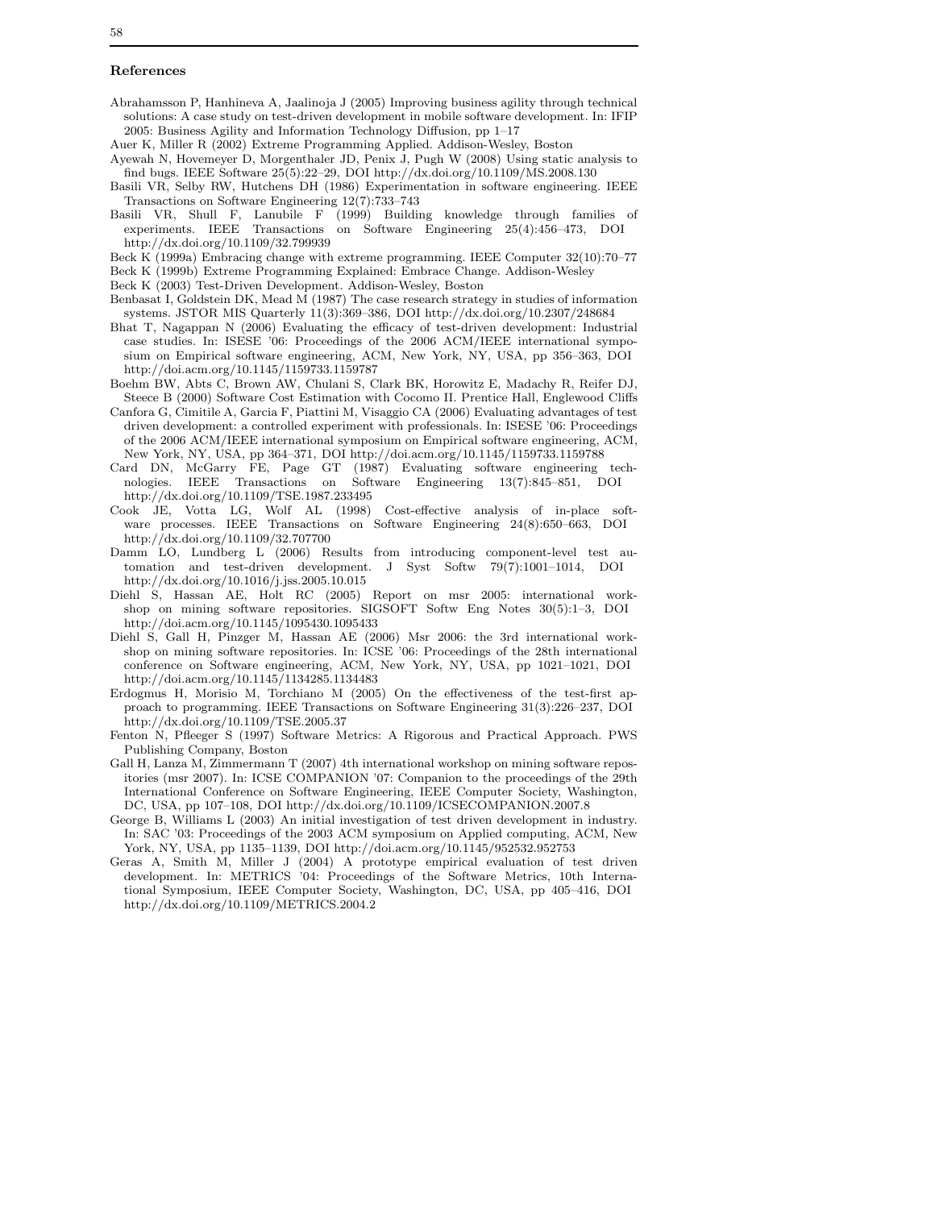## References

Abrahamsson P, Hanhineva A, Jaalinoja J (2005) Improving business agility through technical solutions: A case study on test-driven development in mobile software development. In: IFIP 2005: Business Agility and Information Technology Diffusion, pp 1–17

Auer K, Miller R (2002) Extreme Programming Applied. Addison-Wesley, Boston

Ayewah N, Hovemeyer D, Morgenthaler JD, Penix J, Pugh W (2008) Using static analysis to find bugs. IEEE Software 25(5):22–29, DOI http://dx.doi.org/10.1109/MS.2008.130

Basili VR, Selby RW, Hutchens DH (1986) Experimentation in software engineering. IEEE Transactions on Software Engineering 12(7):733–743

Basili VR, Shull F, Lanubile F (1999) Building knowledge through families of experiments. IEEE Transactions on Software Engineering 25(4):456–473, DOI http://dx.doi.org/10.1109/32.799939

Beck K (1999a) Embracing change with extreme programming. IEEE Computer 32(10):70–77

Beck K (1999b) Extreme Programming Explained: Embrace Change. Addison-Wesley

Beck K (2003) Test-Driven Development. Addison-Wesley, Boston

Benbasat I, Goldstein DK, Mead M (1987) The case research strategy in studies of information systems. JSTOR MIS Quarterly 11(3):369–386, DOI http://dx.doi.org/10.2307/248684

Bhat T, Nagappan N (2006) Evaluating the efficacy of test-driven development: Industrial case studies. In: ISESE '06: Proceedings of the 2006 ACM/IEEE international symposium on Empirical software engineering, ACM, New York, NY, USA, pp 356–363, DOI http://doi.acm.org/10.1145/1159733.1159787

Boehm BW, Abts C, Brown AW, Chulani S, Clark BK, Horowitz E, Madachy R, Reifer DJ, Steece B (2000) Software Cost Estimation with Cocomo II. Prentice Hall, Englewood Cliffs

Canfora G, Cimitile A, Garcia F, Piattini M, Visaggio CA (2006) Evaluating advantages of test driven development: a controlled experiment with professionals. In: ISESE '06: Proceedings of the 2006 ACM/IEEE international symposium on Empirical software engineering, ACM, New York, NY, USA, pp 364–371, DOI http://doi.acm.org/10.1145/1159733.1159788

Card DN, McGarry FE, Page GT (1987) Evaluating software engineering technologies. IEEE Transactions on Software Engineering 13(7):845–851, DOI http://dx.doi.org/10.1109/TSE.1987.233495

Cook JE, Votta LG, Wolf AL (1998) Cost-effective analysis of in-place software processes. IEEE Transactions on Software Engineering 24(8):650–663, DOI http://dx.doi.org/10.1109/32.707700

Damm LO, Lundberg L (2006) Results from introducing component-level test automation and test-driven development. J Syst Softw 79(7):1001–1014, DOI http://dx.doi.org/10.1016/j.jss.2005.10.015

Diehl S, Hassan AE, Holt RC (2005) Report on msr 2005: international workshop on mining software repositories. SIGSOFT Softw Eng Notes 30(5):1–3, DOI http://doi.acm.org/10.1145/1095430.1095433

Diehl S, Gall H, Pinzger M, Hassan AE (2006) Msr 2006: the 3rd international workshop on mining software repositories. In: ICSE '06: Proceedings of the 28th international conference on Software engineering, ACM, New York, NY, USA, pp 1021–1021, DOI http://doi.acm.org/10.1145/1134285.1134483

Erdogmus H, Morisio M, Torchiano M (2005) On the effectiveness of the test-first approach to programming. IEEE Transactions on Software Engineering 31(3):226–237, DOI http://dx.doi.org/10.1109/TSE.2005.37

Fenton N, Pfleeger S (1997) Software Metrics: A Rigorous and Practical Approach. PWS Publishing Company, Boston

Gall H, Lanza M, Zimmermann T (2007) 4th international workshop on mining software repositories (msr 2007). In: ICSE COMPANION '07: Companion to the proceedings of the 29th International Conference on Software Engineering, IEEE Computer Society, Washington, DC, USA, pp 107–108, DOI http://dx.doi.org/10.1109/ICSECOMPANION.2007.8

George B, Williams L (2003) An initial investigation of test driven development in industry. In: SAC '03: Proceedings of the 2003 ACM symposium on Applied computing, ACM, New York, NY, USA, pp 1135–1139, DOI http://doi.acm.org/10.1145/952532.952753

Geras A, Smith M, Miller J (2004) A prototype empirical evaluation of test driven development. In: METRICS '04: Proceedings of the Software Metrics, 10th International Symposium, IEEE Computer Society, Washington, DC, USA, pp 405–416, DOI http://dx.doi.org/10.1109/METRICS.2004.2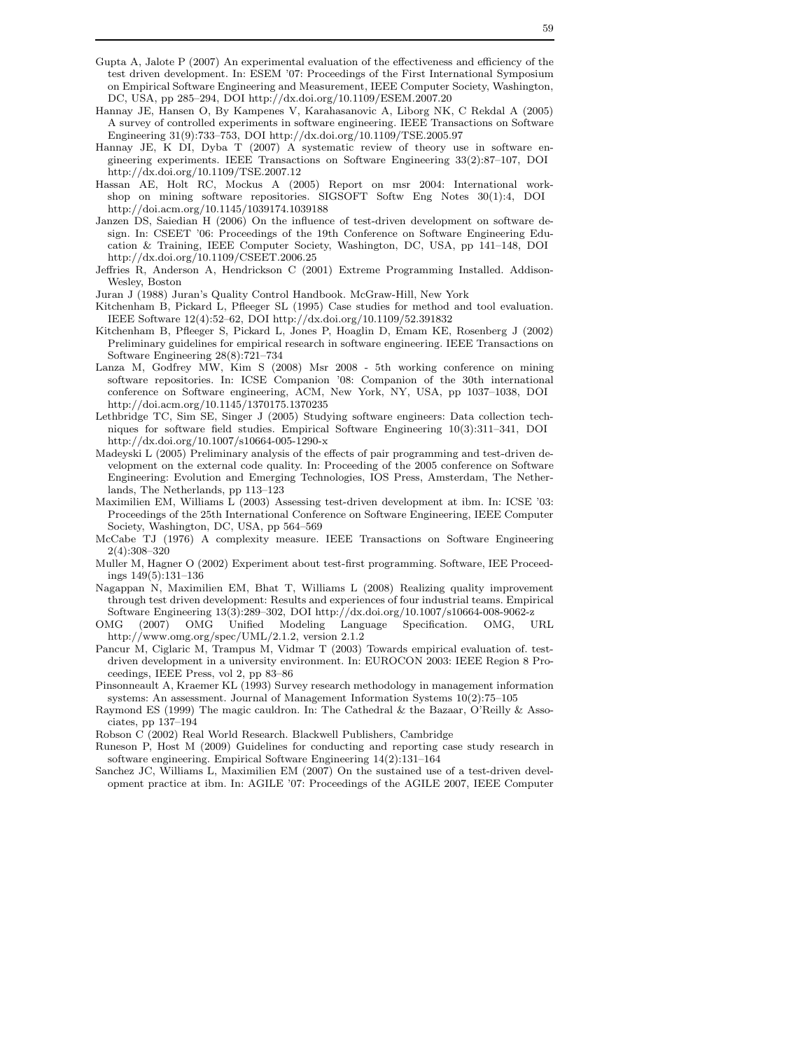Gupta A, Jalote P (2007) An experimental evaluation of the effectiveness and efficiency of the test driven development. In: ESEM '07: Proceedings of the First International Symposium on Empirical Software Engineering and Measurement, IEEE Computer Society, Washington, DC, USA, pp 285–294, DOI http://dx.doi.org/10.1109/ESEM.2007.20

Hannay JE, Hansen O, By Kampenes V, Karahasanovic A, Liborg NK, C Rekdal A (2005) A survey of controlled experiments in software engineering. IEEE Transactions on Software Engineering 31(9):733–753, DOI http://dx.doi.org/10.1109/TSE.2005.97

Hannay JE, K DI, Dyba T (2007) A systematic review of theory use in software engineering experiments. IEEE Transactions on Software Engineering 33(2):87–107, DOI http://dx.doi.org/10.1109/TSE.2007.12

Hassan AE, Holt RC, Mockus A (2005) Report on msr 2004: International workshop on mining software repositories. SIGSOFT Softw Eng Notes 30(1):4, DOI http://doi.acm.org/10.1145/1039174.1039188

Janzen DS, Saiedian H (2006) On the influence of test-driven development on software design. In: CSEET '06: Proceedings of the 19th Conference on Software Engineering Education & Training, IEEE Computer Society, Washington, DC, USA, pp 141–148, DOI http://dx.doi.org/10.1109/CSEET.2006.25

Jeffries R, Anderson A, Hendrickson C (2001) Extreme Programming Installed. Addison-Wesley, Boston

Juran J (1988) Juran's Quality Control Handbook. McGraw-Hill, New York

Kitchenham B, Pickard L, Pfleeger SL (1995) Case studies for method and tool evaluation. IEEE Software 12(4):52–62, DOI http://dx.doi.org/10.1109/52.391832

Kitchenham B, Pfleeger S, Pickard L, Jones P, Hoaglin D, Emam KE, Rosenberg J (2002) Preliminary guidelines for empirical research in software engineering. IEEE Transactions on Software Engineering 28(8):721–734

Lanza M, Godfrey MW, Kim S (2008) Msr 2008 - 5th working conference on mining software repositories. In: ICSE Companion '08: Companion of the 30th international conference on Software engineering, ACM, New York, NY, USA, pp 1037–1038, DOI http://doi.acm.org/10.1145/1370175.1370235

Lethbridge TC, Sim SE, Singer J (2005) Studying software engineers: Data collection techniques for software field studies. Empirical Software Engineering 10(3):311–341, DOI http://dx.doi.org/10.1007/s10664-005-1290-x

Madeyski L (2005) Preliminary analysis of the effects of pair programming and test-driven development on the external code quality. In: Proceeding of the 2005 conference on Software Engineering: Evolution and Emerging Technologies, IOS Press, Amsterdam, The Netherlands, The Netherlands, pp 113–123

Maximilien EM, Williams L (2003) Assessing test-driven development at ibm. In: ICSE '03: Proceedings of the 25th International Conference on Software Engineering, IEEE Computer Society, Washington, DC, USA, pp 564–569

McCabe TJ (1976) A complexity measure. IEEE Transactions on Software Engineering 2(4):308–320

Muller M, Hagner O (2002) Experiment about test-first programming. Software, IEE Proceedings 149(5):131–136

Nagappan N, Maximilien EM, Bhat T, Williams L (2008) Realizing quality improvement through test driven development: Results and experiences of four industrial teams. Empirical Software Engineering 13(3):289–302, DOI http://dx.doi.org/10.1007/s10664-008-9062-z

OMG (2007) OMG Unified Modeling Language Specification. OMG, URL http://www.omg.org/spec/UML/2.1.2, version 2.1.2

Pancur M, Ciglaric M, Trampus M, Vidmar T (2003) Towards empirical evaluation of. test-driven development in a university environment. In: EUROCON 2003: IEEE Region 8 Proceedings, IEEE Press, vol 2, pp 83–86

Pinsonneault A, Kraemer KL (1993) Survey research methodology in management information systems: An assessment. Journal of Management Information Systems 10(2):75–105

Raymond ES (1999) The magic cauldron. In: The Cathedral & the Bazaar, O'Reilly & Associates, pp 137–194

Robson C (2002) Real World Research. Blackwell Publishers, Cambridge

Runeson P, Host M (2009) Guidelines for conducting and reporting case study research in software engineering. Empirical Software Engineering 14(2):131–164

Sanchez JC, Williams L, Maximilien EM (2007) On the sustained use of a test-driven development practice at ibm. In: AGILE '07: Proceedings of the AGILE 2007, IEEE Computer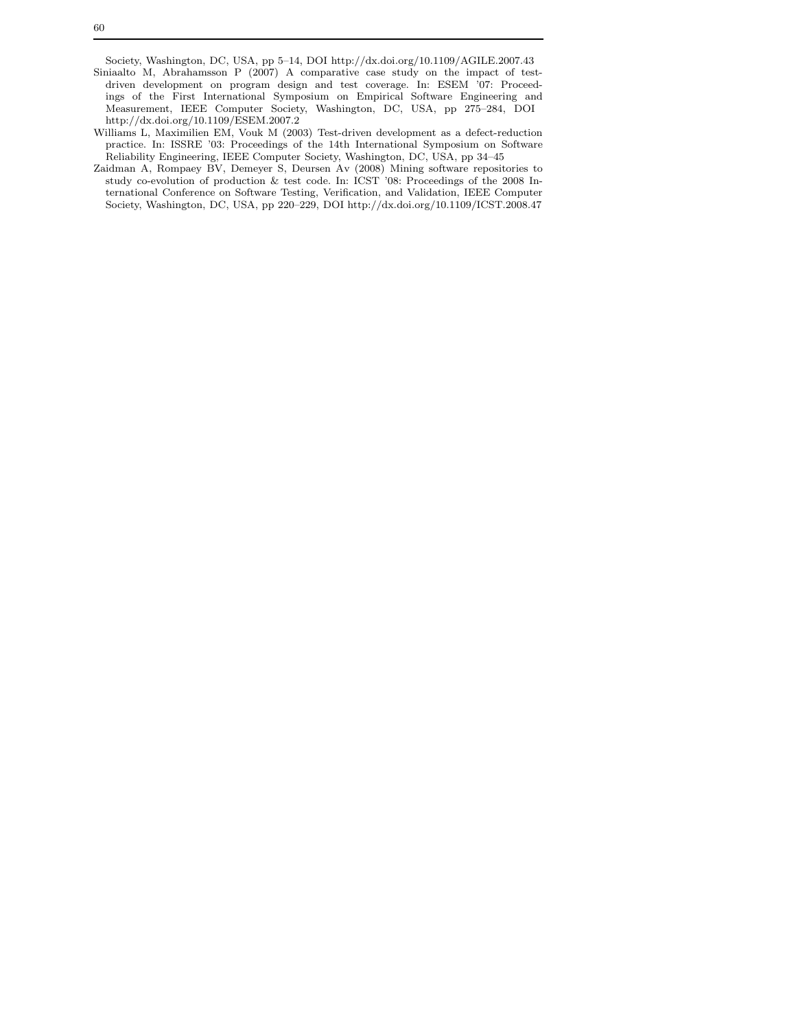Society, Washington, DC, USA, pp 5–14, DOI http://dx.doi.org/10.1109/AGILE.2007.43

Siniaalto M, Abrahamsson P (2007) A comparative case study on the impact of test-driven development on program design and test coverage. In: ESEM '07: Proceedings of the First International Symposium on Empirical Software Engineering and Measurement, IEEE Computer Society, Washington, DC, USA, pp 275–284, DOI http://dx.doi.org/10.1109/ESEM.2007.2

Williams L, Maximilien EM, Vouk M (2003) Test-driven development as a defect-reduction practice. In: ISSRE '03: Proceedings of the 14th International Symposium on Software Reliability Engineering, IEEE Computer Society, Washington, DC, USA, pp 34–45

Zaidman A, Rompaey BV, Demeyer S, Deursen Av (2008) Mining software repositories to study co-evolution of production & test code. In: ICST '08: Proceedings of the 2008 International Conference on Software Testing, Verification, and Validation, IEEE Computer Society, Washington, DC, USA, pp 220–229, DOI http://dx.doi.org/10.1109/ICST.2008.47